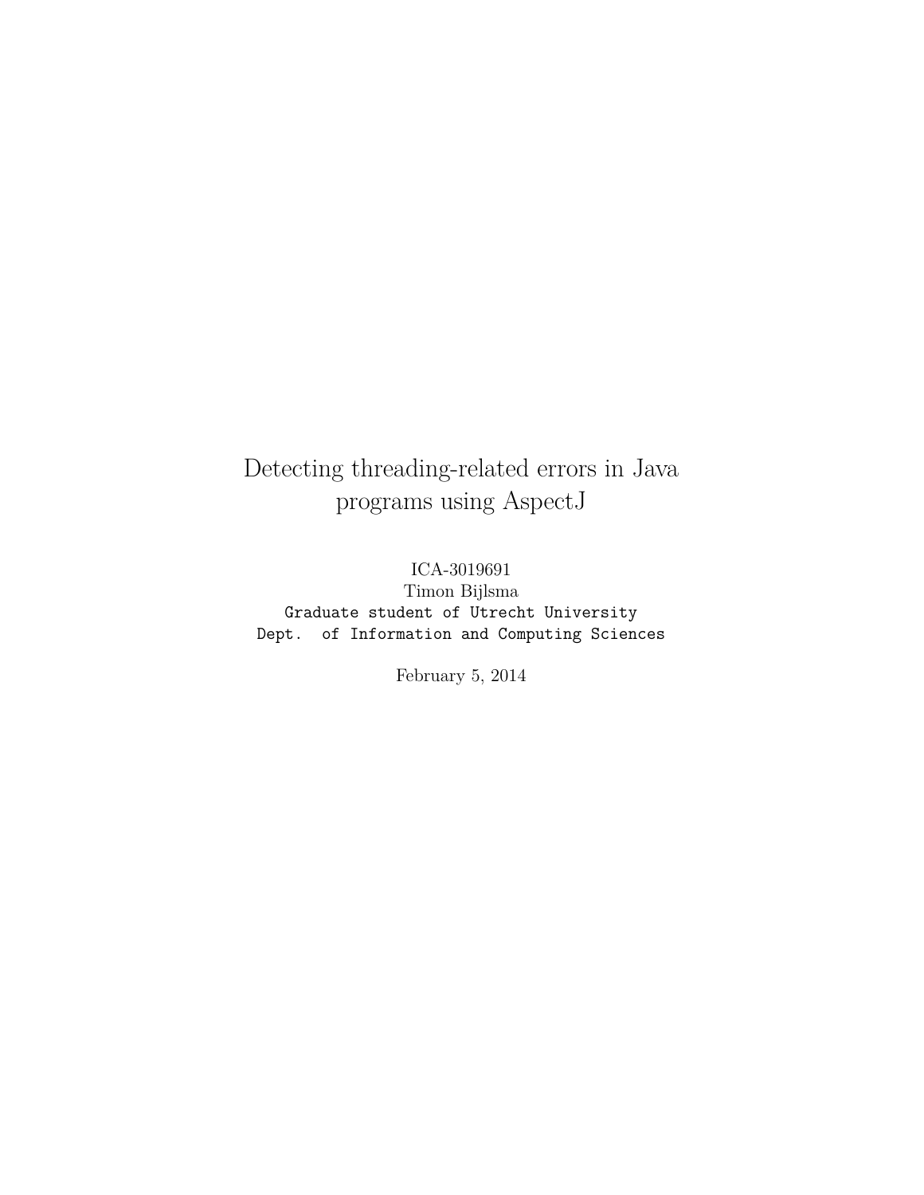# Detecting threading-related errors in Java programs using AspectJ

ICA-3019691
Timon Bijlsma
`Graduate student of Utrecht University`
`Dept. of Information and Computing Sciences`

February 5, 2014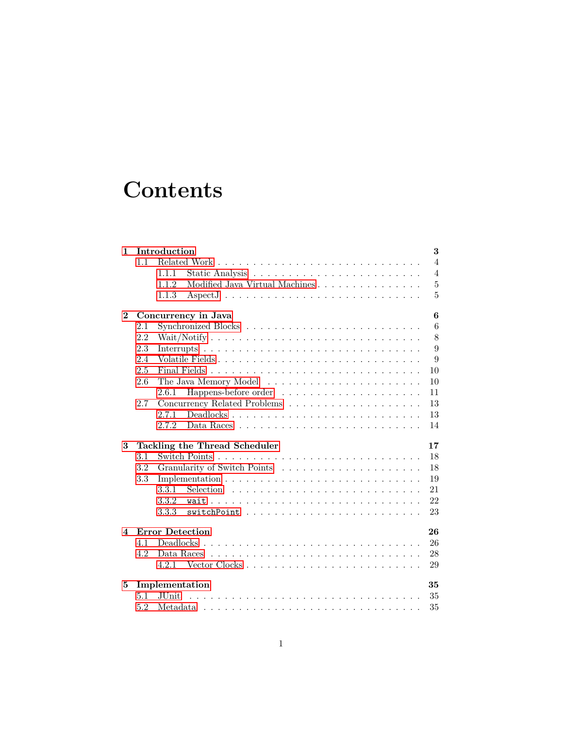# Contents

**1 Introduction** **3**
- 1.1 Related Work . . . . . . . . . . . . . . . . . . . . . . . . . . . . 4
  - 1.1.1 Static Analysis . . . . . . . . . . . . . . . . . . . . . . . 4
  - 1.1.2 Modified Java Virtual Machines . . . . . . . . . . . . . . . 5
  - 1.1.3 AspectJ . . . . . . . . . . . . . . . . . . . . . . . . . . . 5

**2 Concurrency in Java** **6**
- 2.1 Synchronized Blocks . . . . . . . . . . . . . . . . . . . . . . . 6
- 2.2 Wait/Notify . . . . . . . . . . . . . . . . . . . . . . . . . . . 8
- 2.3 Interrupts . . . . . . . . . . . . . . . . . . . . . . . . . . . . 9
- 2.4 Volatile Fields . . . . . . . . . . . . . . . . . . . . . . . . . . 9
- 2.5 Final Fields . . . . . . . . . . . . . . . . . . . . . . . . . . . 10
- 2.6 The Java Memory Model . . . . . . . . . . . . . . . . . . . . . 10
  - 2.6.1 Happens-before order . . . . . . . . . . . . . . . . . . . . 11
- 2.7 Concurrency Related Problems . . . . . . . . . . . . . . . . . . 13
  - 2.7.1 Deadlocks . . . . . . . . . . . . . . . . . . . . . . . . . 13
  - 2.7.2 Data Races . . . . . . . . . . . . . . . . . . . . . . . . . 14

**3 Tackling the Thread Scheduler** **17**
- 3.1 Switch Points . . . . . . . . . . . . . . . . . . . . . . . . . . . 18
- 3.2 Granularity of Switch Points . . . . . . . . . . . . . . . . . . . 18
- 3.3 Implementation . . . . . . . . . . . . . . . . . . . . . . . . . . 19
  - 3.3.1 Selection . . . . . . . . . . . . . . . . . . . . . . . . . . 21
  - 3.3.2 `wait` . . . . . . . . . . . . . . . . . . . . . . . . . . . 22
  - 3.3.3 `switchPoint` . . . . . . . . . . . . . . . . . . . . . . . 23

**4 Error Detection** **26**
- 4.1 Deadlocks . . . . . . . . . . . . . . . . . . . . . . . . . . . . . 26
- 4.2 Data Races . . . . . . . . . . . . . . . . . . . . . . . . . . . . 28
  - 4.2.1 Vector Clocks . . . . . . . . . . . . . . . . . . . . . . . . 29

**5 Implementation** **35**
- 5.1 JUnit . . . . . . . . . . . . . . . . . . . . . . . . . . . . . . . 35
- 5.2 Metadata . . . . . . . . . . . . . . . . . . . . . . . . . . . . . 35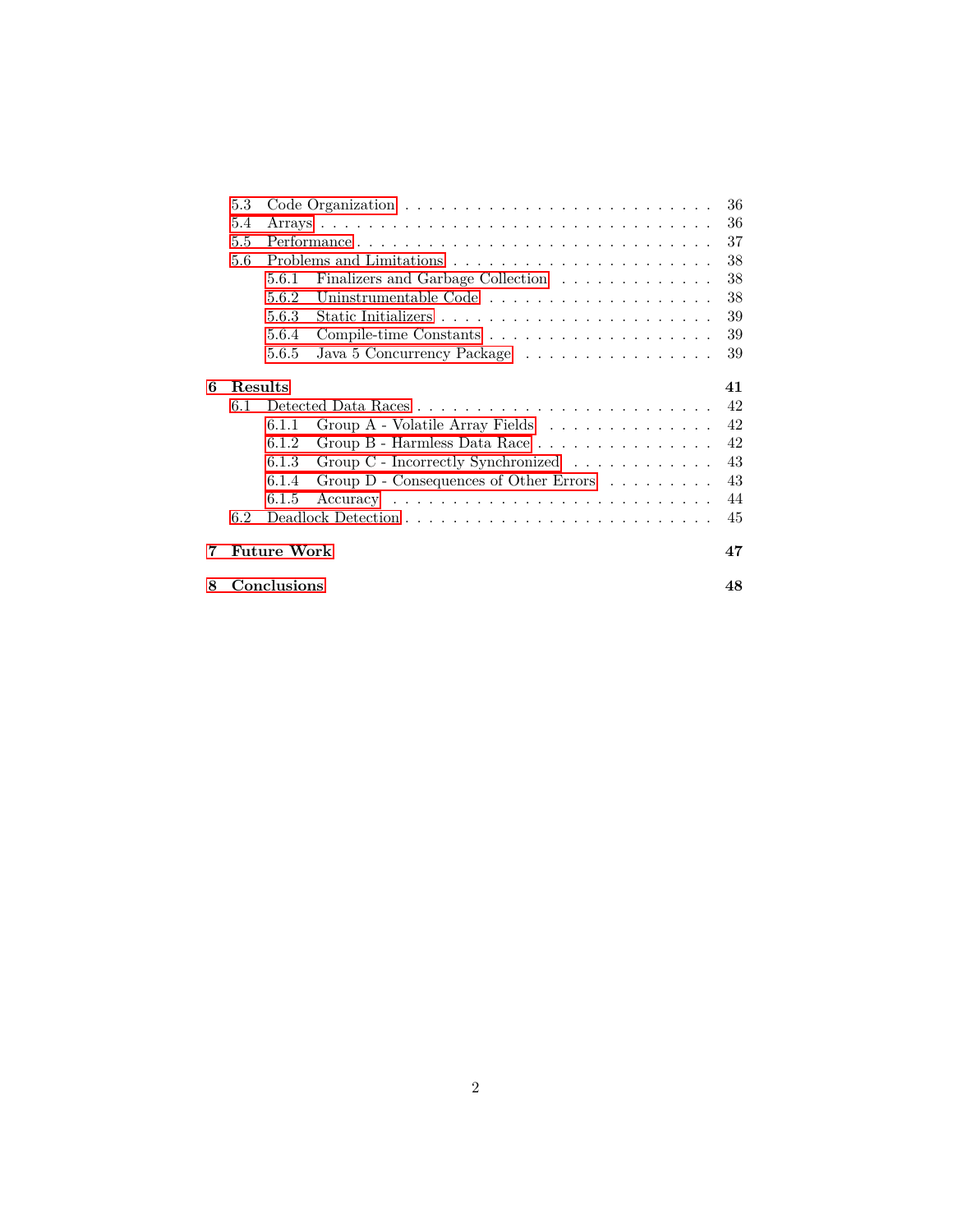- 5.3 Code Organization . . . . . . . . . . . . . . . . . . . . . . . . . 36
- 5.4 Arrays . . . . . . . . . . . . . . . . . . . . . . . . . . . . . . . 36
- 5.5 Performance . . . . . . . . . . . . . . . . . . . . . . . . . . . . 37
- 5.6 Problems and Limitations . . . . . . . . . . . . . . . . . . . . . . 38
  - 5.6.1 Finalizers and Garbage Collection . . . . . . . . . . . . . 38
  - 5.6.2 Uninstrumentable Code . . . . . . . . . . . . . . . . . . . 38
  - 5.6.3 Static Initializers . . . . . . . . . . . . . . . . . . . . . 39
  - 5.6.4 Compile-time Constants . . . . . . . . . . . . . . . . . . . 39
  - 5.6.5 Java 5 Concurrency Package . . . . . . . . . . . . . . . . 39

**6 Results** **41**

- 6.1 Detected Data Races . . . . . . . . . . . . . . . . . . . . . . . . 42
  - 6.1.1 Group A - Volatile Array Fields . . . . . . . . . . . . . . 42
  - 6.1.2 Group B - Harmless Data Race . . . . . . . . . . . . . . . 42
  - 6.1.3 Group C - Incorrectly Synchronized . . . . . . . . . . . . 43
  - 6.1.4 Group D - Consequences of Other Errors . . . . . . . . . . 43
  - 6.1.5 Accuracy . . . . . . . . . . . . . . . . . . . . . . . . . . 44
- 6.2 Deadlock Detection . . . . . . . . . . . . . . . . . . . . . . . . . 45

**7 Future Work** **47**

**8 Conclusions** **48**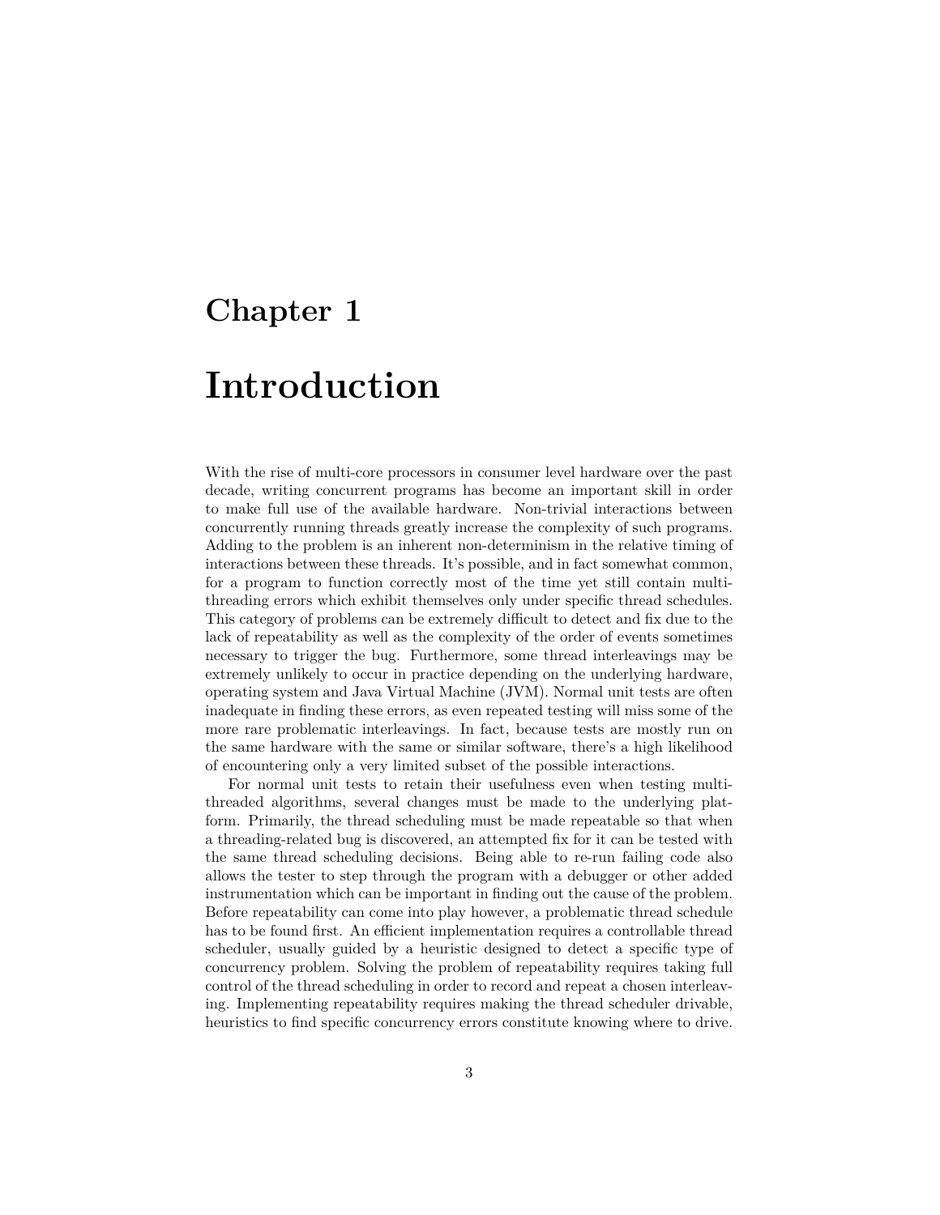# Chapter 1

# Introduction

With the rise of multi-core processors in consumer level hardware over the past decade, writing concurrent programs has become an important skill in order to make full use of the available hardware. Non-trivial interactions between concurrently running threads greatly increase the complexity of such programs. Adding to the problem is an inherent non-determinism in the relative timing of interactions between these threads. It's possible, and in fact somewhat common, for a program to function correctly most of the time yet still contain multi-threading errors which exhibit themselves only under specific thread schedules. This category of problems can be extremely difficult to detect and fix due to the lack of repeatability as well as the complexity of the order of events sometimes necessary to trigger the bug. Furthermore, some thread interleavings may be extremely unlikely to occur in practice depending on the underlying hardware, operating system and Java Virtual Machine (JVM). Normal unit tests are often inadequate in finding these errors, as even repeated testing will miss some of the more rare problematic interleavings. In fact, because tests are mostly run on the same hardware with the same or similar software, there's a high likelihood of encountering only a very limited subset of the possible interactions.

For normal unit tests to retain their usefulness even when testing multi-threaded algorithms, several changes must be made to the underlying platform. Primarily, the thread scheduling must be made repeatable so that when a threading-related bug is discovered, an attempted fix for it can be tested with the same thread scheduling decisions. Being able to re-run failing code also allows the tester to step through the program with a debugger or other added instrumentation which can be important in finding out the cause of the problem. Before repeatability can come into play however, a problematic thread schedule has to be found first. An efficient implementation requires a controllable thread scheduler, usually guided by a heuristic designed to detect a specific type of concurrency problem. Solving the problem of repeatability requires taking full control of the thread scheduling in order to record and repeat a chosen interleaving. Implementing repeatability requires making the thread scheduler drivable, heuristics to find specific concurrency errors constitute knowing where to drive.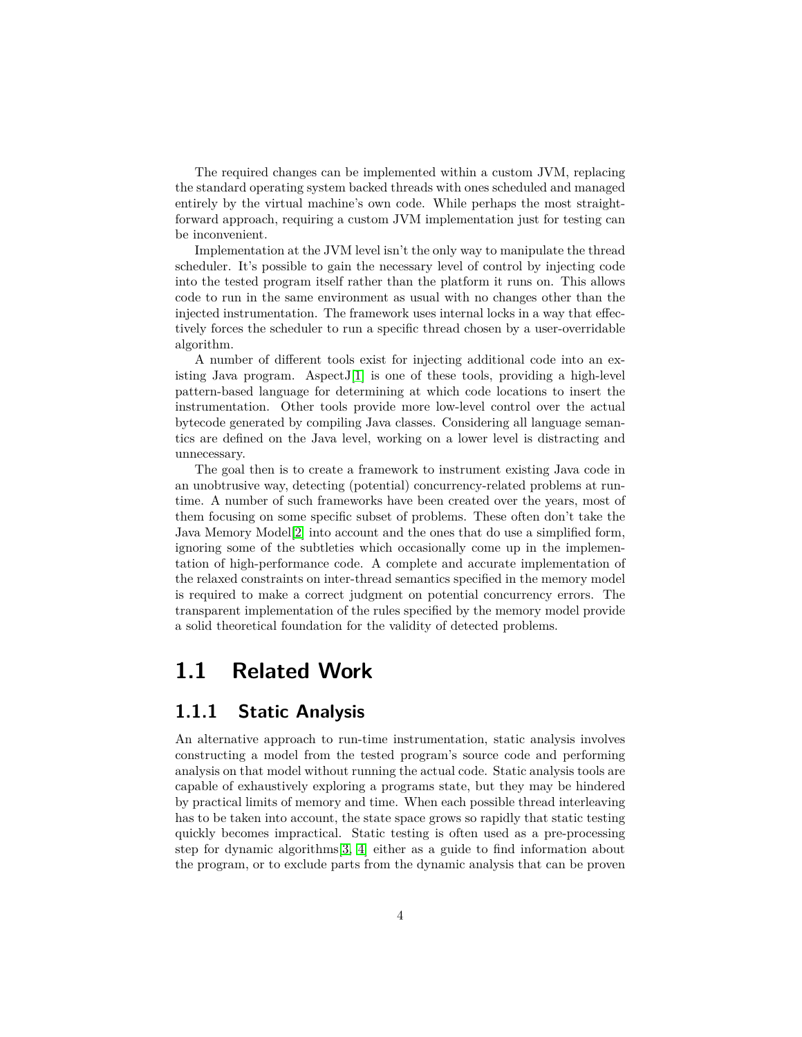The required changes can be implemented within a custom JVM, replacing the standard operating system backed threads with ones scheduled and managed entirely by the virtual machine's own code. While perhaps the most straightforward approach, requiring a custom JVM implementation just for testing can be inconvenient.

Implementation at the JVM level isn't the only way to manipulate the thread scheduler. It's possible to gain the necessary level of control by injecting code into the tested program itself rather than the platform it runs on. This allows code to run in the same environment as usual with no changes other than the injected instrumentation. The framework uses internal locks in a way that effectively forces the scheduler to run a specific thread chosen by a user-overridable algorithm.

A number of different tools exist for injecting additional code into an existing Java program. AspectJ[1] is one of these tools, providing a high-level pattern-based language for determining at which code locations to insert the instrumentation. Other tools provide more low-level control over the actual bytecode generated by compiling Java classes. Considering all language semantics are defined on the Java level, working on a lower level is distracting and unnecessary.

The goal then is to create a framework to instrument existing Java code in an unobtrusive way, detecting (potential) concurrency-related problems at runtime. A number of such frameworks have been created over the years, most of them focusing on some specific subset of problems. These often don't take the Java Memory Model[2] into account and the ones that do use a simplified form, ignoring some of the subtleties which occasionally come up in the implementation of high-performance code. A complete and accurate implementation of the relaxed constraints on inter-thread semantics specified in the memory model is required to make a correct judgment on potential concurrency errors. The transparent implementation of the rules specified by the memory model provide a solid theoretical foundation for the validity of detected problems.

## 1.1 Related Work

### 1.1.1 Static Analysis

An alternative approach to run-time instrumentation, static analysis involves constructing a model from the tested program's source code and performing analysis on that model without running the actual code. Static analysis tools are capable of exhaustively exploring a programs state, but they may be hindered by practical limits of memory and time. When each possible thread interleaving has to be taken into account, the state space grows so rapidly that static testing quickly becomes impractical. Static testing is often used as a pre-processing step for dynamic algorithms[3, 4] either as a guide to find information about the program, or to exclude parts from the dynamic analysis that can be proven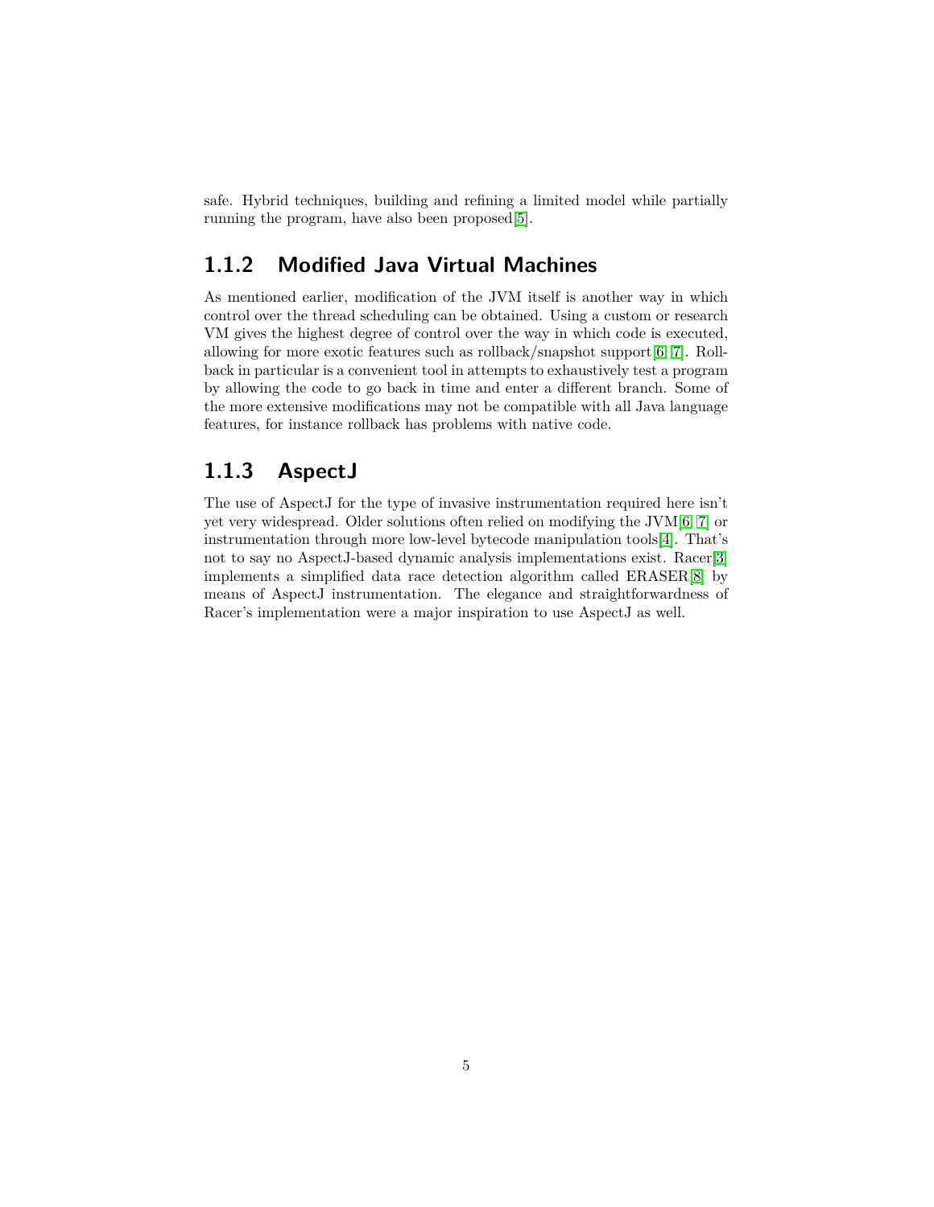safe. Hybrid techniques, building and refining a limited model while partially running the program, have also been proposed[5].

### 1.1.2 Modified Java Virtual Machines

As mentioned earlier, modification of the JVM itself is another way in which control over the thread scheduling can be obtained. Using a custom or research VM gives the highest degree of control over the way in which code is executed, allowing for more exotic features such as rollback/snapshot support[6, 7]. Rollback in particular is a convenient tool in attempts to exhaustively test a program by allowing the code to go back in time and enter a different branch. Some of the more extensive modifications may not be compatible with all Java language features, for instance rollback has problems with native code.

### 1.1.3 AspectJ

The use of AspectJ for the type of invasive instrumentation required here isn't yet very widespread. Older solutions often relied on modifying the JVM[6, 7] or instrumentation through more low-level bytecode manipulation tools[4]. That's not to say no AspectJ-based dynamic analysis implementations exist. Racer[3] implements a simplified data race detection algorithm called ERASER[8] by means of AspectJ instrumentation. The elegance and straightforwardness of Racer's implementation were a major inspiration to use AspectJ as well.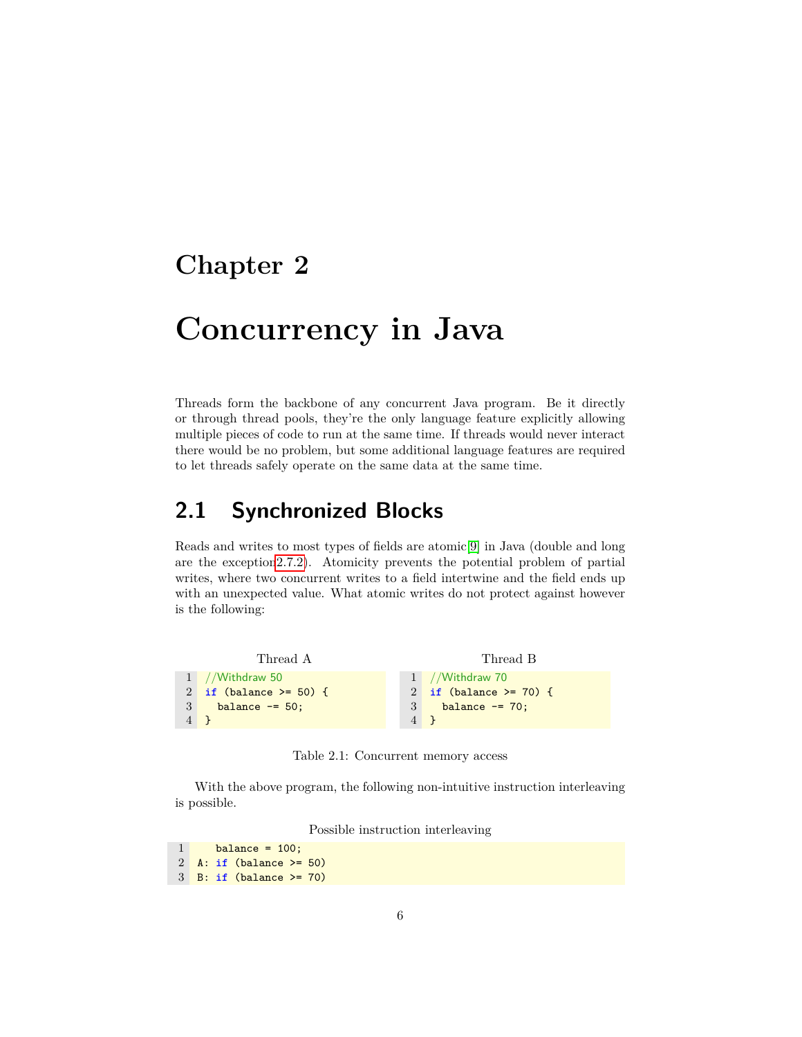# Chapter 2

# Concurrency in Java

Threads form the backbone of any concurrent Java program. Be it directly or through thread pools, they're the only language feature explicitly allowing multiple pieces of code to run at the same time. If threads would never interact there would be no problem, but some additional language features are required to let threads safely operate on the same data at the same time.

## 2.1 Synchronized Blocks

Reads and writes to most types of fields are atomic[9] in Java (double and long are the exception2.7.2). Atomicity prevents the potential problem of partial writes, where two concurrent writes to a field intertwine and the field ends up with an unexpected value. What atomic writes do not protect against however is the following:

Thread A

```java
//Withdraw 50
if (balance >= 50) {
  balance -= 50;
}
```

Thread B

```java
//Withdraw 70
if (balance >= 70) {
  balance -= 70;
}
```

Table 2.1: Concurrent memory access

With the above program, the following non-intuitive instruction interleaving is possible.

Possible instruction interleaving

```java
   balance = 100;
A: if (balance >= 50)
B: if (balance >= 70)
```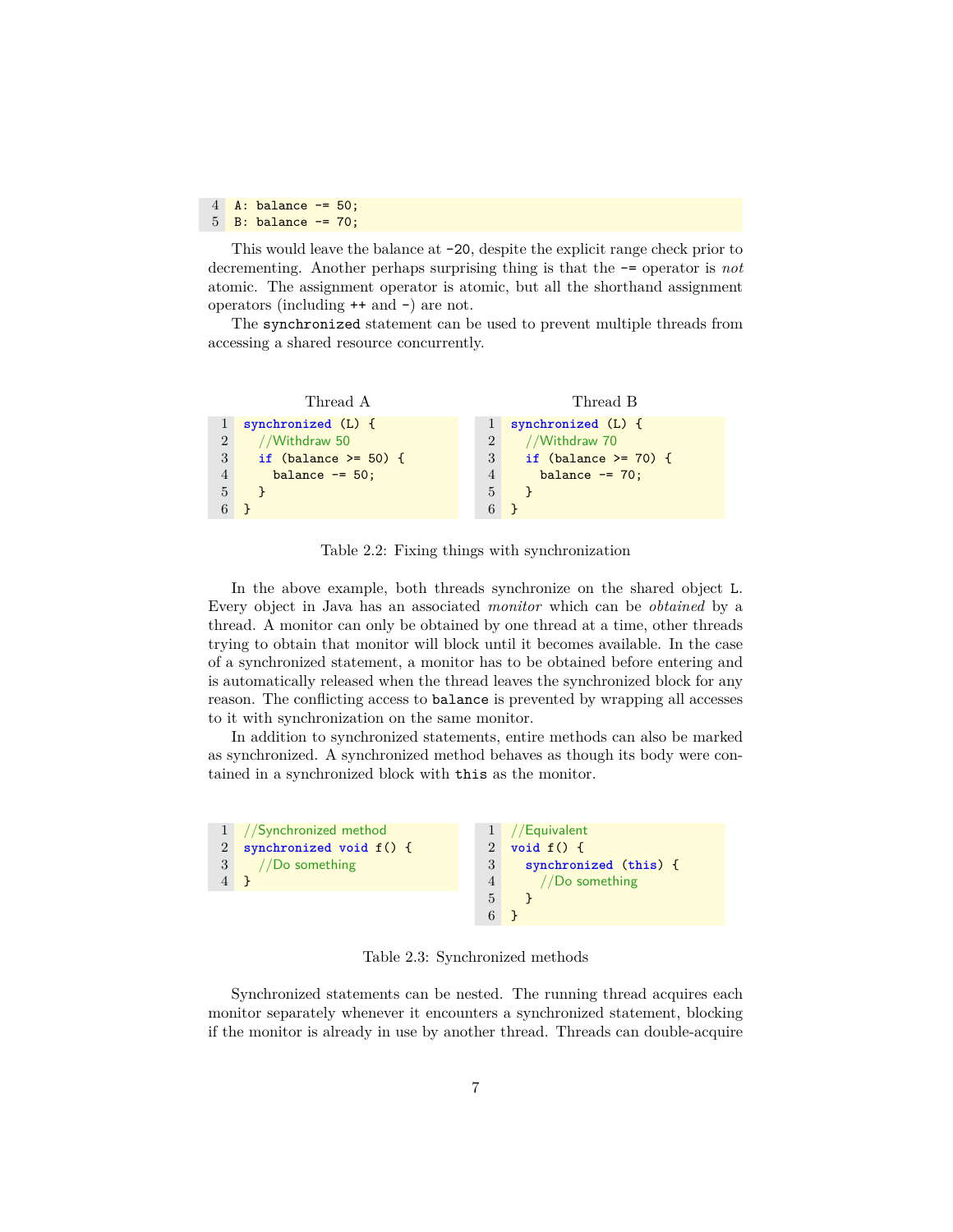```
A: balance -= 50;
B: balance -= 70;
```

This would leave the balance at -20, despite the explicit range check prior to decrementing. Another perhaps surprising thing is that the -= operator is *not* atomic. The assignment operator is atomic, but all the shorthand assignment operators (including ++ and -) are not.

The synchronized statement can be used to prevent multiple threads from accessing a shared resource concurrently.

Thread A

```
synchronized (L) {
  //Withdraw 50
  if (balance >= 50) {
    balance -= 50;
  }
}
```

Thread B

```
synchronized (L) {
  //Withdraw 70
  if (balance >= 70) {
    balance -= 70;
  }
}
```

Table 2.2: Fixing things with synchronization

In the above example, both threads synchronize on the shared object L. Every object in Java has an associated *monitor* which can be *obtained* by a thread. A monitor can only be obtained by one thread at a time, other threads trying to obtain that monitor will block until it becomes available. In the case of a synchronized statement, a monitor has to be obtained before entering and is automatically released when the thread leaves the synchronized block for any reason. The conflicting access to balance is prevented by wrapping all accesses to it with synchronization on the same monitor.

In addition to synchronized statements, entire methods can also be marked as synchronized. A synchronized method behaves as though its body were contained in a synchronized block with this as the monitor.

```
//Synchronized method
synchronized void f() {
  //Do something
}
```

```
//Equivalent
void f() {
  synchronized (this) {
    //Do something
  }
}
```

Table 2.3: Synchronized methods

Synchronized statements can be nested. The running thread acquires each monitor separately whenever it encounters a synchronized statement, blocking if the monitor is already in use by another thread. Threads can double-acquire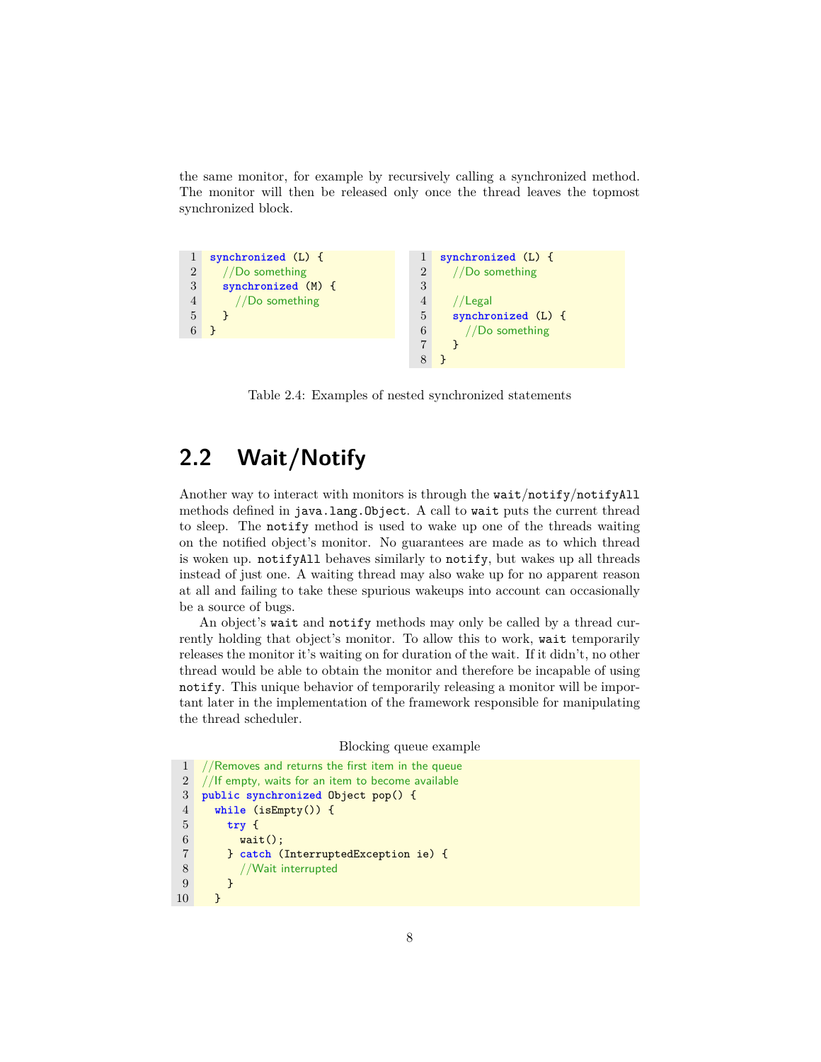the same monitor, for example by recursively calling a synchronized method. The monitor will then be released only once the thread leaves the topmost synchronized block.

```java
synchronized (L) {
  //Do something
  synchronized (M) {
    //Do something
  }
}
```

```java
synchronized (L) {
  //Do something

  //Legal
  synchronized (L) {
    //Do something
  }
}
```

Table 2.4: Examples of nested synchronized statements

## 2.2 Wait/Notify

Another way to interact with monitors is through the `wait`/`notify`/`notifyAll` methods defined in `java.lang.Object`. A call to `wait` puts the current thread to sleep. The `notify` method is used to wake up one of the threads waiting on the notified object's monitor. No guarantees are made as to which thread is woken up. `notifyAll` behaves similarly to `notify`, but wakes up all threads instead of just one. A waiting thread may also wake up for no apparent reason at all and failing to take these spurious wakeups into account can occasionally be a source of bugs.

An object's `wait` and `notify` methods may only be called by a thread currently holding that object's monitor. To allow this to work, `wait` temporarily releases the monitor it's waiting on for duration of the wait. If it didn't, no other thread would be able to obtain the monitor and therefore be incapable of using `notify`. This unique behavior of temporarily releasing a monitor will be important later in the implementation of the framework responsible for manipulating the thread scheduler.

Blocking queue example

```java
//Removes and returns the first item in the queue
//If empty, waits for an item to become available
public synchronized Object pop() {
  while (isEmpty()) {
    try {
      wait();
    } catch (InterruptedException ie) {
      //Wait interrupted
    }
  }
```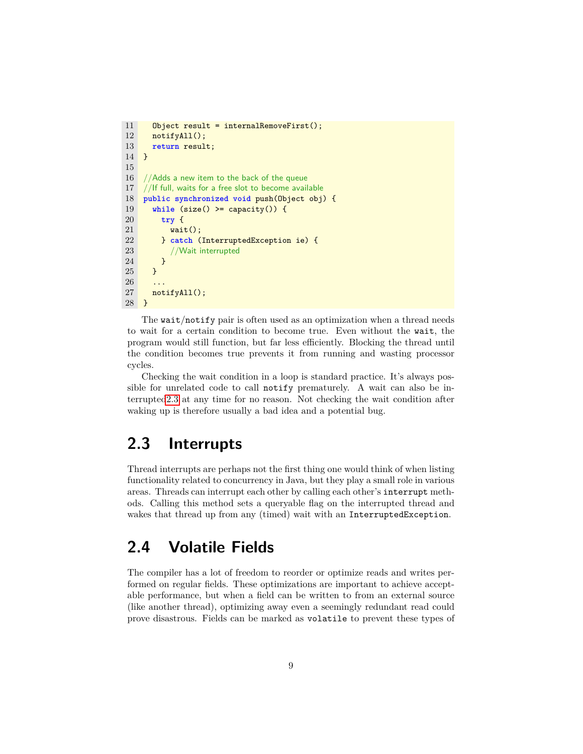```java
    Object result = internalRemoveFirst();
    notifyAll();
    return result;
  }

  //Adds a new item to the back of the queue
  //If full, waits for a free slot to become available
  public synchronized void push(Object obj) {
    while (size() >= capacity()) {
      try {
        wait();
      } catch (InterruptedException ie) {
        //Wait interrupted
      }
    }
    ...
    notifyAll();
  }
```

The wait/notify pair is often used as an optimization when a thread needs to wait for a certain condition to become true. Even without the wait, the program would still function, but far less efficiently. Blocking the thread until the condition becomes true prevents it from running and wasting processor cycles.

Checking the wait condition in a loop is standard practice. It's always possible for unrelated code to call notify prematurely. A wait can also be interrupted2.3 at any time for no reason. Not checking the wait condition after waking up is therefore usually a bad idea and a potential bug.

## 2.3 Interrupts

Thread interrupts are perhaps not the first thing one would think of when listing functionality related to concurrency in Java, but they play a small role in various areas. Threads can interrupt each other by calling each other's interrupt methods. Calling this method sets a queryable flag on the interrupted thread and wakes that thread up from any (timed) wait with an InterruptedException.

## 2.4 Volatile Fields

The compiler has a lot of freedom to reorder or optimize reads and writes performed on regular fields. These optimizations are important to achieve acceptable performance, but when a field can be written to from an external source (like another thread), optimizing away even a seemingly redundant read could prove disastrous. Fields can be marked as volatile to prevent these types of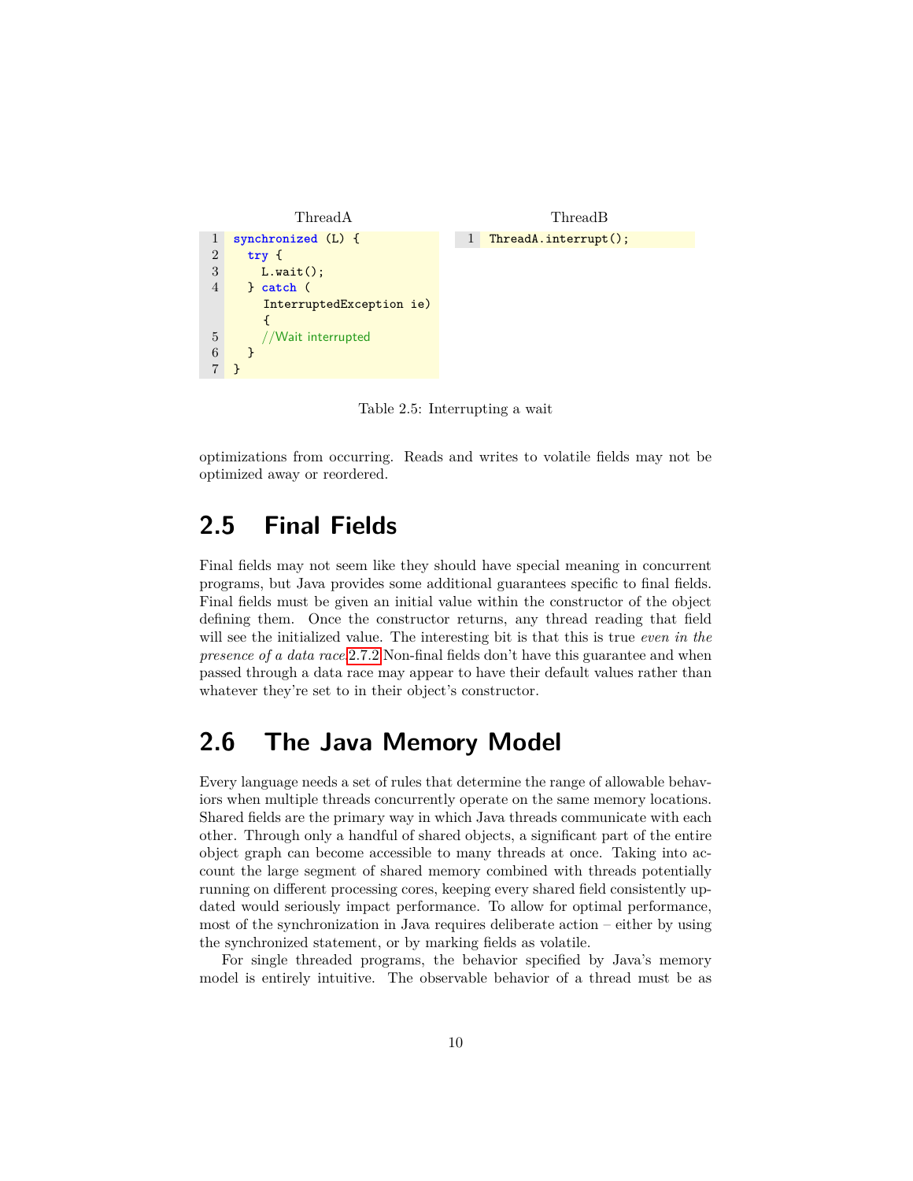| ThreadA | ThreadB |
|---|---|
| <pre>synchronized (L) {<br>  try {<br>    L.wait();<br>  } catch (<br>    InterruptedException ie)<br>    {<br>    //Wait interrupted<br>  }<br>}</pre> | <pre>ThreadA.interrupt();</pre> |

Table 2.5: Interrupting a wait

optimizations from occurring. Reads and writes to volatile fields may not be optimized away or reordered.

## 2.5 Final Fields

Final fields may not seem like they should have special meaning in concurrent programs, but Java provides some additional guarantees specific to final fields. Final fields must be given an initial value within the constructor of the object defining them. Once the constructor returns, any thread reading that field will see the initialized value. The interesting bit is that this is true *even in the presence of a data race*2.7.2 Non-final fields don't have this guarantee and when passed through a data race may appear to have their default values rather than whatever they're set to in their object's constructor.

## 2.6 The Java Memory Model

Every language needs a set of rules that determine the range of allowable behaviors when multiple threads concurrently operate on the same memory locations. Shared fields are the primary way in which Java threads communicate with each other. Through only a handful of shared objects, a significant part of the entire object graph can become accessible to many threads at once. Taking into account the large segment of shared memory combined with threads potentially running on different processing cores, keeping every shared field consistently updated would seriously impact performance. To allow for optimal performance, most of the synchronization in Java requires deliberate action – either by using the synchronized statement, or by marking fields as volatile.

For single threaded programs, the behavior specified by Java's memory model is entirely intuitive. The observable behavior of a thread must be as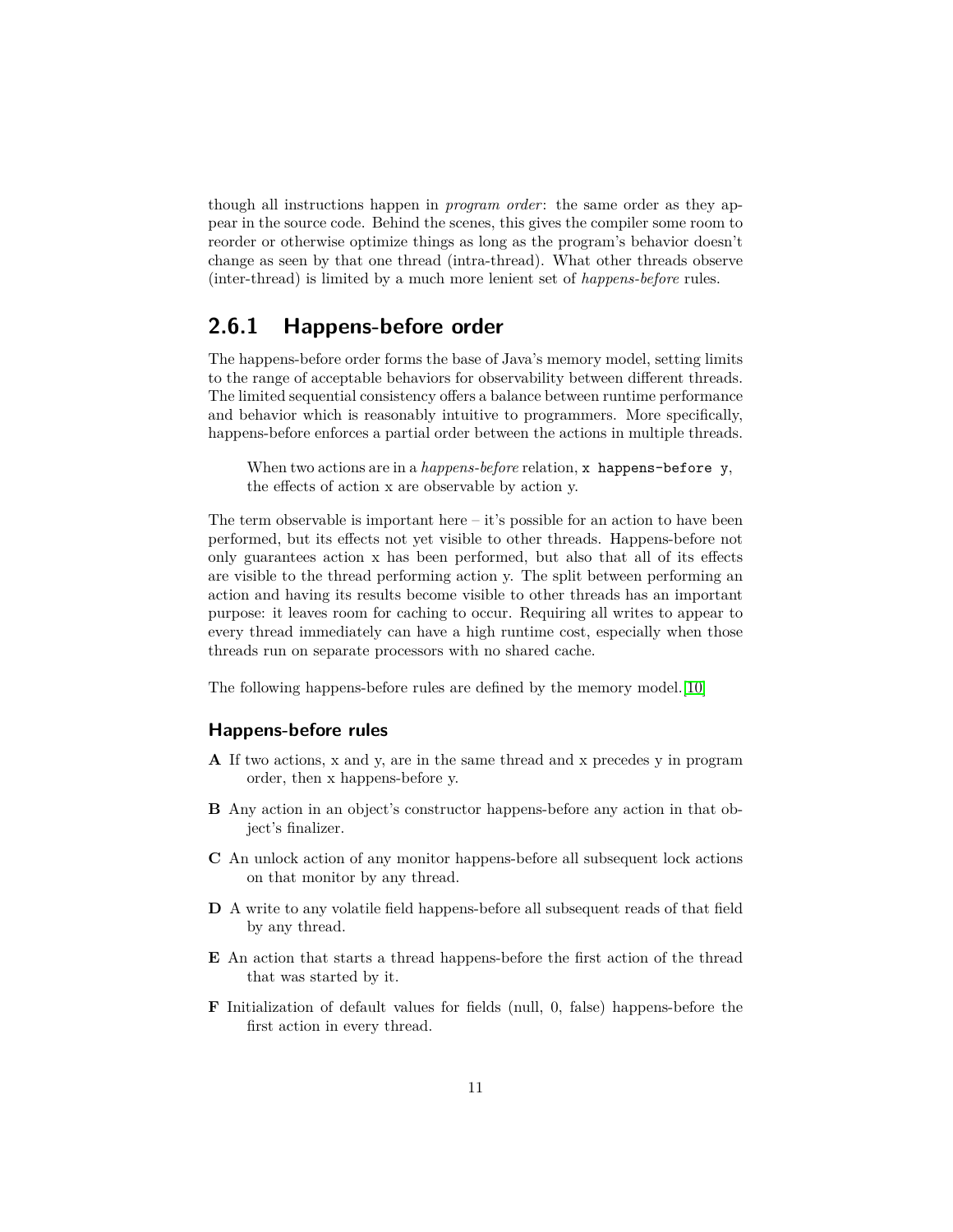though all instructions happen in *program order*: the same order as they appear in the source code. Behind the scenes, this gives the compiler some room to reorder or otherwise optimize things as long as the program's behavior doesn't change as seen by that one thread (intra-thread). What other threads observe (inter-thread) is limited by a much more lenient set of *happens-before* rules.

### 2.6.1 Happens-before order

The happens-before order forms the base of Java's memory model, setting limits to the range of acceptable behaviors for observability between different threads. The limited sequential consistency offers a balance between runtime performance and behavior which is reasonably intuitive to programmers. More specifically, happens-before enforces a partial order between the actions in multiple threads.

> When two actions are in a *happens-before* relation, `x happens-before y`, the effects of action x are observable by action y.

The term observable is important here – it's possible for an action to have been performed, but its effects not yet visible to other threads. Happens-before not only guarantees action x has been performed, but also that all of its effects are visible to the thread performing action y. The split between performing an action and having its results become visible to other threads has an important purpose: it leaves room for caching to occur. Requiring all writes to appear to every thread immediately can have a high runtime cost, especially when those threads run on separate processors with no shared cache.

The following happens-before rules are defined by the memory model.[10]

#### Happens-before rules

**A** If two actions, x and y, are in the same thread and x precedes y in program order, then x happens-before y.

**B** Any action in an object's constructor happens-before any action in that object's finalizer.

**C** An unlock action of any monitor happens-before all subsequent lock actions on that monitor by any thread.

**D** A write to any volatile field happens-before all subsequent reads of that field by any thread.

**E** An action that starts a thread happens-before the first action of the thread that was started by it.

**F** Initialization of default values for fields (null, 0, false) happens-before the first action in every thread.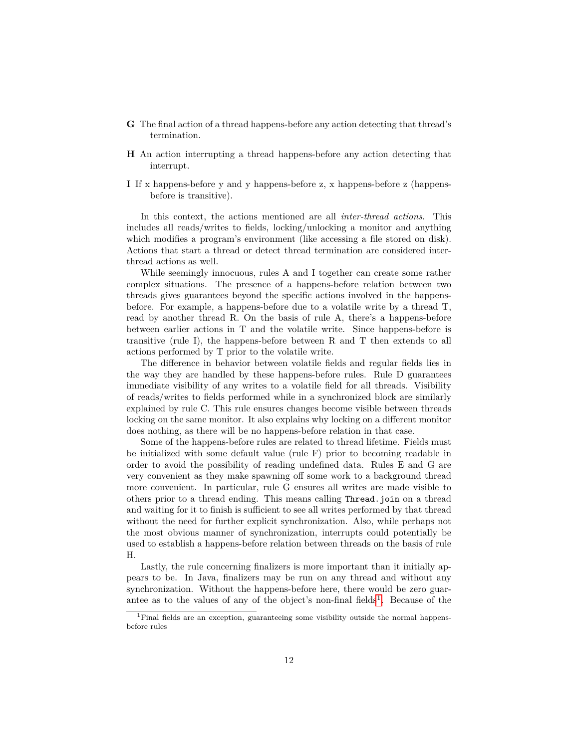**G** The final action of a thread happens-before any action detecting that thread's termination.

**H** An action interrupting a thread happens-before any action detecting that interrupt.

**I** If x happens-before y and y happens-before z, x happens-before z (happens-before is transitive).

In this context, the actions mentioned are all *inter-thread actions*. This includes all reads/writes to fields, locking/unlocking a monitor and anything which modifies a program's environment (like accessing a file stored on disk). Actions that start a thread or detect thread termination are considered inter-thread actions as well.

While seemingly innocuous, rules A and I together can create some rather complex situations. The presence of a happens-before relation between two threads gives guarantees beyond the specific actions involved in the happens-before. For example, a happens-before due to a volatile write by a thread T, read by another thread R. On the basis of rule A, there's a happens-before between earlier actions in T and the volatile write. Since happens-before is transitive (rule I), the happens-before between R and T then extends to all actions performed by T prior to the volatile write.

The difference in behavior between volatile fields and regular fields lies in the way they are handled by these happens-before rules. Rule D guarantees immediate visibility of any writes to a volatile field for all threads. Visibility of reads/writes to fields performed while in a synchronized block are similarly explained by rule C. This rule ensures changes become visible between threads locking on the same monitor. It also explains why locking on a different monitor does nothing, as there will be no happens-before relation in that case.

Some of the happens-before rules are related to thread lifetime. Fields must be initialized with some default value (rule F) prior to becoming readable in order to avoid the possibility of reading undefined data. Rules E and G are very convenient as they make spawning off some work to a background thread more convenient. In particular, rule G ensures all writes are made visible to others prior to a thread ending. This means calling `Thread.join` on a thread and waiting for it to finish is sufficient to see all writes performed by that thread without the need for further explicit synchronization. Also, while perhaps not the most obvious manner of synchronization, interrupts could potentially be used to establish a happens-before relation between threads on the basis of rule H.

Lastly, the rule concerning finalizers is more important than it initially appears to be. In Java, finalizers may be run on any thread and without any synchronization. Without the happens-before here, there would be zero guarantee as to the values of any of the object's non-final fields[1]. Because of the

[1] Final fields are an exception, guaranteeing some visibility outside the normal happens-before rules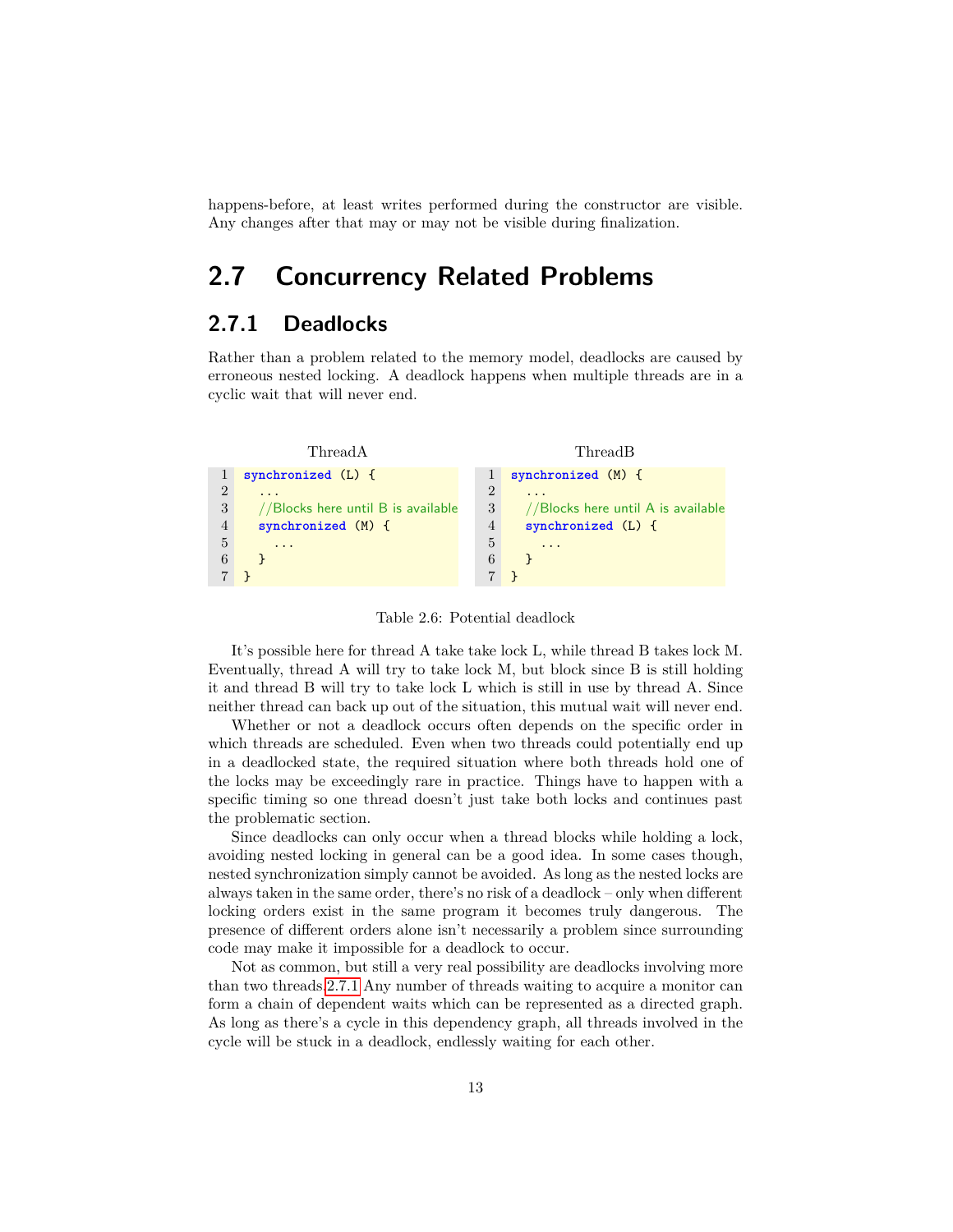happens-before, at least writes performed during the constructor are visible. Any changes after that may or may not be visible during finalization.

## 2.7 Concurrency Related Problems

### 2.7.1 Deadlocks

Rather than a problem related to the memory model, deadlocks are caused by erroneous nested locking. A deadlock happens when multiple threads are in a cyclic wait that will never end.

ThreadA

```
synchronized (L) {
  ...
  //Blocks here until B is available
  synchronized (M) {
    ...
  }
}
```

ThreadB

```
synchronized (M) {
  ...
  //Blocks here until A is available
  synchronized (L) {
    ...
  }
}
```

Table 2.6: Potential deadlock

It's possible here for thread A take take lock L, while thread B takes lock M. Eventually, thread A will try to take lock M, but block since B is still holding it and thread B will try to take lock L which is still in use by thread A. Since neither thread can back up out of the situation, this mutual wait will never end.

Whether or not a deadlock occurs often depends on the specific order in which threads are scheduled. Even when two threads could potentially end up in a deadlocked state, the required situation where both threads hold one of the locks may be exceedingly rare in practice. Things have to happen with a specific timing so one thread doesn't just take both locks and continues past the problematic section.

Since deadlocks can only occur when a thread blocks while holding a lock, avoiding nested locking in general can be a good idea. In some cases though, nested synchronization simply cannot be avoided. As long as the nested locks are always taken in the same order, there's no risk of a deadlock – only when different locking orders exist in the same program it becomes truly dangerous. The presence of different orders alone isn't necessarily a problem since surrounding code may make it impossible for a deadlock to occur.

Not as common, but still a very real possibility are deadlocks involving more than two threads 2.7.1 Any number of threads waiting to acquire a monitor can form a chain of dependent waits which can be represented as a directed graph. As long as there's a cycle in this dependency graph, all threads involved in the cycle will be stuck in a deadlock, endlessly waiting for each other.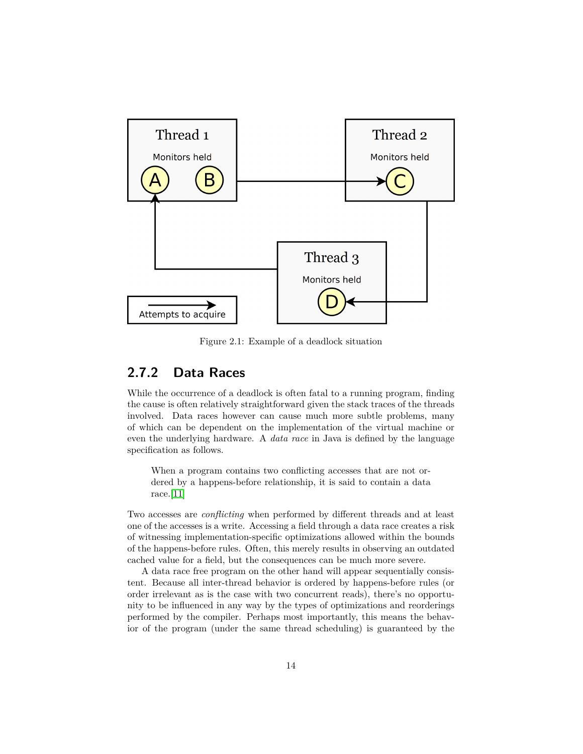Figure 2.1: Example of a deadlock situation

### 2.7.2 Data Races

While the occurrence of a deadlock is often fatal to a running program, finding the cause is often relatively straightforward given the stack traces of the threads involved. Data races however can cause much more subtle problems, many of which can be dependent on the implementation of the virtual machine or even the underlying hardware. A *data race* in Java is defined by the language specification as follows.

> When a program contains two conflicting accesses that are not ordered by a happens-before relationship, it is said to contain a data race.[11]

Two accesses are *conflicting* when performed by different threads and at least one of the accesses is a write. Accessing a field through a data race creates a risk of witnessing implementation-specific optimizations allowed within the bounds of the happens-before rules. Often, this merely results in observing an outdated cached value for a field, but the consequences can be much more severe.

A data race free program on the other hand will appear sequentially consistent. Because all inter-thread behavior is ordered by happens-before rules (or order irrelevant as is the case with two concurrent reads), there's no opportunity to be influenced in any way by the types of optimizations and reorderings performed by the compiler. Perhaps most importantly, this means the behavior of the program (under the same thread scheduling) is guaranteed by the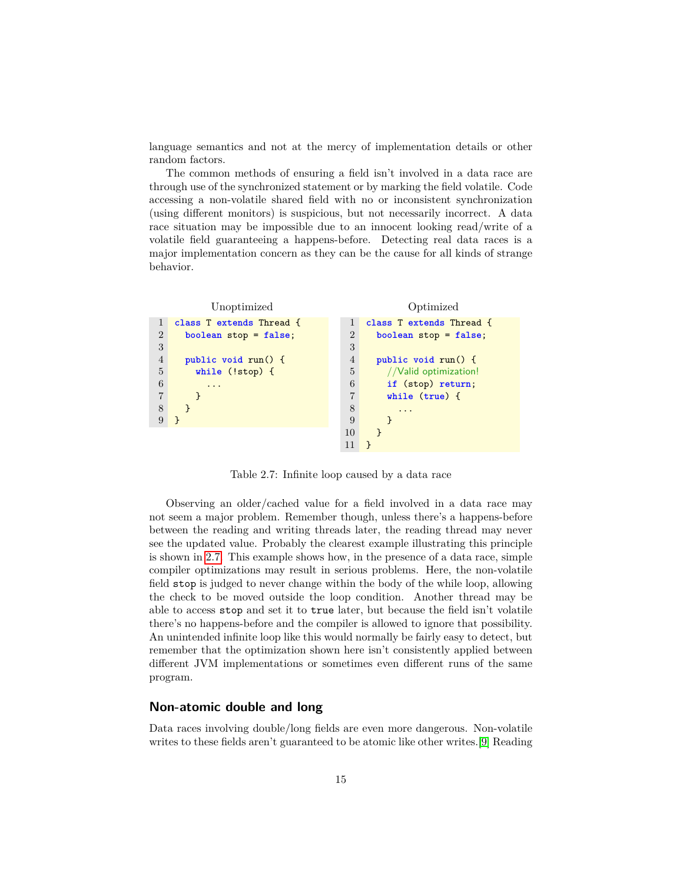language semantics and not at the mercy of implementation details or other random factors.

The common methods of ensuring a field isn't involved in a data race are through use of the synchronized statement or by marking the field volatile. Code accessing a non-volatile shared field with no or inconsistent synchronization (using different monitors) is suspicious, but not necessarily incorrect. A data race situation may be impossible due to an innocent looking read/write of a volatile field guaranteeing a happens-before. Detecting real data races is a major implementation concern as they can be the cause for all kinds of strange behavior.

Unoptimized

```java
class T extends Thread {
  boolean stop = false;

  public void run() {
    while (!stop) {
      ...
    }
  }
}
```

Optimized

```java
class T extends Thread {
  boolean stop = false;

  public void run() {
    //Valid optimization!
    if (stop) return;
    while (true) {
      ...
    }
  }
}
```

Table 2.7: Infinite loop caused by a data race

Observing an older/cached value for a field involved in a data race may not seem a major problem. Remember though, unless there's a happens-before between the reading and writing threads later, the reading thread may never see the updated value. Probably the clearest example illustrating this principle is shown in 2.7. This example shows how, in the presence of a data race, simple compiler optimizations may result in serious problems. Here, the non-volatile field `stop` is judged to never change within the body of the while loop, allowing the check to be moved outside the loop condition. Another thread may be able to access `stop` and set it to `true` later, but because the field isn't volatile there's no happens-before and the compiler is allowed to ignore that possibility. An unintended infinite loop like this would normally be fairly easy to detect, but remember that the optimization shown here isn't consistently applied between different JVM implementations or sometimes even different runs of the same program.

## Non-atomic double and long

Data races involving double/long fields are even more dangerous. Non-volatile writes to these fields aren't guaranteed to be atomic like other writes.[9] Reading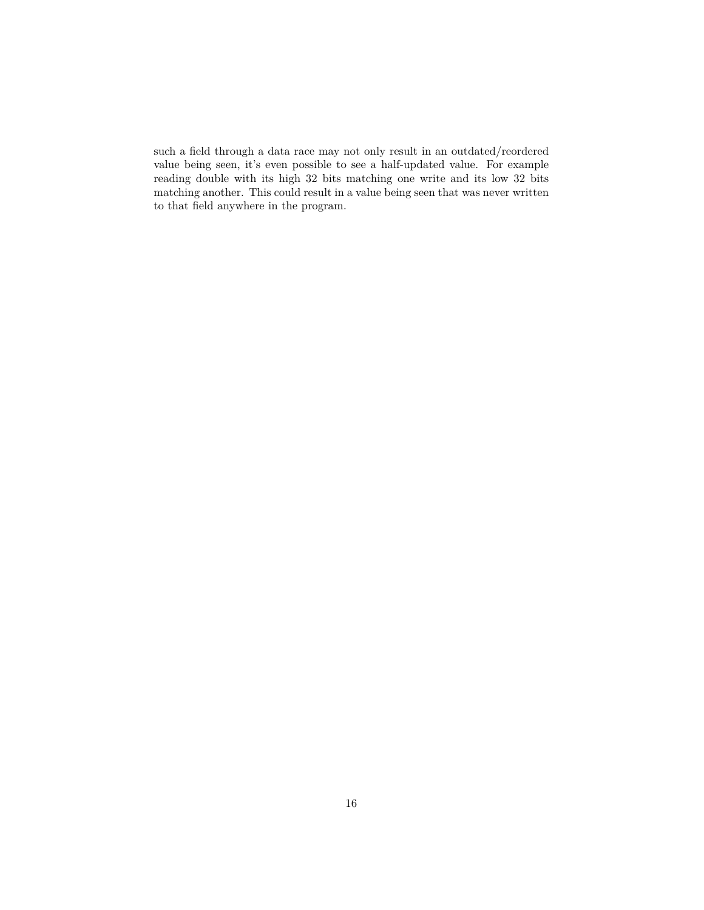such a field through a data race may not only result in an outdated/reordered value being seen, it's even possible to see a half-updated value. For example reading double with its high 32 bits matching one write and its low 32 bits matching another. This could result in a value being seen that was never written to that field anywhere in the program.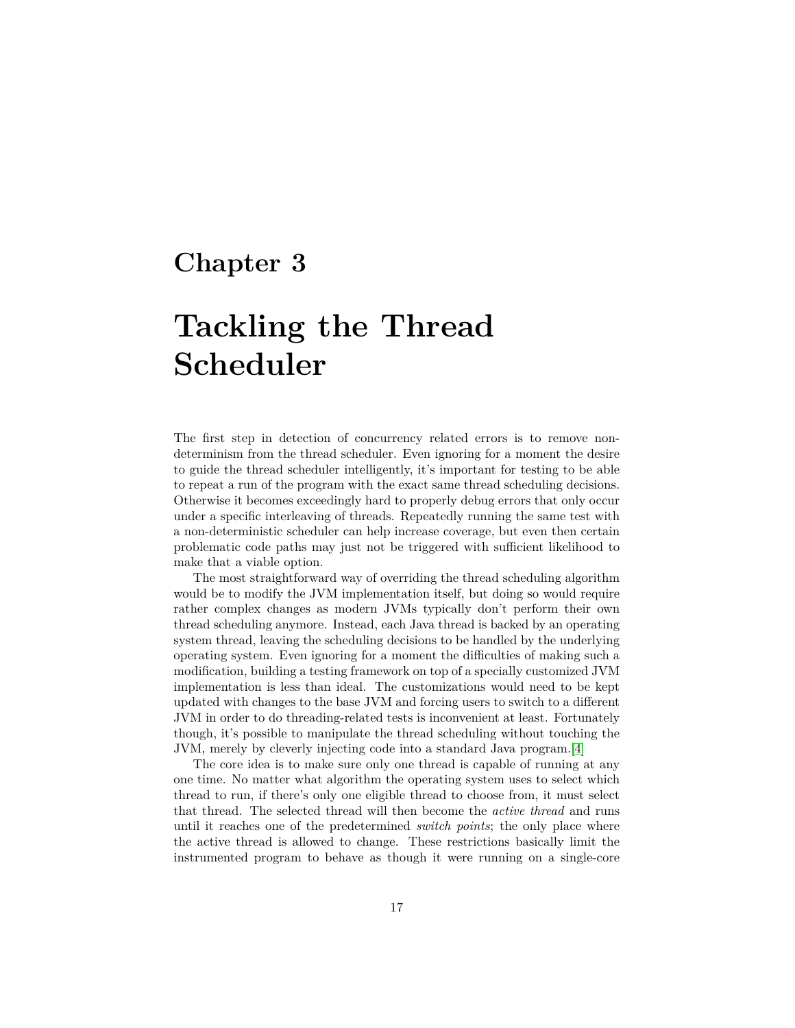# Chapter 3

# Tackling the Thread Scheduler

The first step in detection of concurrency related errors is to remove non-determinism from the thread scheduler. Even ignoring for a moment the desire to guide the thread scheduler intelligently, it's important for testing to be able to repeat a run of the program with the exact same thread scheduling decisions. Otherwise it becomes exceedingly hard to properly debug errors that only occur under a specific interleaving of threads. Repeatedly running the same test with a non-deterministic scheduler can help increase coverage, but even then certain problematic code paths may just not be triggered with sufficient likelihood to make that a viable option.

The most straightforward way of overriding the thread scheduling algorithm would be to modify the JVM implementation itself, but doing so would require rather complex changes as modern JVMs typically don't perform their own thread scheduling anymore. Instead, each Java thread is backed by an operating system thread, leaving the scheduling decisions to be handled by the underlying operating system. Even ignoring for a moment the difficulties of making such a modification, building a testing framework on top of a specially customized JVM implementation is less than ideal. The customizations would need to be kept updated with changes to the base JVM and forcing users to switch to a different JVM in order to do threading-related tests is inconvenient at least. Fortunately though, it's possible to manipulate the thread scheduling without touching the JVM, merely by cleverly injecting code into a standard Java program.[4]

The core idea is to make sure only one thread is capable of running at any one time. No matter what algorithm the operating system uses to select which thread to run, if there's only one eligible thread to choose from, it must select that thread. The selected thread will then become the *active thread* and runs until it reaches one of the predetermined *switch points*; the only place where the active thread is allowed to change. These restrictions basically limit the instrumented program to behave as though it were running on a single-core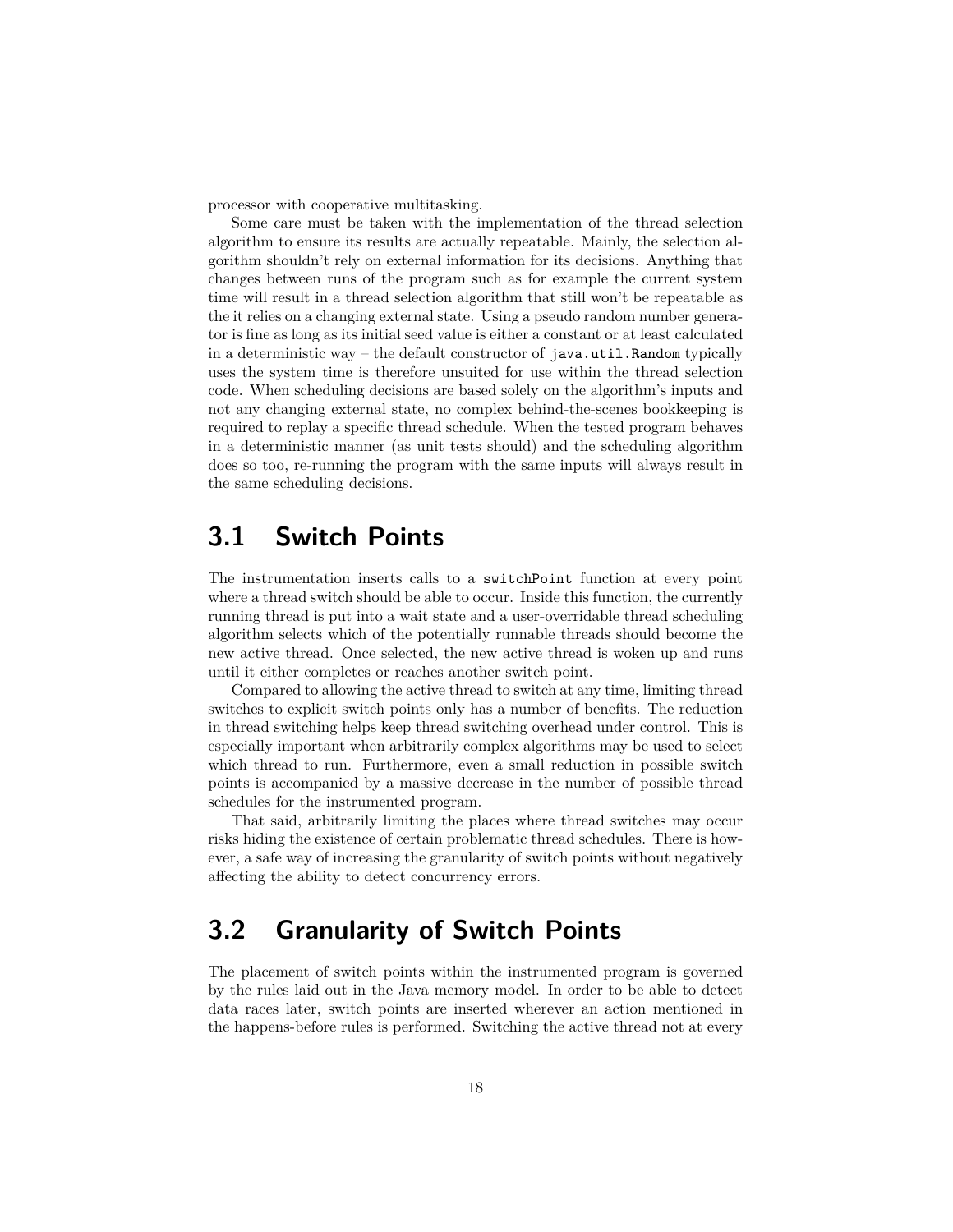processor with cooperative multitasking.

Some care must be taken with the implementation of the thread selection algorithm to ensure its results are actually repeatable. Mainly, the selection algorithm shouldn't rely on external information for its decisions. Anything that changes between runs of the program such as for example the current system time will result in a thread selection algorithm that still won't be repeatable as the it relies on a changing external state. Using a pseudo random number generator is fine as long as its initial seed value is either a constant or at least calculated in a deterministic way – the default constructor of `java.util.Random` typically uses the system time is therefore unsuited for use within the thread selection code. When scheduling decisions are based solely on the algorithm's inputs and not any changing external state, no complex behind-the-scenes bookkeeping is required to replay a specific thread schedule. When the tested program behaves in a deterministic manner (as unit tests should) and the scheduling algorithm does so too, re-running the program with the same inputs will always result in the same scheduling decisions.

## 3.1 Switch Points

The instrumentation inserts calls to a `switchPoint` function at every point where a thread switch should be able to occur. Inside this function, the currently running thread is put into a wait state and a user-overridable thread scheduling algorithm selects which of the potentially runnable threads should become the new active thread. Once selected, the new active thread is woken up and runs until it either completes or reaches another switch point.

Compared to allowing the active thread to switch at any time, limiting thread switches to explicit switch points only has a number of benefits. The reduction in thread switching helps keep thread switching overhead under control. This is especially important when arbitrarily complex algorithms may be used to select which thread to run. Furthermore, even a small reduction in possible switch points is accompanied by a massive decrease in the number of possible thread schedules for the instrumented program.

That said, arbitrarily limiting the places where thread switches may occur risks hiding the existence of certain problematic thread schedules. There is however, a safe way of increasing the granularity of switch points without negatively affecting the ability to detect concurrency errors.

## 3.2 Granularity of Switch Points

The placement of switch points within the instrumented program is governed by the rules laid out in the Java memory model. In order to be able to detect data races later, switch points are inserted wherever an action mentioned in the happens-before rules is performed. Switching the active thread not at every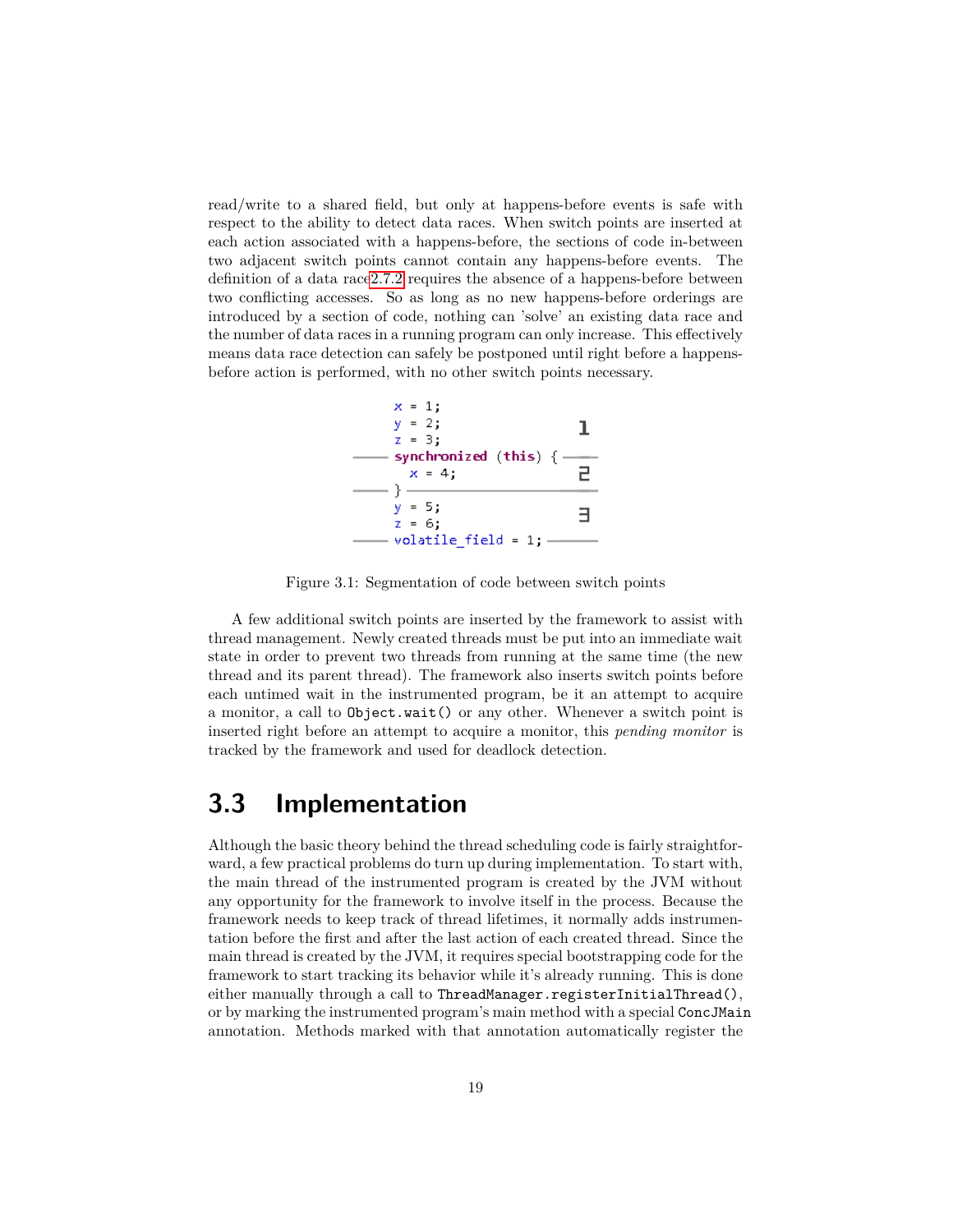read/write to a shared field, but only at happens-before events is safe with respect to the ability to detect data races. When switch points are inserted at each action associated with a happens-before, the sections of code in-between two adjacent switch points cannot contain any happens-before events. The definition of a data race2.7.2 requires the absence of a happens-before between two conflicting accesses. So as long as no new happens-before orderings are introduced by a section of code, nothing can 'solve' an existing data race and the number of data races in a running program can only increase. This effectively means data race detection can safely be postponed until right before a happens-before action is performed, with no other switch points necessary.

```
x = 1;
y = 2;                         1
z = 3;
synchronized (this) {
  x = 4;                       2
}
y = 5;
z = 6;                         3
volatile_field = 1;
```

Figure 3.1: Segmentation of code between switch points

A few additional switch points are inserted by the framework to assist with thread management. Newly created threads must be put into an immediate wait state in order to prevent two threads from running at the same time (the new thread and its parent thread). The framework also inserts switch points before each untimed wait in the instrumented program, be it an attempt to acquire a monitor, a call to `Object.wait()` or any other. Whenever a switch point is inserted right before an attempt to acquire a monitor, this *pending monitor* is tracked by the framework and used for deadlock detection.

## 3.3 Implementation

Although the basic theory behind the thread scheduling code is fairly straightforward, a few practical problems do turn up during implementation. To start with, the main thread of the instrumented program is created by the JVM without any opportunity for the framework to involve itself in the process. Because the framework needs to keep track of thread lifetimes, it normally adds instrumentation before the first and after the last action of each created thread. Since the main thread is created by the JVM, it requires special bootstrapping code for the framework to start tracking its behavior while it's already running. This is done either manually through a call to `ThreadManager.registerInitialThread()`, or by marking the instrumented program's main method with a special `ConcJMain` annotation. Methods marked with that annotation automatically register the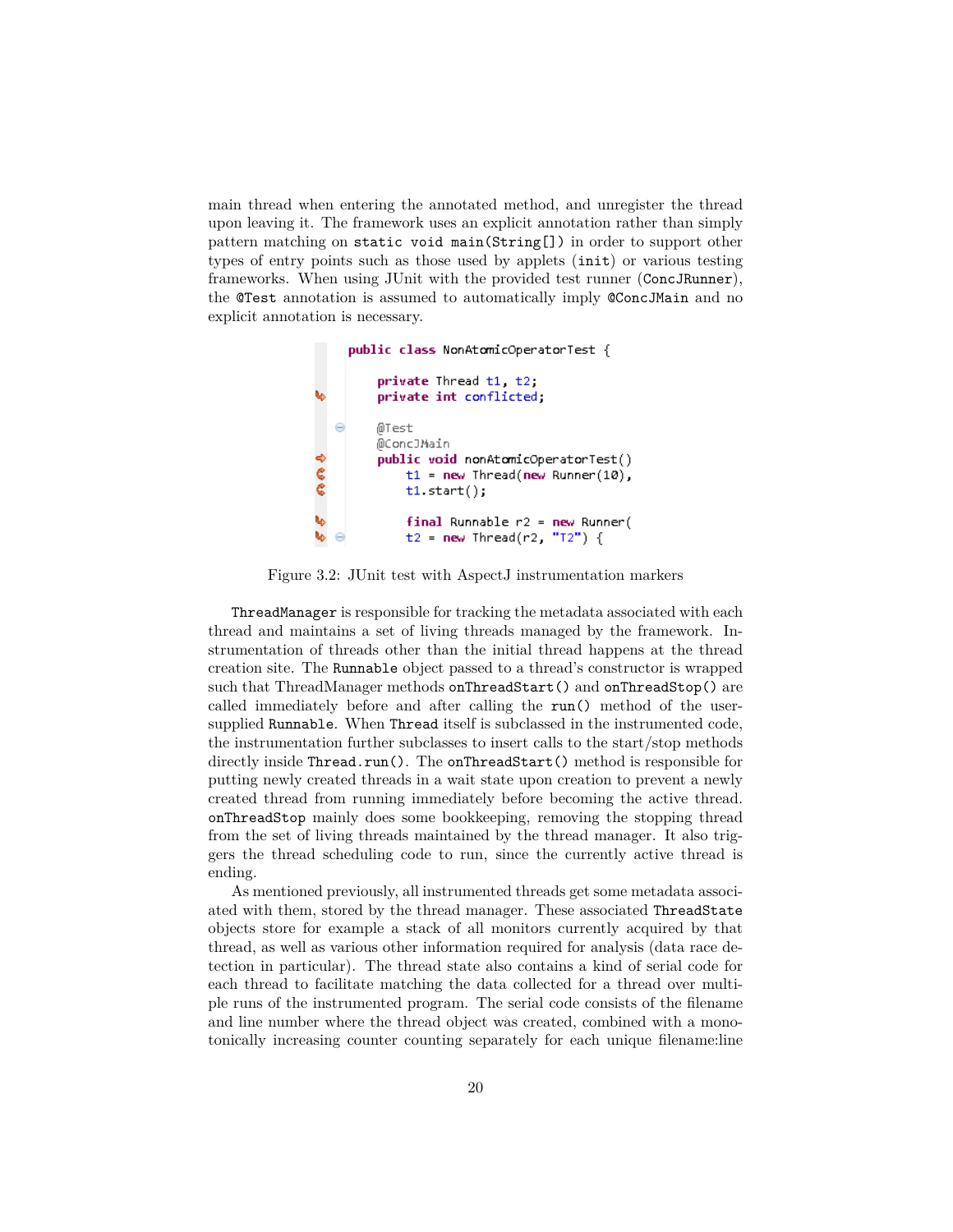main thread when entering the annotated method, and unregister the thread upon leaving it. The framework uses an explicit annotation rather than simply pattern matching on `static void main(String[])` in order to support other types of entry points such as those used by applets (`init`) or various testing frameworks. When using JUnit with the provided test runner (`ConcJRunner`), the `@Test` annotation is assumed to automatically imply `@ConcJMain` and no explicit annotation is necessary.

```
public class NonAtomicOperatorTest {

    private Thread t1, t2;
    private int conflicted;

    @Test
    @ConcJMain
    public void nonAtomicOperatorTest()
        t1 = new Thread(new Runner(10),
        t1.start();

        final Runnable r2 = new Runner(
        t2 = new Thread(r2, "T2") {
```

Figure 3.2: JUnit test with AspectJ instrumentation markers

`ThreadManager` is responsible for tracking the metadata associated with each thread and maintains a set of living threads managed by the framework. Instrumentation of threads other than the initial thread happens at the thread creation site. The `Runnable` object passed to a thread's constructor is wrapped such that ThreadManager methods `onThreadStart()` and `onThreadStop()` are called immediately before and after calling the `run()` method of the user-supplied `Runnable`. When `Thread` itself is subclassed in the instrumented code, the instrumentation further subclasses to insert calls to the start/stop methods directly inside `Thread.run()`. The `onThreadStart()` method is responsible for putting newly created threads in a wait state upon creation to prevent a newly created thread from running immediately before becoming the active thread. `onThreadStop` mainly does some bookkeeping, removing the stopping thread from the set of living threads maintained by the thread manager. It also triggers the thread scheduling code to run, since the currently active thread is ending.

As mentioned previously, all instrumented threads get some metadata associated with them, stored by the thread manager. These associated `ThreadState` objects store for example a stack of all monitors currently acquired by that thread, as well as various other information required for analysis (data race detection in particular). The thread state also contains a kind of serial code for each thread to facilitate matching the data collected for a thread over multiple runs of the instrumented program. The serial code consists of the filename and line number where the thread object was created, combined with a monotonically increasing counter counting separately for each unique filename:line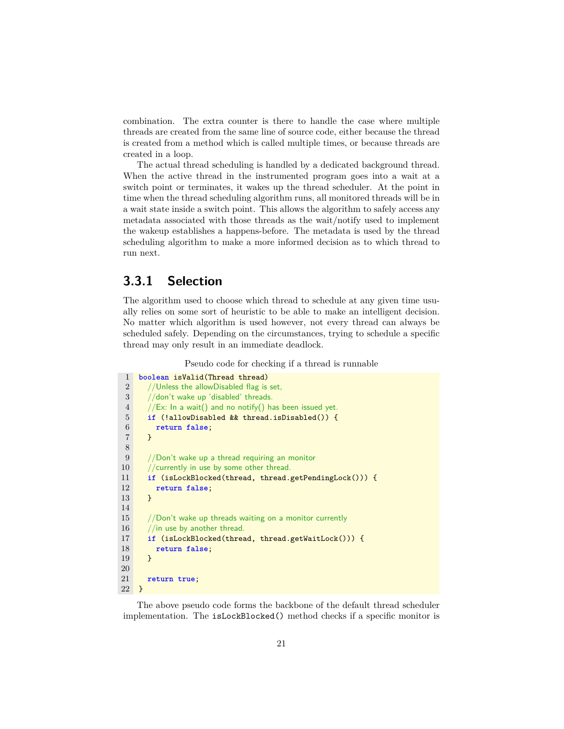combination. The extra counter is there to handle the case where multiple threads are created from the same line of source code, either because the thread is created from a method which is called multiple times, or because threads are created in a loop.

The actual thread scheduling is handled by a dedicated background thread. When the active thread in the instrumented program goes into a wait at a switch point or terminates, it wakes up the thread scheduler. At the point in time when the thread scheduling algorithm runs, all monitored threads will be in a wait state inside a switch point. This allows the algorithm to safely access any metadata associated with those threads as the wait/notify used to implement the wakeup establishes a happens-before. The metadata is used by the thread scheduling algorithm to make a more informed decision as to which thread to run next.

### 3.3.1 Selection

The algorithm used to choose which thread to schedule at any given time usually relies on some sort of heuristic to be able to make an intelligent decision. No matter which algorithm is used however, not every thread can always be scheduled safely. Depending on the circumstances, trying to schedule a specific thread may only result in an immediate deadlock.

Pseudo code for checking if a thread is runnable

```
boolean isValid(Thread thread)
  //Unless the allowDisabled flag is set,
  //don't wake up 'disabled' threads.
  //Ex: In a wait() and no notify() has been issued yet.
  if (!allowDisabled && thread.isDisabled()) {
    return false;
  }

  //Don't wake up a thread requiring an monitor
  //currently in use by some other thread.
  if (isLockBlocked(thread, thread.getPendingLock())) {
    return false;
  }

  //Don't wake up threads waiting on a monitor currently
  //in use by another thread.
  if (isLockBlocked(thread, thread.getWaitLock())) {
    return false;
  }

  return true;
}
```

The above pseudo code forms the backbone of the default thread scheduler implementation. The `isLockBlocked()` method checks if a specific monitor is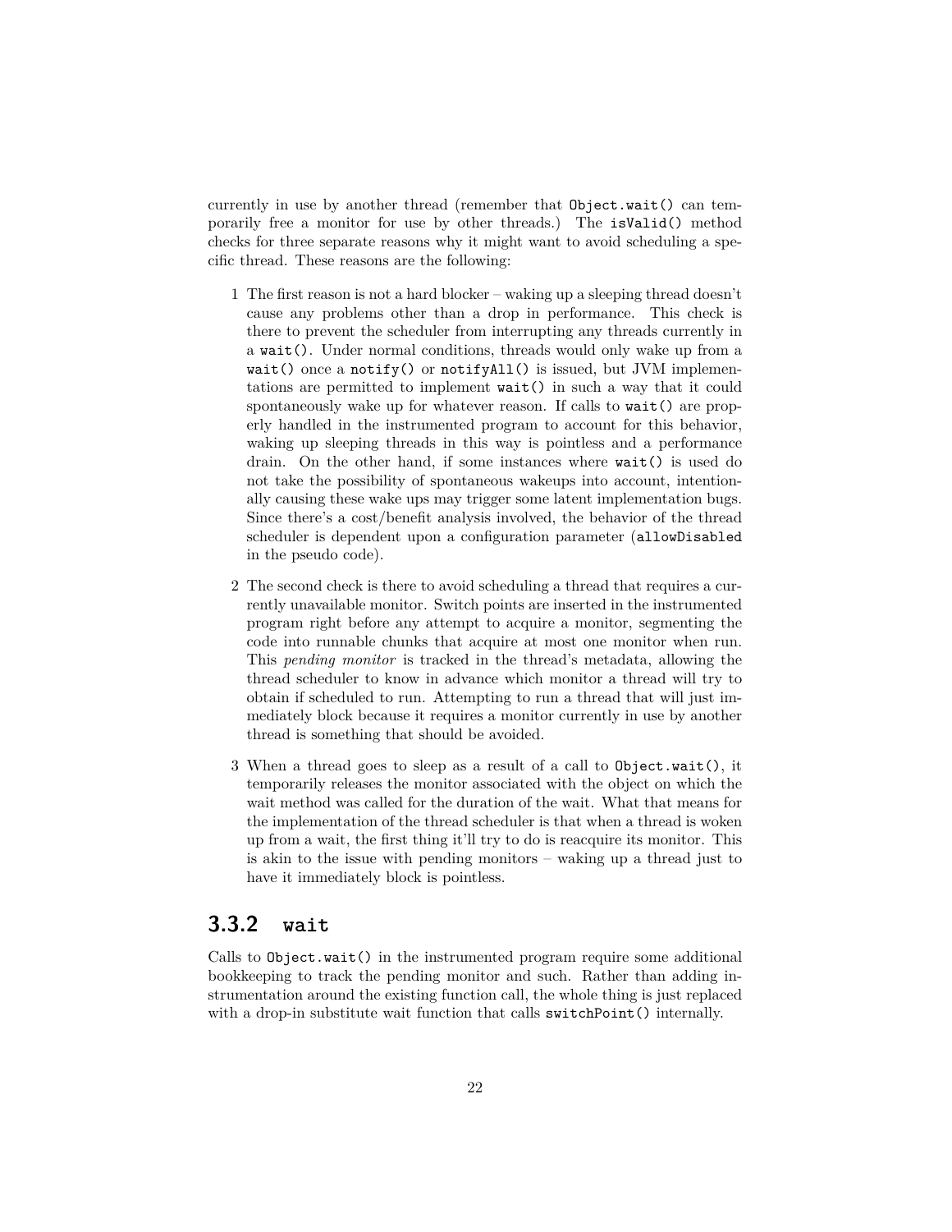currently in use by another thread (remember that `Object.wait()` can temporarily free a monitor for use by other threads.) The `isValid()` method checks for three separate reasons why it might want to avoid scheduling a specific thread. These reasons are the following:

1. The first reason is not a hard blocker – waking up a sleeping thread doesn't cause any problems other than a drop in performance. This check is there to prevent the scheduler from interrupting any threads currently in a `wait()`. Under normal conditions, threads would only wake up from a `wait()` once a `notify()` or `notifyAll()` is issued, but JVM implementations are permitted to implement `wait()` in such a way that it could spontaneously wake up for whatever reason. If calls to `wait()` are properly handled in the instrumented program to account for this behavior, waking up sleeping threads in this way is pointless and a performance drain. On the other hand, if some instances where `wait()` is used do not take the possibility of spontaneous wakeups into account, intentionally causing these wake ups may trigger some latent implementation bugs. Since there's a cost/benefit analysis involved, the behavior of the thread scheduler is dependent upon a configuration parameter (`allowDisabled` in the pseudo code).

2. The second check is there to avoid scheduling a thread that requires a currently unavailable monitor. Switch points are inserted in the instrumented program right before any attempt to acquire a monitor, segmenting the code into runnable chunks that acquire at most one monitor when run. This *pending monitor* is tracked in the thread's metadata, allowing the thread scheduler to know in advance which monitor a thread will try to obtain if scheduled to run. Attempting to run a thread that will just immediately block because it requires a monitor currently in use by another thread is something that should be avoided.

3. When a thread goes to sleep as a result of a call to `Object.wait()`, it temporarily releases the monitor associated with the object on which the wait method was called for the duration of the wait. What that means for the implementation of the thread scheduler is that when a thread is woken up from a wait, the first thing it'll try to do is reacquire its monitor. This is akin to the issue with pending monitors – waking up a thread just to have it immediately block is pointless.

### 3.3.2 `wait`

Calls to `Object.wait()` in the instrumented program require some additional bookkeeping to track the pending monitor and such. Rather than adding instrumentation around the existing function call, the whole thing is just replaced with a drop-in substitute wait function that calls `switchPoint()` internally.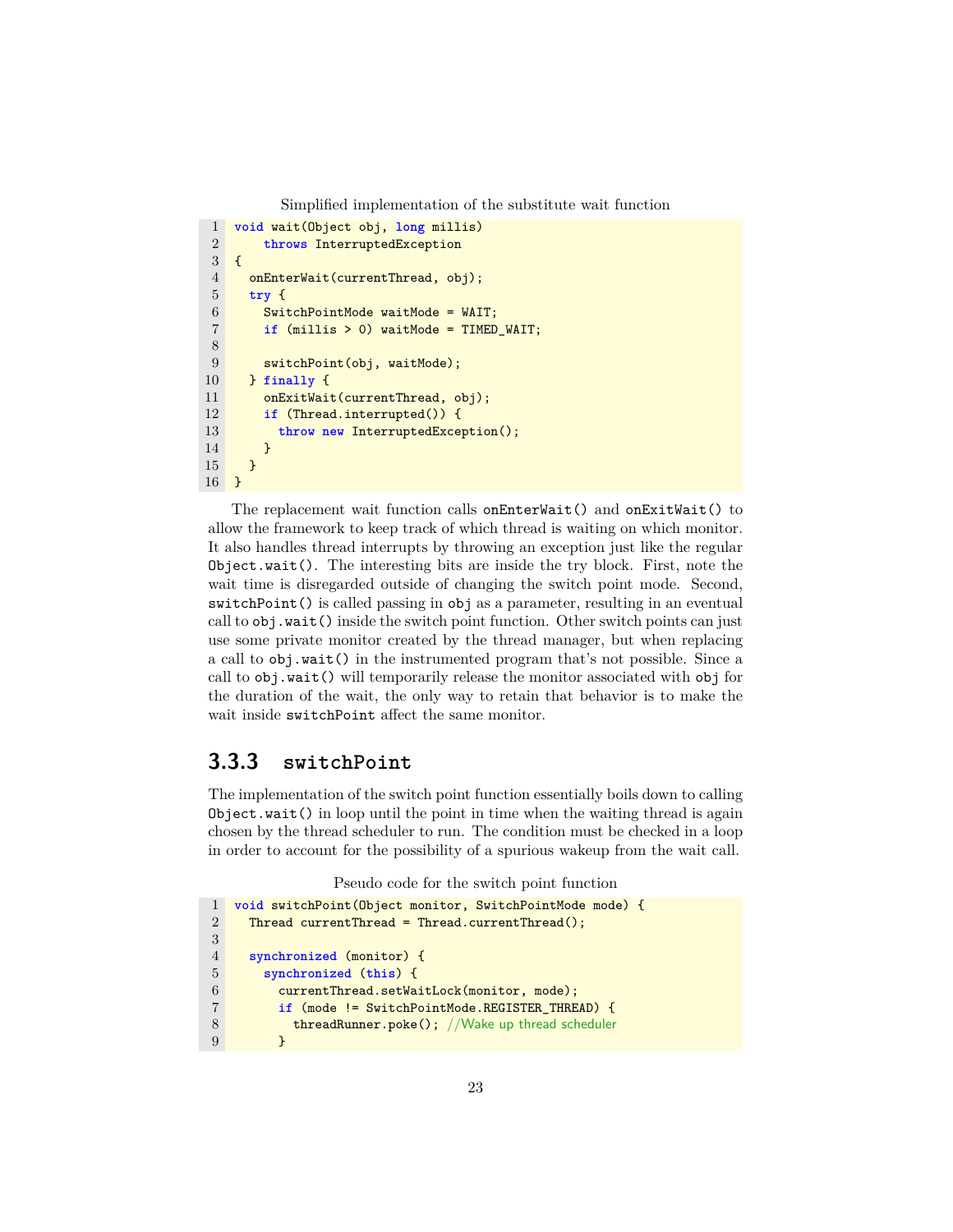Simplified implementation of the substitute wait function

```
void wait(Object obj, long millis)
    throws InterruptedException
{
  onEnterWait(currentThread, obj);
  try {
    SwitchPointMode waitMode = WAIT;
    if (millis > 0) waitMode = TIMED_WAIT;

    switchPoint(obj, waitMode);
  } finally {
    onExitWait(currentThread, obj);
    if (Thread.interrupted()) {
      throw new InterruptedException();
    }
  }
}
```

The replacement wait function calls `onEnterWait()` and `onExitWait()` to allow the framework to keep track of which thread is waiting on which monitor. It also handles thread interrupts by throwing an exception just like the regular `Object.wait()`. The interesting bits are inside the try block. First, note the wait time is disregarded outside of changing the switch point mode. Second, `switchPoint()` is called passing in `obj` as a parameter, resulting in an eventual call to `obj.wait()` inside the switch point function. Other switch points can just use some private monitor created by the thread manager, but when replacing a call to `obj.wait()` in the instrumented program that's not possible. Since a call to `obj.wait()` will temporarily release the monitor associated with `obj` for the duration of the wait, the only way to retain that behavior is to make the wait inside `switchPoint` affect the same monitor.

### 3.3.3 switchPoint

The implementation of the switch point function essentially boils down to calling `Object.wait()` in loop until the point in time when the waiting thread is again chosen by the thread scheduler to run. The condition must be checked in a loop in order to account for the possibility of a spurious wakeup from the wait call.

Pseudo code for the switch point function

```
void switchPoint(Object monitor, SwitchPointMode mode) {
  Thread currentThread = Thread.currentThread();

  synchronized (monitor) {
    synchronized (this) {
      currentThread.setWaitLock(monitor, mode);
      if (mode != SwitchPointMode.REGISTER_THREAD) {
        threadRunner.poke(); //Wake up thread scheduler
      }
```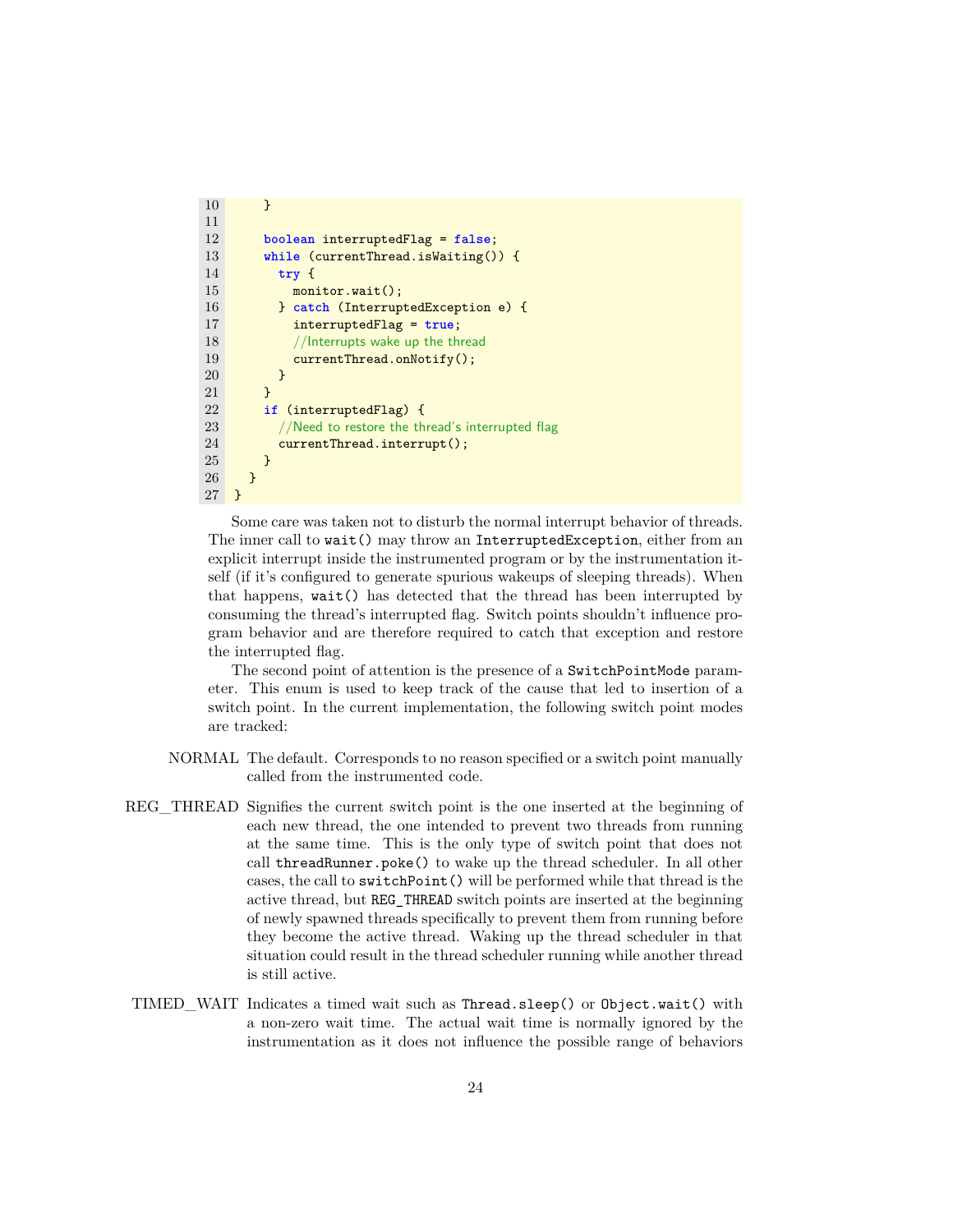```java
    }

    boolean interruptedFlag = false;
    while (currentThread.isWaiting()) {
      try {
        monitor.wait();
      } catch (InterruptedException e) {
        interruptedFlag = true;
        //Interrupts wake up the thread
        currentThread.onNotify();
      }
    }
    if (interruptedFlag) {
      //Need to restore the thread's interrupted flag
      currentThread.interrupt();
    }
  }
}
```

Some care was taken not to disturb the normal interrupt behavior of threads. The inner call to `wait()` may throw an `InterruptedException`, either from an explicit interrupt inside the instrumented program or by the instrumentation itself (if it's configured to generate spurious wakeups of sleeping threads). When that happens, `wait()` has detected that the thread has been interrupted by consuming the thread's interrupted flag. Switch points shouldn't influence program behavior and are therefore required to catch that exception and restore the interrupted flag.

The second point of attention is the presence of a `SwitchPointMode` parameter. This enum is used to keep track of the cause that led to insertion of a switch point. In the current implementation, the following switch point modes are tracked:

NORMAL
: The default. Corresponds to no reason specified or a switch point manually called from the instrumented code.

REG_THREAD
: Signifies the current switch point is the one inserted at the beginning of each new thread, the one intended to prevent two threads from running at the same time. This is the only type of switch point that does not call `threadRunner.poke()` to wake up the thread scheduler. In all other cases, the call to `switchPoint()` will be performed while that thread is the active thread, but `REG_THREAD` switch points are inserted at the beginning of newly spawned threads specifically to prevent them from running before they become the active thread. Waking up the thread scheduler in that situation could result in the thread scheduler running while another thread is still active.

TIMED_WAIT
: Indicates a timed wait such as `Thread.sleep()` or `Object.wait()` with a non-zero wait time. The actual wait time is normally ignored by the instrumentation as it does not influence the possible range of behaviors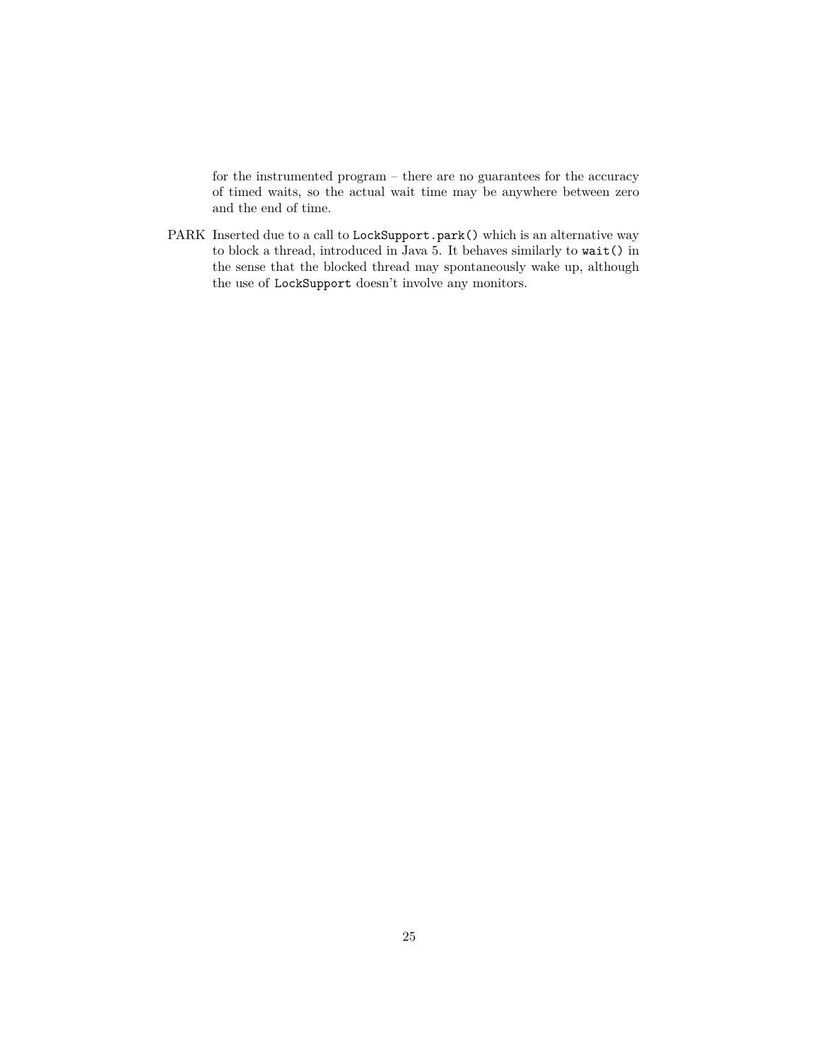for the instrumented program – there are no guarantees for the accuracy of timed waits, so the actual wait time may be anywhere between zero and the end of time.

PARK Inserted due to a call to `LockSupport.park()` which is an alternative way to block a thread, introduced in Java 5. It behaves similarly to `wait()` in the sense that the blocked thread may spontaneously wake up, although the use of `LockSupport` doesn't involve any monitors.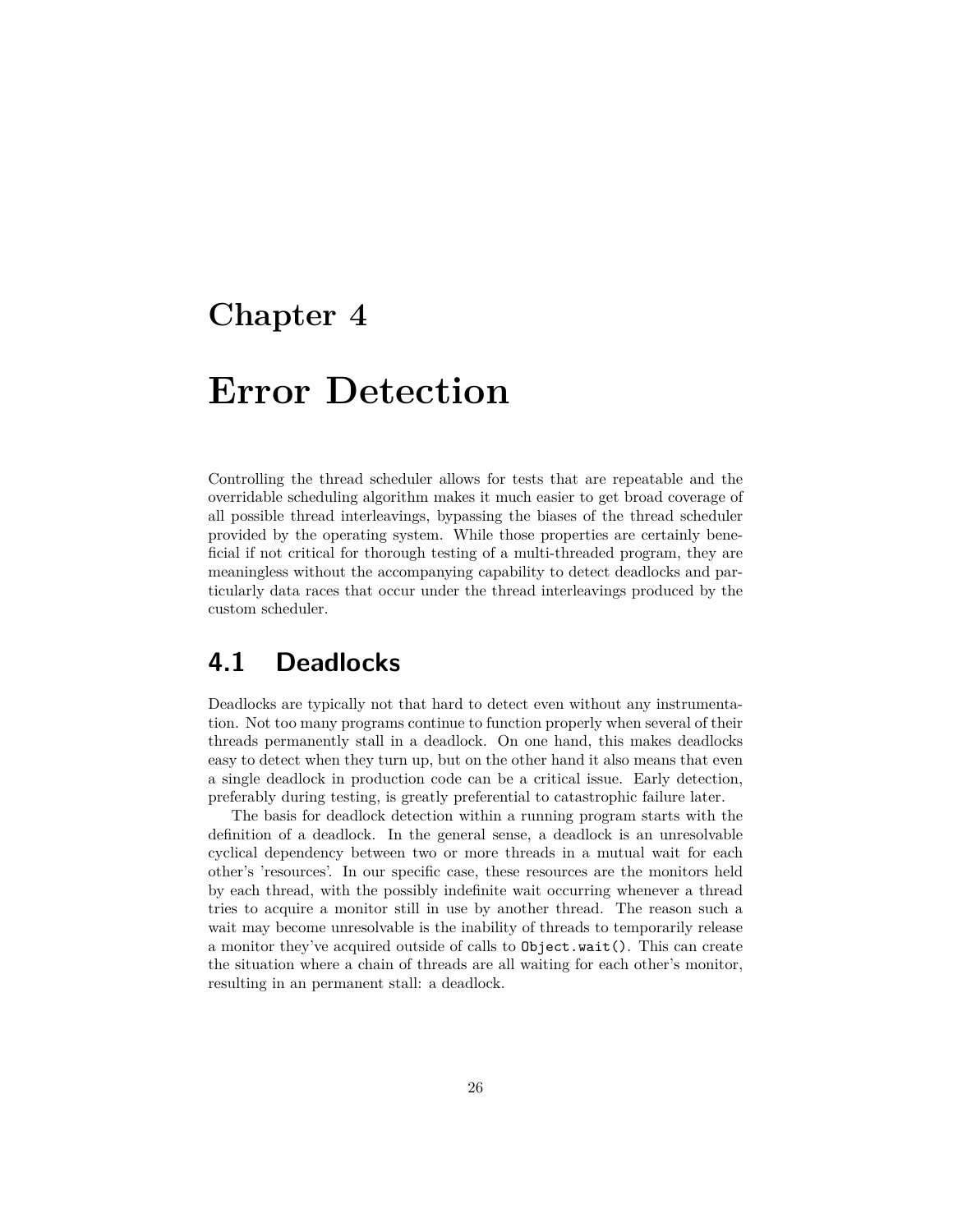# Chapter 4

# Error Detection

Controlling the thread scheduler allows for tests that are repeatable and the overridable scheduling algorithm makes it much easier to get broad coverage of all possible thread interleavings, bypassing the biases of the thread scheduler provided by the operating system. While those properties are certainly beneficial if not critical for thorough testing of a multi-threaded program, they are meaningless without the accompanying capability to detect deadlocks and particularly data races that occur under the thread interleavings produced by the custom scheduler.

## 4.1 Deadlocks

Deadlocks are typically not that hard to detect even without any instrumentation. Not too many programs continue to function properly when several of their threads permanently stall in a deadlock. On one hand, this makes deadlocks easy to detect when they turn up, but on the other hand it also means that even a single deadlock in production code can be a critical issue. Early detection, preferably during testing, is greatly preferential to catastrophic failure later.

The basis for deadlock detection within a running program starts with the definition of a deadlock. In the general sense, a deadlock is an unresolvable cyclical dependency between two or more threads in a mutual wait for each other's 'resources'. In our specific case, these resources are the monitors held by each thread, with the possibly indefinite wait occurring whenever a thread tries to acquire a monitor still in use by another thread. The reason such a wait may become unresolvable is the inability of threads to temporarily release a monitor they've acquired outside of calls to `Object.wait()`. This can create the situation where a chain of threads are all waiting for each other's monitor, resulting in an permanent stall: a deadlock.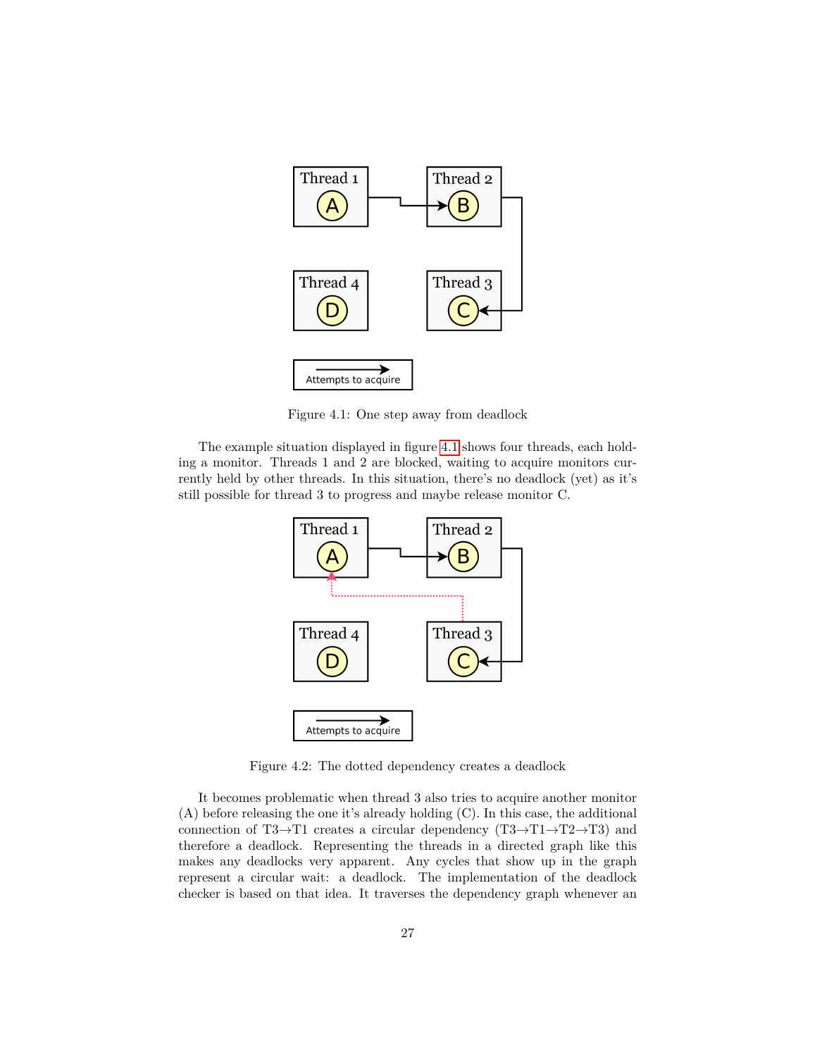Figure 4.1: One step away from deadlock

The example situation displayed in figure 4.1 shows four threads, each holding a monitor. Threads 1 and 2 are blocked, waiting to acquire monitors currently held by other threads. In this situation, there's no deadlock (yet) as it's still possible for thread 3 to progress and maybe release monitor C.

Figure 4.2: The dotted dependency creates a deadlock

It becomes problematic when thread 3 also tries to acquire another monitor (A) before releasing the one it's already holding (C). In this case, the additional connection of T3→T1 creates a circular dependency (T3→T1→T2→T3) and therefore a deadlock. Representing the threads in a directed graph like this makes any deadlocks very apparent. Any cycles that show up in the graph represent a circular wait: a deadlock. The implementation of the deadlock checker is based on that idea. It traverses the dependency graph whenever an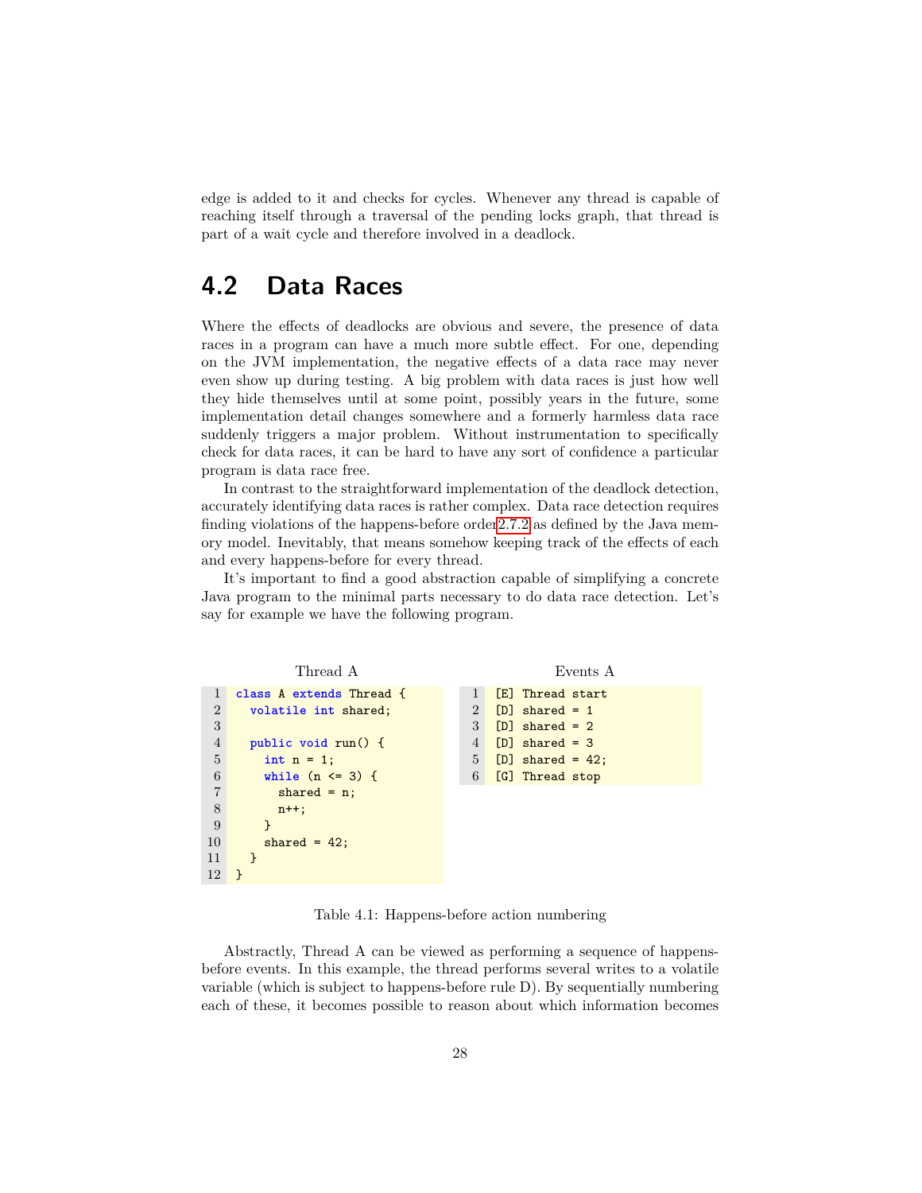edge is added to it and checks for cycles. Whenever any thread is capable of reaching itself through a traversal of the pending locks graph, that thread is part of a wait cycle and therefore involved in a deadlock.

## 4.2 Data Races

Where the effects of deadlocks are obvious and severe, the presence of data races in a program can have a much more subtle effect. For one, depending on the JVM implementation, the negative effects of a data race may never even show up during testing. A big problem with data races is just how well they hide themselves until at some point, possibly years in the future, some implementation detail changes somewhere and a formerly harmless data race suddenly triggers a major problem. Without instrumentation to specifically check for data races, it can be hard to have any sort of confidence a particular program is data race free.

In contrast to the straightforward implementation of the deadlock detection, accurately identifying data races is rather complex. Data race detection requires finding violations of the happens-before order 2.7.2 as defined by the Java memory model. Inevitably, that means somehow keeping track of the effects of each and every happens-before for every thread.

It's important to find a good abstraction capable of simplifying a concrete Java program to the minimal parts necessary to do data race detection. Let's say for example we have the following program.

Thread A

```java
class A extends Thread {
  volatile int shared;

  public void run() {
    int n = 1;
    while (n <= 3) {
      shared = n;
      n++;
    }
    shared = 42;
  }
}
```

Events A

```
[E] Thread start
[D] shared = 1
[D] shared = 2
[D] shared = 3
[D] shared = 42;
[G] Thread stop
```

Table 4.1: Happens-before action numbering

Abstractly, Thread A can be viewed as performing a sequence of happens-before events. In this example, the thread performs several writes to a volatile variable (which is subject to happens-before rule D). By sequentially numbering each of these, it becomes possible to reason about which information becomes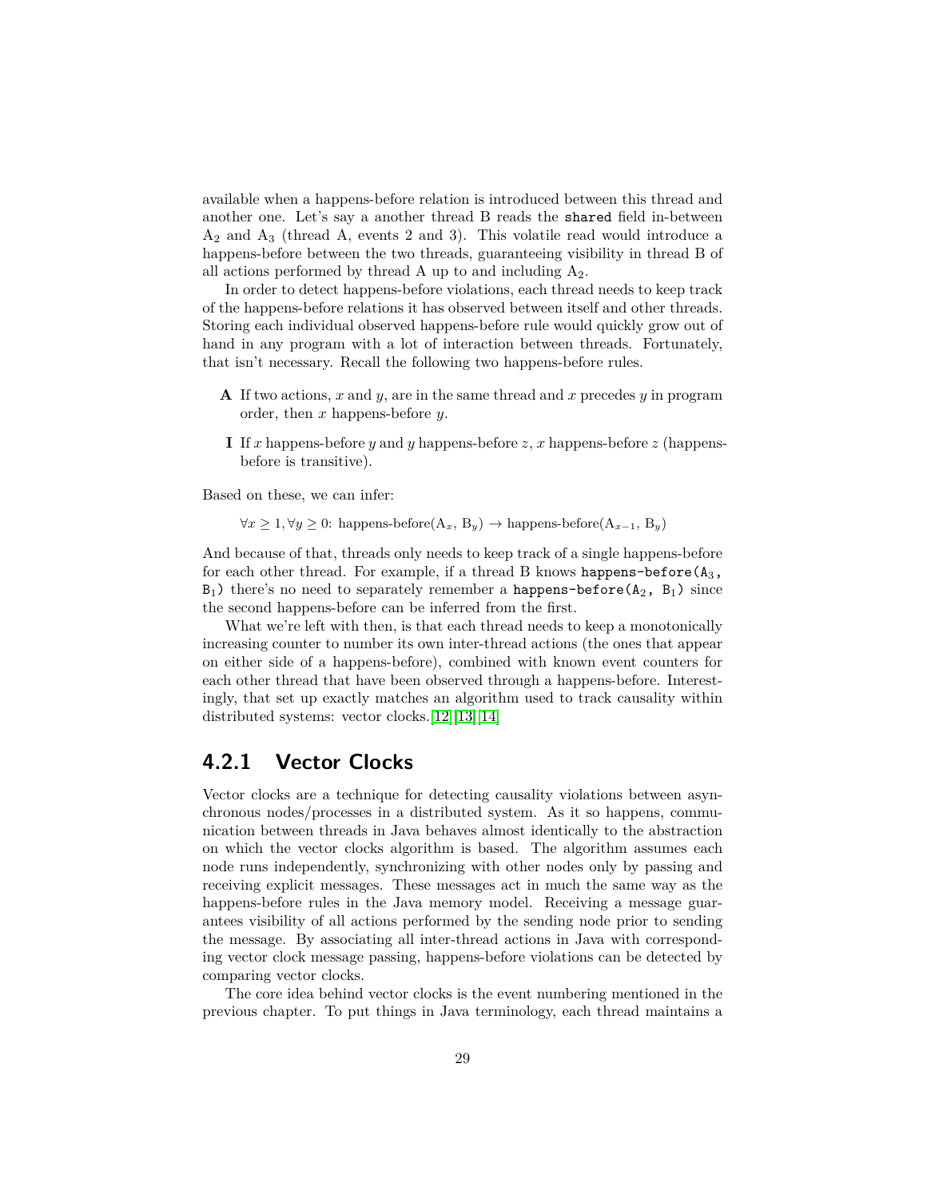available when a happens-before relation is introduced between this thread and another one. Let's say a another thread B reads the `shared` field in-between $A_2$ and $A_3$ (thread A, events 2 and 3). This volatile read would introduce a happens-before between the two threads, guaranteeing visibility in thread B of all actions performed by thread A up to and including $A_2$.

In order to detect happens-before violations, each thread needs to keep track of the happens-before relations it has observed between itself and other threads. Storing each individual observed happens-before rule would quickly grow out of hand in any program with a lot of interaction between threads. Fortunately, that isn't necessary. Recall the following two happens-before rules.

- **A** If two actions, $x$ and $y$, are in the same thread and $x$ precedes $y$ in program order, then $x$ happens-before $y$.
- **I** If $x$ happens-before $y$ and $y$ happens-before $z$, $x$ happens-before $z$ (happens-before is transitive).

Based on these, we can infer:

$$\forall x \geq 1, \forall y \geq 0\text{: happens-before}(A_x,\ B_y) \rightarrow \text{happens-before}(A_{x-1},\ B_y)$$

And because of that, threads only needs to keep track of a single happens-before for each other thread. For example, if a thread B knows `happens-before(`$A_3$`, `$B_1$`)` there's no need to separately remember a `happens-before(`$A_2$`, `$B_1$`)` since the second happens-before can be inferred from the first.

What we're left with then, is that each thread needs to keep a monotonically increasing counter to number its own inter-thread actions (the ones that appear on either side of a happens-before), combined with known event counters for each other thread that have been observed through a happens-before. Interestingly, that set up exactly matches an algorithm used to track causality within distributed systems: vector clocks.[12][13][14]

### 4.2.1 Vector Clocks

Vector clocks are a technique for detecting causality violations between asynchronous nodes/processes in a distributed system. As it so happens, communication between threads in Java behaves almost identically to the abstraction on which the vector clocks algorithm is based. The algorithm assumes each node runs independently, synchronizing with other nodes only by passing and receiving explicit messages. These messages act in much the same way as the happens-before rules in the Java memory model. Receiving a message guarantees visibility of all actions performed by the sending node prior to sending the message. By associating all inter-thread actions in Java with corresponding vector clock message passing, happens-before violations can be detected by comparing vector clocks.

The core idea behind vector clocks is the event numbering mentioned in the previous chapter. To put things in Java terminology, each thread maintains a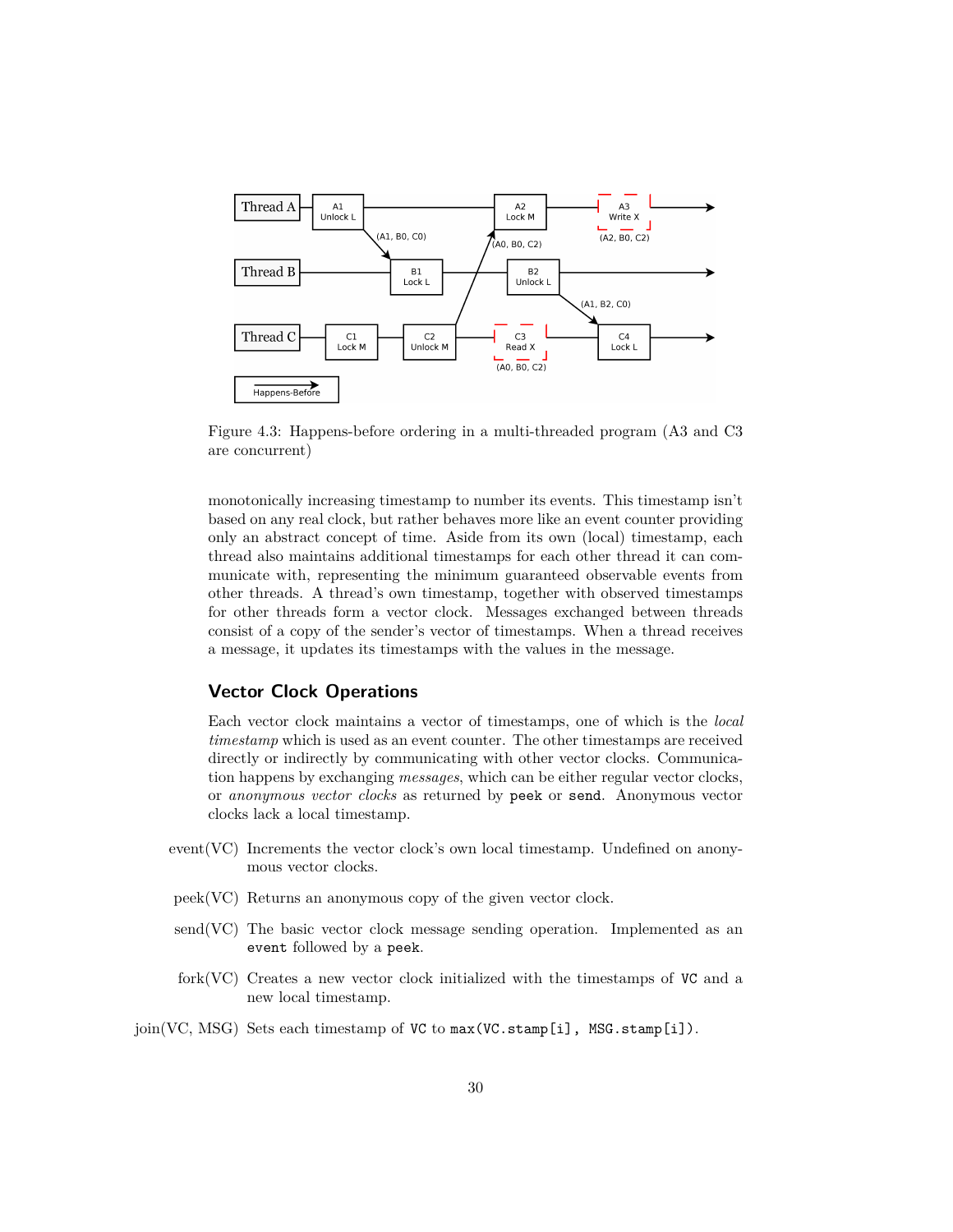Figure 4.3: Happens-before ordering in a multi-threaded program (A3 and C3 are concurrent)

monotonically increasing timestamp to number its events. This timestamp isn't based on any real clock, but rather behaves more like an event counter providing only an abstract concept of time. Aside from its own (local) timestamp, each thread also maintains additional timestamps for each other thread it can communicate with, representing the minimum guaranteed observable events from other threads. A thread's own timestamp, together with observed timestamps for other threads form a vector clock. Messages exchanged between threads consist of a copy of the sender's vector of timestamps. When a thread receives a message, it updates its timestamps with the values in the message.

### Vector Clock Operations

Each vector clock maintains a vector of timestamps, one of which is the *local timestamp* which is used as an event counter. The other timestamps are received directly or indirectly by communicating with other vector clocks. Communication happens by exchanging *messages*, which can be either regular vector clocks, or *anonymous vector clocks* as returned by `peek` or `send`. Anonymous vector clocks lack a local timestamp.

- **event(VC)** Increments the vector clock's own local timestamp. Undefined on anonymous vector clocks.
- **peek(VC)** Returns an anonymous copy of the given vector clock.
- **send(VC)** The basic vector clock message sending operation. Implemented as an `event` followed by a `peek`.
- **fork(VC)** Creates a new vector clock initialized with the timestamps of `VC` and a new local timestamp.
- **join(VC, MSG)** Sets each timestamp of `VC` to `max(VC.stamp[i], MSG.stamp[i])`.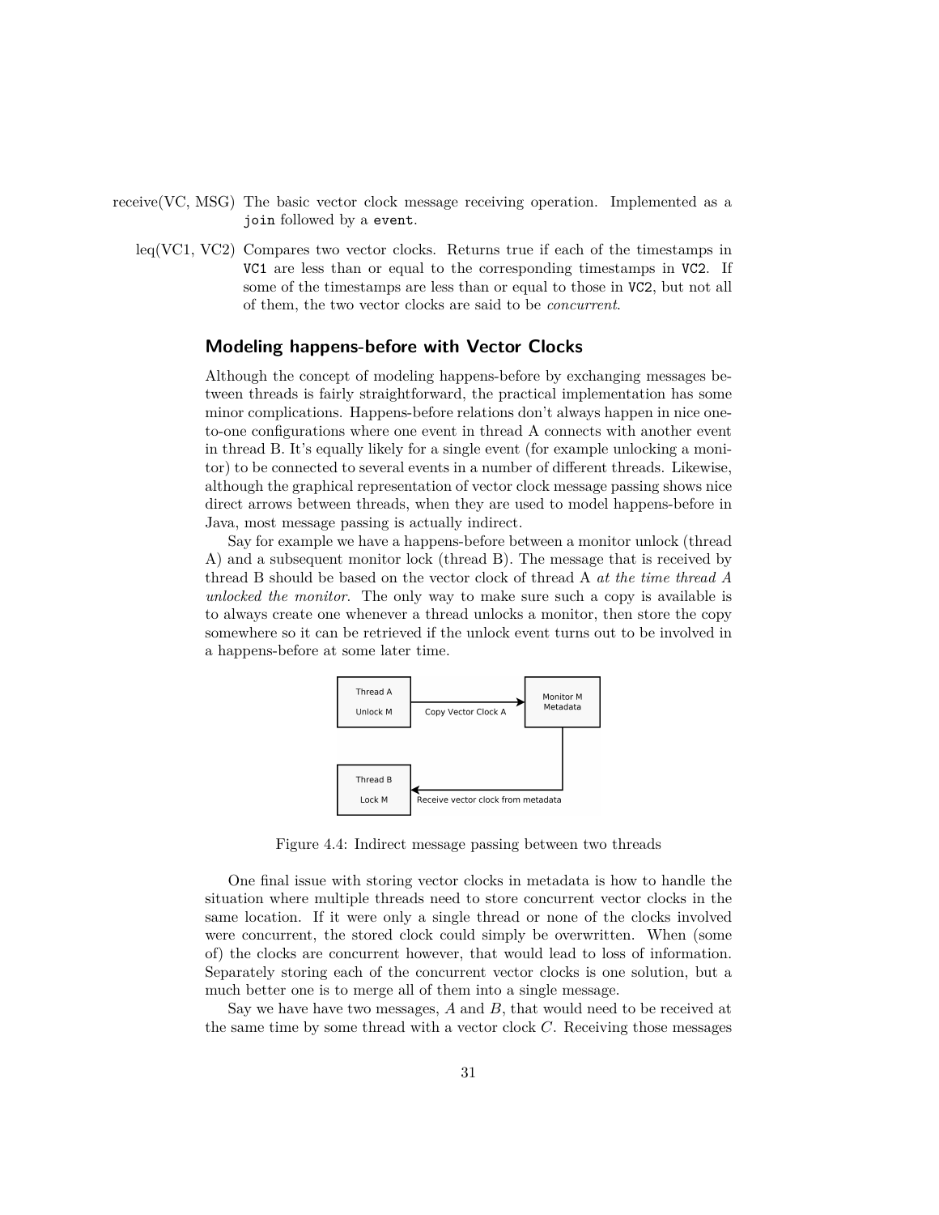receive(VC, MSG) The basic vector clock message receiving operation. Implemented as a `join` followed by a `event`.

leq(VC1, VC2) Compares two vector clocks. Returns true if each of the timestamps in `VC1` are less than or equal to the corresponding timestamps in `VC2`. If some of the timestamps are less than or equal to those in `VC2`, but not all of them, the two vector clocks are said to be *concurrent*.

### Modeling happens-before with Vector Clocks

Although the concept of modeling happens-before by exchanging messages between threads is fairly straightforward, the practical implementation has some minor complications. Happens-before relations don't always happen in nice one-to-one configurations where one event in thread A connects with another event in thread B. It's equally likely for a single event (for example unlocking a monitor) to be connected to several events in a number of different threads. Likewise, although the graphical representation of vector clock message passing shows nice direct arrows between threads, when they are used to model happens-before in Java, most message passing is actually indirect.

Say for example we have a happens-before between a monitor unlock (thread A) and a subsequent monitor lock (thread B). The message that is received by thread B should be based on the vector clock of thread A *at the time thread A unlocked the monitor*. The only way to make sure such a copy is available is to always create one whenever a thread unlocks a monitor, then store the copy somewhere so it can be retrieved if the unlock event turns out to be involved in a happens-before at some later time.

Figure 4.4: Indirect message passing between two threads

One final issue with storing vector clocks in metadata is how to handle the situation where multiple threads need to store concurrent vector clocks in the same location. If it were only a single thread or none of the clocks involved were concurrent, the stored clock could simply be overwritten. When (some of) the clocks are concurrent however, that would lead to loss of information. Separately storing each of the concurrent vector clocks is one solution, but a much better one is to merge all of them into a single message.

Say we have have two messages, $A$ and $B$, that would need to be received at the same time by some thread with a vector clock $C$. Receiving those messages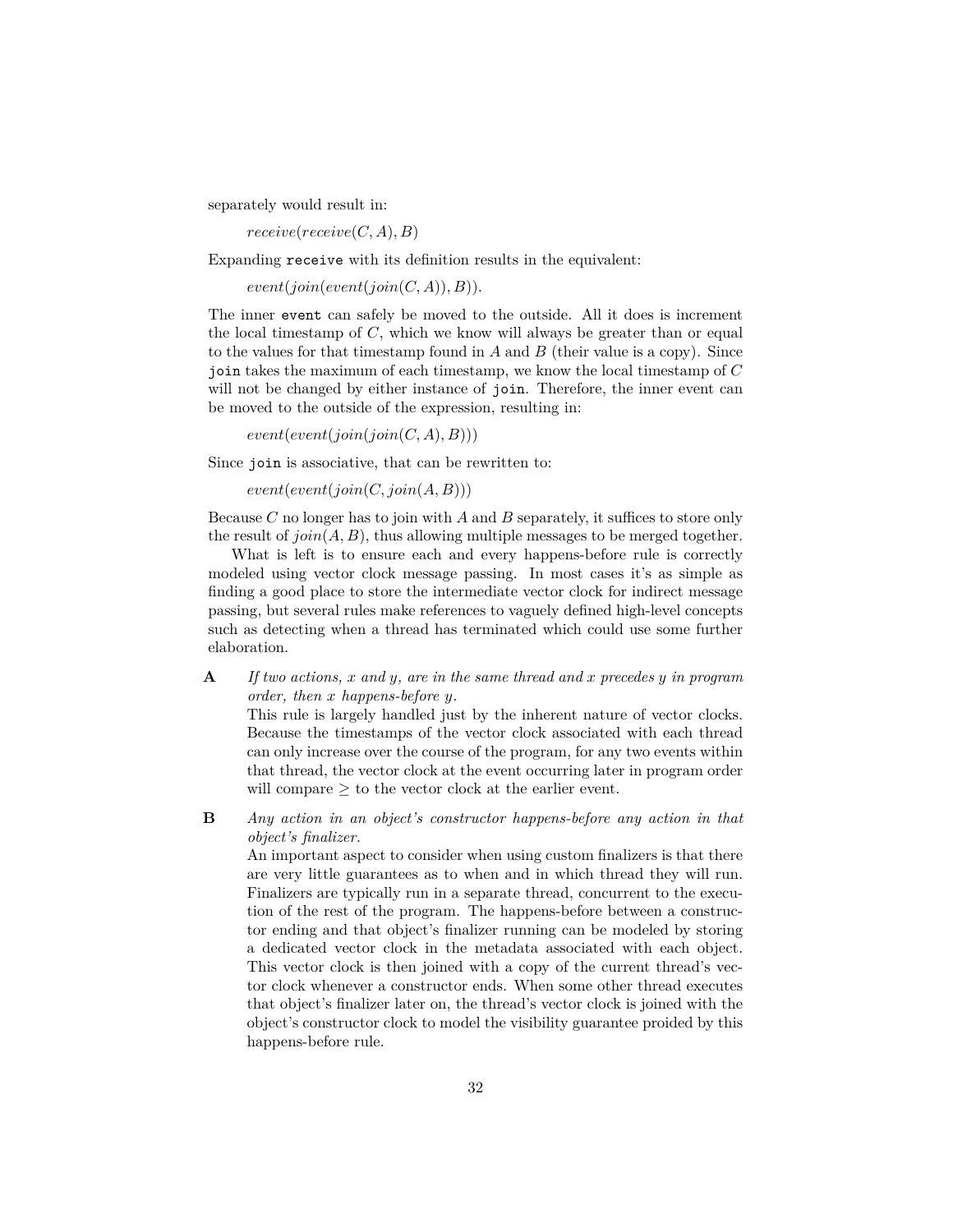separately would result in:

$$receive(receive(C, A), B)$$

Expanding `receive` with its definition results in the equivalent:

$$event(join(event(join(C, A)), B)).$$

The inner `event` can safely be moved to the outside. All it does is increment the local timestamp of $C$, which we know will always be greater than or equal to the values for that timestamp found in $A$ and $B$ (their value is a copy). Since `join` takes the maximum of each timestamp, we know the local timestamp of $C$ will not be changed by either instance of `join`. Therefore, the inner event can be moved to the outside of the expression, resulting in:

$$event(event(join(join(C, A), B)))$$

Since `join` is associative, that can be rewritten to:

$$event(event(join(C, join(A, B)))$$

Because $C$ no longer has to join with $A$ and $B$ separately, it suffices to store only the result of $join(A, B)$, thus allowing multiple messages to be merged together.

What is left is to ensure each and every happens-before rule is correctly modeled using vector clock message passing. In most cases it's as simple as finding a good place to store the intermediate vector clock for indirect message passing, but several rules make references to vaguely defined high-level concepts such as detecting when a thread has terminated which could use some further elaboration.

**A** *If two actions, x and y, are in the same thread and x precedes y in program order, then x happens-before y.*
This rule is largely handled just by the inherent nature of vector clocks. Because the timestamps of the vector clock associated with each thread can only increase over the course of the program, for any two events within that thread, the vector clock at the event occurring later in program order will compare $\geq$ to the vector clock at the earlier event.

**B** *Any action in an object's constructor happens-before any action in that object's finalizer.*
An important aspect to consider when using custom finalizers is that there are very little guarantees as to when and in which thread they will run. Finalizers are typically run in a separate thread, concurrent to the execution of the rest of the program. The happens-before between a constructor ending and that object's finalizer running can be modeled by storing a dedicated vector clock in the metadata associated with each object. This vector clock is then joined with a copy of the current thread's vector clock whenever a constructor ends. When some other thread executes that object's finalizer later on, the thread's vector clock is joined with the object's constructor clock to model the visibility guarantee proided by this happens-before rule.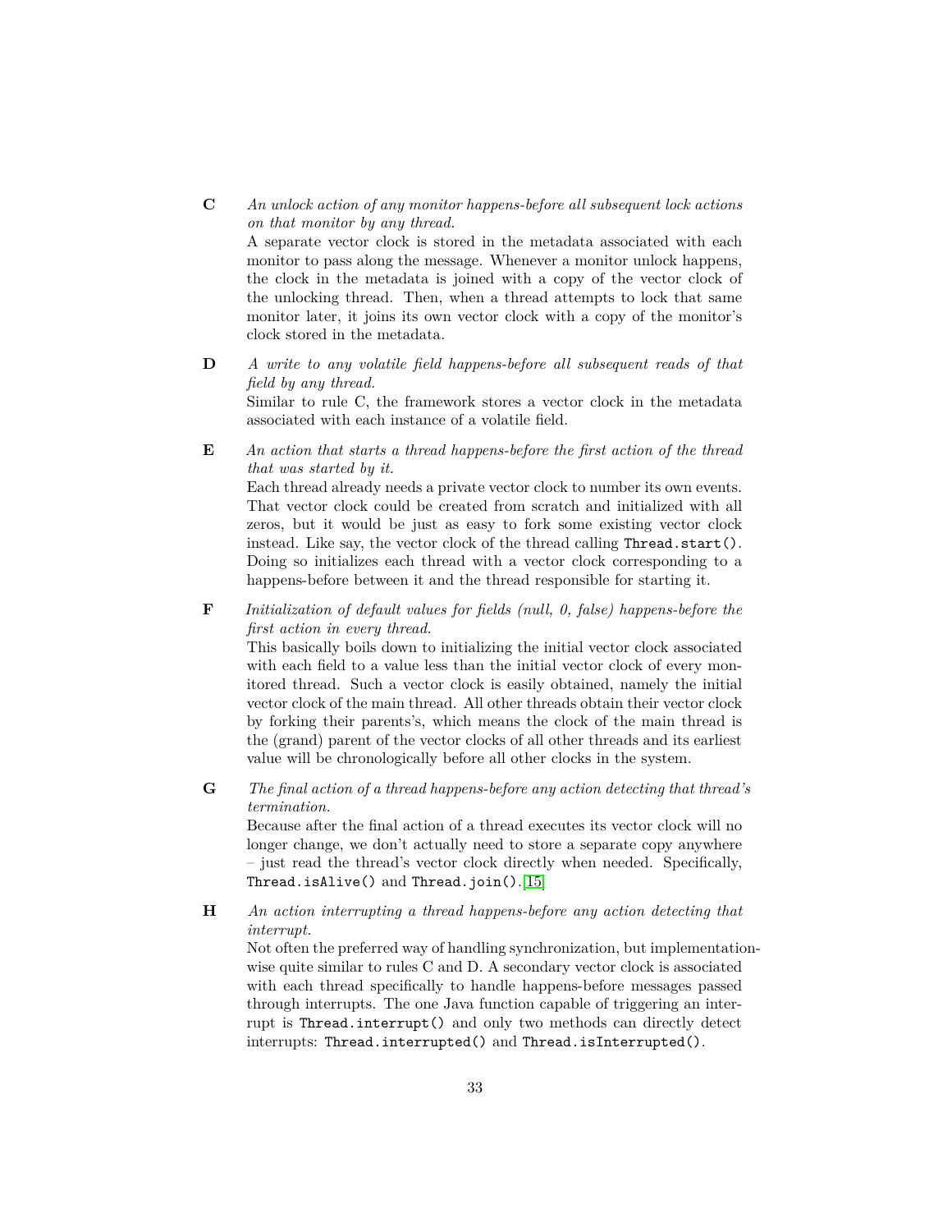**C** *An unlock action of any monitor happens-before all subsequent lock actions on that monitor by any thread.*
A separate vector clock is stored in the metadata associated with each monitor to pass along the message. Whenever a monitor unlock happens, the clock in the metadata is joined with a copy of the vector clock of the unlocking thread. Then, when a thread attempts to lock that same monitor later, it joins its own vector clock with a copy of the monitor's clock stored in the metadata.

**D** *A write to any volatile field happens-before all subsequent reads of that field by any thread.*
Similar to rule C, the framework stores a vector clock in the metadata associated with each instance of a volatile field.

**E** *An action that starts a thread happens-before the first action of the thread that was started by it.*
Each thread already needs a private vector clock to number its own events. That vector clock could be created from scratch and initialized with all zeros, but it would be just as easy to fork some existing vector clock instead. Like say, the vector clock of the thread calling `Thread.start()`. Doing so initializes each thread with a vector clock corresponding to a happens-before between it and the thread responsible for starting it.

**F** *Initialization of default values for fields (null, 0, false) happens-before the first action in every thread.*
This basically boils down to initializing the initial vector clock associated with each field to a value less than the initial vector clock of every monitored thread. Such a vector clock is easily obtained, namely the initial vector clock of the main thread. All other threads obtain their vector clock by forking their parents's, which means the clock of the main thread is the (grand) parent of the vector clocks of all other threads and its earliest value will be chronologically before all other clocks in the system.

**G** *The final action of a thread happens-before any action detecting that thread's termination.*
Because after the final action of a thread executes its vector clock will no longer change, we don't actually need to store a separate copy anywhere – just read the thread's vector clock directly when needed. Specifically, `Thread.isAlive()` and `Thread.join()`.[15]

**H** *An action interrupting a thread happens-before any action detecting that interrupt.*
Not often the preferred way of handling synchronization, but implementation-wise quite similar to rules C and D. A secondary vector clock is associated with each thread specifically to handle happens-before messages passed through interrupts. The one Java function capable of triggering an interrupt is `Thread.interrupt()` and only two methods can directly detect interrupts: `Thread.interrupted()` and `Thread.isInterrupted()`.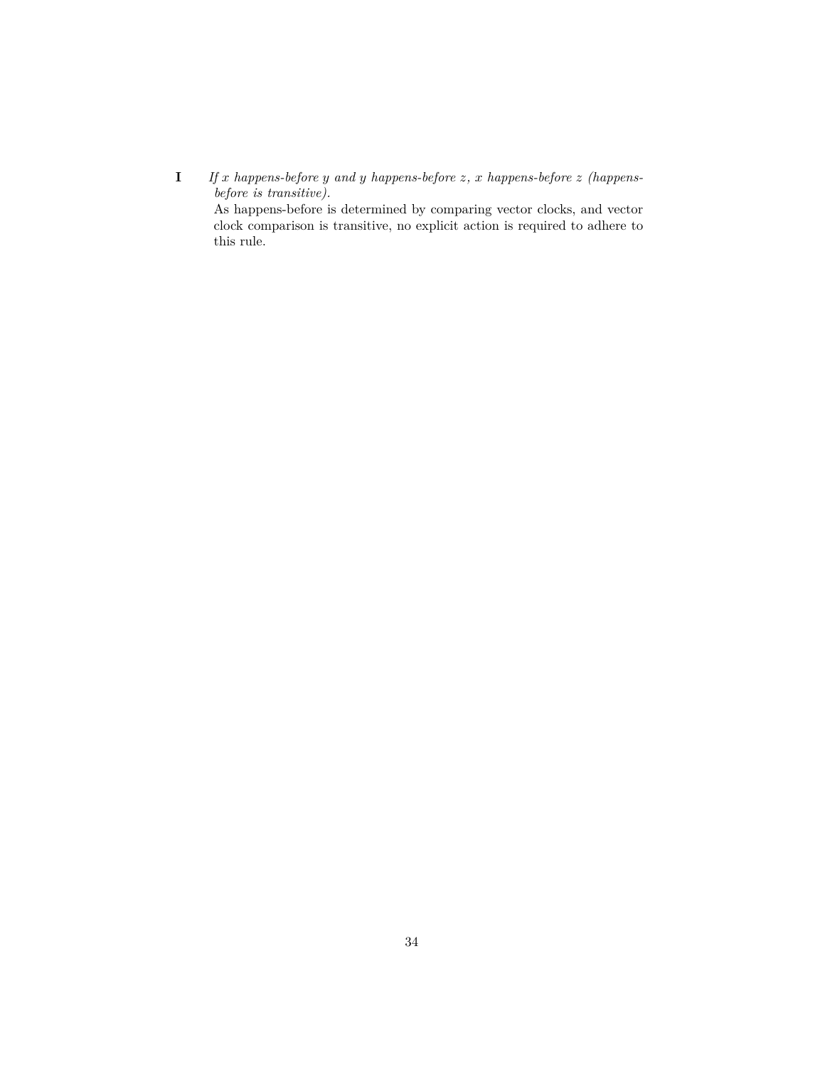**I** *If x happens-before y and y happens-before z, x happens-before z (happens-before is transitive).*

As happens-before is determined by comparing vector clocks, and vector clock comparison is transitive, no explicit action is required to adhere to this rule.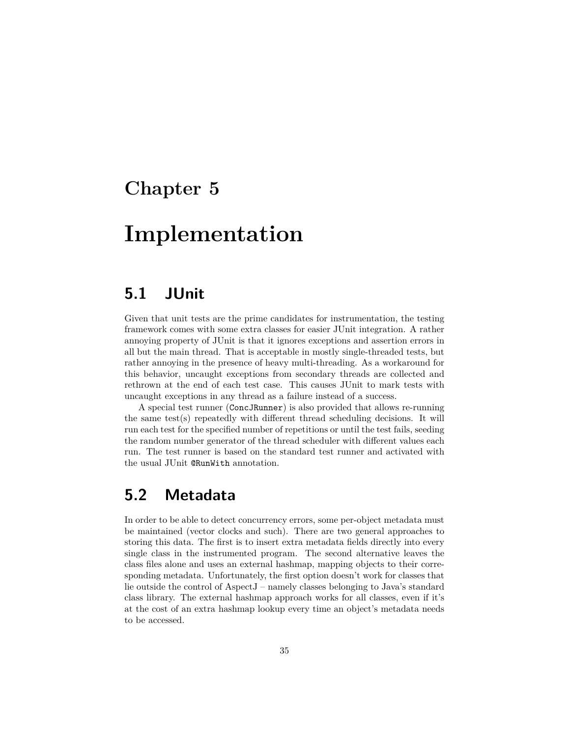# Chapter 5

# Implementation

## 5.1 JUnit

Given that unit tests are the prime candidates for instrumentation, the testing framework comes with some extra classes for easier JUnit integration. A rather annoying property of JUnit is that it ignores exceptions and assertion errors in all but the main thread. That is acceptable in mostly single-threaded tests, but rather annoying in the presence of heavy multi-threading. As a workaround for this behavior, uncaught exceptions from secondary threads are collected and rethrown at the end of each test case. This causes JUnit to mark tests with uncaught exceptions in any thread as a failure instead of a success.

A special test runner (`ConcJRunner`) is also provided that allows re-running the same test(s) repeatedly with different thread scheduling decisions. It will run each test for the specified number of repetitions or until the test fails, seeding the random number generator of the thread scheduler with different values each run. The test runner is based on the standard test runner and activated with the usual JUnit `@RunWith` annotation.

## 5.2 Metadata

In order to be able to detect concurrency errors, some per-object metadata must be maintained (vector clocks and such). There are two general approaches to storing this data. The first is to insert extra metadata fields directly into every single class in the instrumented program. The second alternative leaves the class files alone and uses an external hashmap, mapping objects to their corresponding metadata. Unfortunately, the first option doesn't work for classes that lie outside the control of AspectJ – namely classes belonging to Java's standard class library. The external hashmap approach works for all classes, even if it's at the cost of an extra hashmap lookup every time an object's metadata needs to be accessed.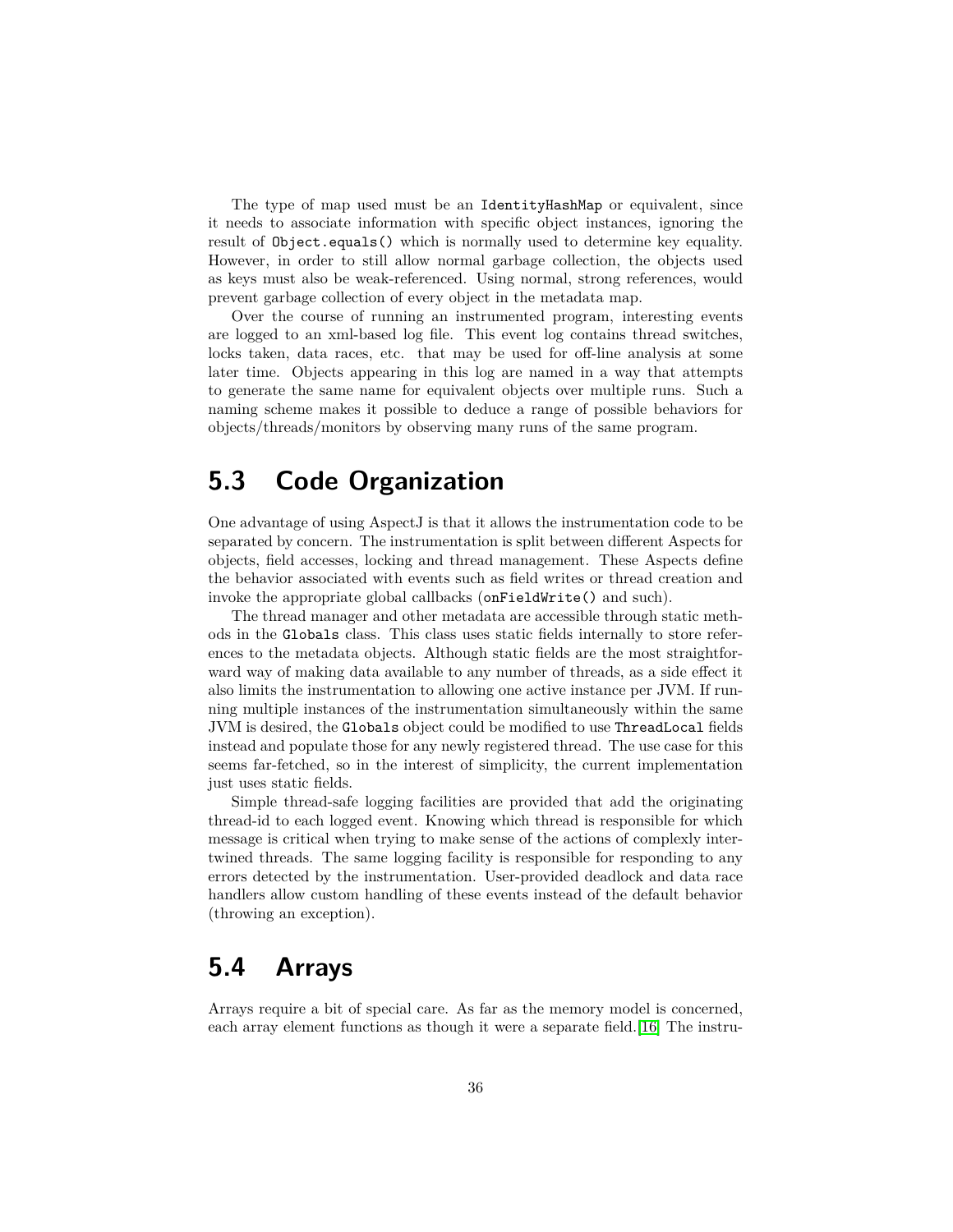The type of map used must be an `IdentityHashMap` or equivalent, since it needs to associate information with specific object instances, ignoring the result of `Object.equals()` which is normally used to determine key equality. However, in order to still allow normal garbage collection, the objects used as keys must also be weak-referenced. Using normal, strong references, would prevent garbage collection of every object in the metadata map.

Over the course of running an instrumented program, interesting events are logged to an xml-based log file. This event log contains thread switches, locks taken, data races, etc. that may be used for off-line analysis at some later time. Objects appearing in this log are named in a way that attempts to generate the same name for equivalent objects over multiple runs. Such a naming scheme makes it possible to deduce a range of possible behaviors for objects/threads/monitors by observing many runs of the same program.

## 5.3 Code Organization

One advantage of using AspectJ is that it allows the instrumentation code to be separated by concern. The instrumentation is split between different Aspects for objects, field accesses, locking and thread management. These Aspects define the behavior associated with events such as field writes or thread creation and invoke the appropriate global callbacks (`onFieldWrite()` and such).

The thread manager and other metadata are accessible through static methods in the `Globals` class. This class uses static fields internally to store references to the metadata objects. Although static fields are the most straightforward way of making data available to any number of threads, as a side effect it also limits the instrumentation to allowing one active instance per JVM. If running multiple instances of the instrumentation simultaneously within the same JVM is desired, the `Globals` object could be modified to use `ThreadLocal` fields instead and populate those for any newly registered thread. The use case for this seems far-fetched, so in the interest of simplicity, the current implementation just uses static fields.

Simple thread-safe logging facilities are provided that add the originating thread-id to each logged event. Knowing which thread is responsible for which message is critical when trying to make sense of the actions of complexly intertwined threads. The same logging facility is responsible for responding to any errors detected by the instrumentation. User-provided deadlock and data race handlers allow custom handling of these events instead of the default behavior (throwing an exception).

## 5.4 Arrays

Arrays require a bit of special care. As far as the memory model is concerned, each array element functions as though it were a separate field.[16] The instru-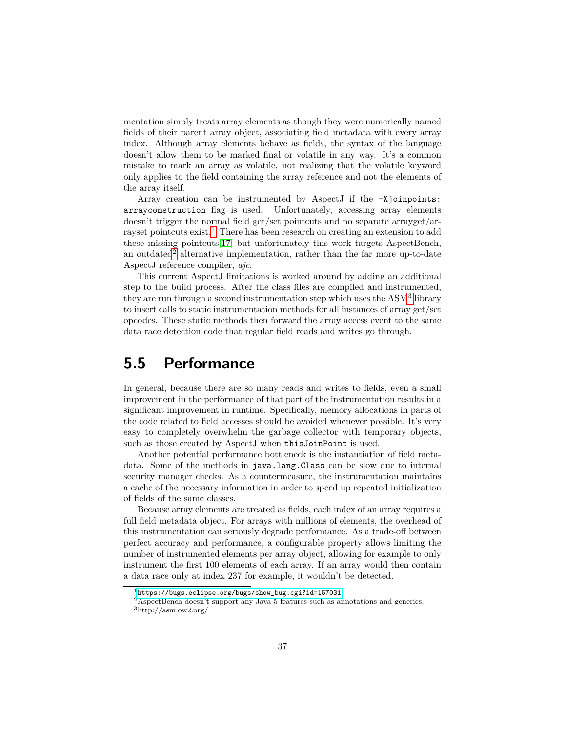mentation simply treats array elements as though they were numerically named fields of their parent array object, associating field metadata with every array index. Although array elements behave as fields, the syntax of the language doesn't allow them to be marked final or volatile in any way. It's a common mistake to mark an array as volatile, not realizing that the volatile keyword only applies to the field containing the array reference and not the elements of the array itself.

Array creation can be instrumented by AspectJ if the `-Xjoinpoints:arrayconstruction` flag is used. Unfortunately, accessing array elements doesn't trigger the normal field get/set pointcuts and no separate arrayget/arrayset pointcuts exist.[1] There has been research on creating an extension to add these missing pointcuts[17] but unfortunately this work targets AspectBench, an outdated[2] alternative implementation, rather than the far more up-to-date AspectJ reference compiler, *ajc*.

This current AspectJ limitations is worked around by adding an additional step to the build process. After the class files are compiled and instrumented, they are run through a second instrumentation step which uses the ASM[3] library to insert calls to static instrumentation methods for all instances of array get/set opcodes. These static methods then forward the array access event to the same data race detection code that regular field reads and writes go through.

## 5.5 Performance

In general, because there are so many reads and writes to fields, even a small improvement in the performance of that part of the instrumentation results in a significant improvement in runtime. Specifically, memory allocations in parts of the code related to field accesses should be avoided whenever possible. It's very easy to completely overwhelm the garbage collector with temporary objects, such as those created by AspectJ when `thisJoinPoint` is used.

Another potential performance bottleneck is the instantiation of field metadata. Some of the methods in `java.lang.Class` can be slow due to internal security manager checks. As a countermeasure, the instrumentation maintains a cache of the necessary information in order to speed up repeated initialization of fields of the same classes.

Because array elements are treated as fields, each index of an array requires a full field metadata object. For arrays with millions of elements, the overhead of this instrumentation can seriously degrade performance. As a trade-off between perfect accuracy and performance, a configurable property allows limiting the number of instrumented elements per array object, allowing for example to only instrument the first 100 elements of each array. If an array would then contain a data race only at index 237 for example, it wouldn't be detected.

---

[1] `https://bugs.eclipse.org/bugs/show_bug.cgi?id=157031`

[2] AspectBench doesn't support any Java 5 features such as annotations and generics.

[3] http://asm.ow2.org/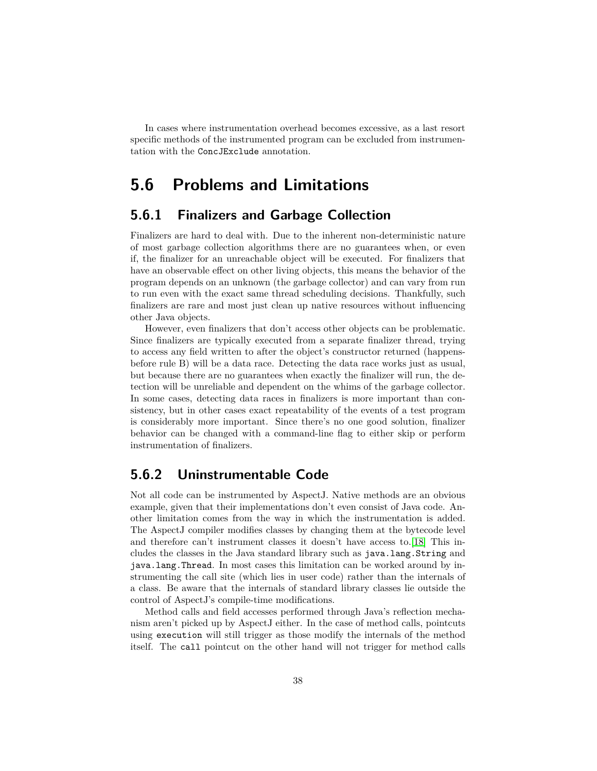In cases where instrumentation overhead becomes excessive, as a last resort specific methods of the instrumented program can be excluded from instrumentation with the `ConcJExclude` annotation.

## 5.6 Problems and Limitations

### 5.6.1 Finalizers and Garbage Collection

Finalizers are hard to deal with. Due to the inherent non-deterministic nature of most garbage collection algorithms there are no guarantees when, or even if, the finalizer for an unreachable object will be executed. For finalizers that have an observable effect on other living objects, this means the behavior of the program depends on an unknown (the garbage collector) and can vary from run to run even with the exact same thread scheduling decisions. Thankfully, such finalizers are rare and most just clean up native resources without influencing other Java objects.

However, even finalizers that don't access other objects can be problematic. Since finalizers are typically executed from a separate finalizer thread, trying to access any field written to after the object's constructor returned (happens-before rule B) will be a data race. Detecting the data race works just as usual, but because there are no guarantees when exactly the finalizer will run, the detection will be unreliable and dependent on the whims of the garbage collector. In some cases, detecting data races in finalizers is more important than consistency, but in other cases exact repeatability of the events of a test program is considerably more important. Since there's no one good solution, finalizer behavior can be changed with a command-line flag to either skip or perform instrumentation of finalizers.

### 5.6.2 Uninstrumentable Code

Not all code can be instrumented by AspectJ. Native methods are an obvious example, given that their implementations don't even consist of Java code. Another limitation comes from the way in which the instrumentation is added. The AspectJ compiler modifies classes by changing them at the bytecode level and therefore can't instrument classes it doesn't have access to.[18] This includes the classes in the Java standard library such as `java.lang.String` and `java.lang.Thread`. In most cases this limitation can be worked around by instrumenting the call site (which lies in user code) rather than the internals of a class. Be aware that the internals of standard library classes lie outside the control of AspectJ's compile-time modifications.

Method calls and field accesses performed through Java's reflection mechanism aren't picked up by AspectJ either. In the case of method calls, pointcuts using `execution` will still trigger as those modify the internals of the method itself. The `call` pointcut on the other hand will not trigger for method calls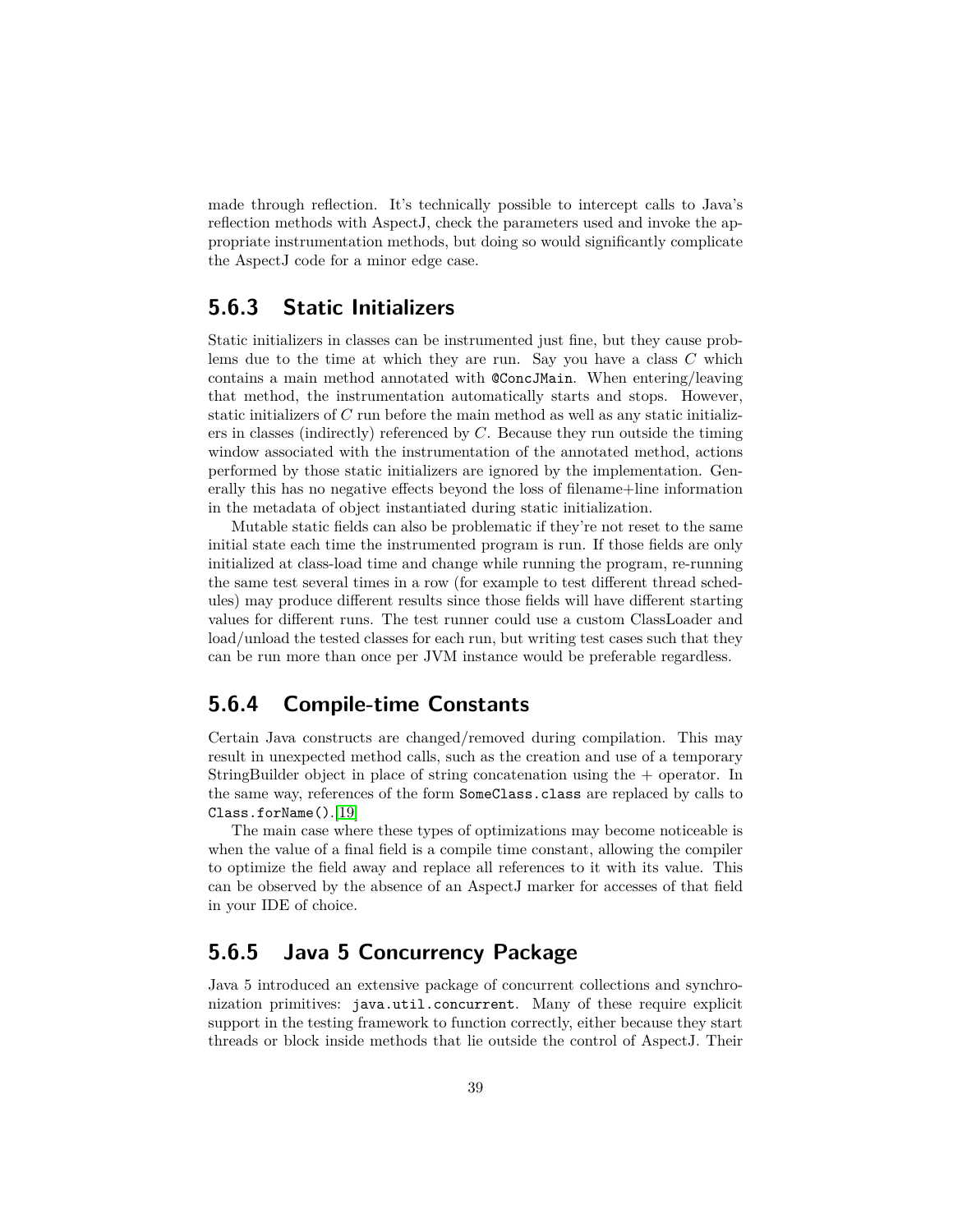made through reflection. It's technically possible to intercept calls to Java's reflection methods with AspectJ, check the parameters used and invoke the appropriate instrumentation methods, but doing so would significantly complicate the AspectJ code for a minor edge case.

### 5.6.3 Static Initializers

Static initializers in classes can be instrumented just fine, but they cause problems due to the time at which they are run. Say you have a class $C$ which contains a main method annotated with `@ConcJMain`. When entering/leaving that method, the instrumentation automatically starts and stops. However, static initializers of $C$ run before the main method as well as any static initializers in classes (indirectly) referenced by $C$. Because they run outside the timing window associated with the instrumentation of the annotated method, actions performed by those static initializers are ignored by the implementation. Generally this has no negative effects beyond the loss of filename+line information in the metadata of object instantiated during static initialization.

Mutable static fields can also be problematic if they're not reset to the same initial state each time the instrumented program is run. If those fields are only initialized at class-load time and change while running the program, re-running the same test several times in a row (for example to test different thread schedules) may produce different results since those fields will have different starting values for different runs. The test runner could use a custom ClassLoader and load/unload the tested classes for each run, but writing test cases such that they can be run more than once per JVM instance would be preferable regardless.

### 5.6.4 Compile-time Constants

Certain Java constructs are changed/removed during compilation. This may result in unexpected method calls, such as the creation and use of a temporary StringBuilder object in place of string concatenation using the + operator. In the same way, references of the form `SomeClass.class` are replaced by calls to `Class.forName()`.[19]

The main case where these types of optimizations may become noticeable is when the value of a final field is a compile time constant, allowing the compiler to optimize the field away and replace all references to it with its value. This can be observed by the absence of an AspectJ marker for accesses of that field in your IDE of choice.

### 5.6.5 Java 5 Concurrency Package

Java 5 introduced an extensive package of concurrent collections and synchronization primitives: `java.util.concurrent`. Many of these require explicit support in the testing framework to function correctly, either because they start threads or block inside methods that lie outside the control of AspectJ. Their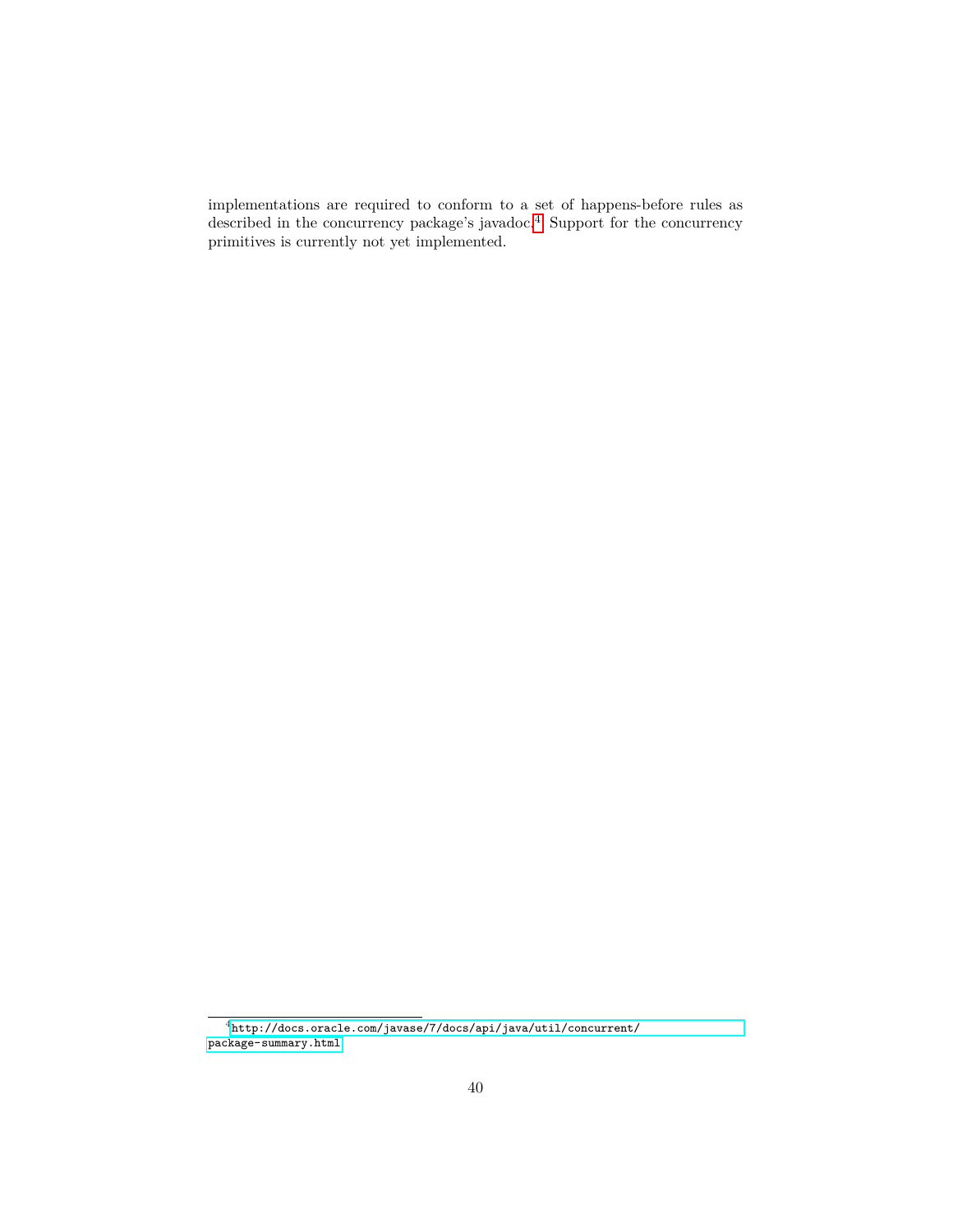implementations are required to conform to a set of happens-before rules as described in the concurrency package's javadoc.[4] Support for the concurrency primitives is currently not yet implemented.

[4] http://docs.oracle.com/javase/7/docs/api/java/util/concurrent/package-summary.html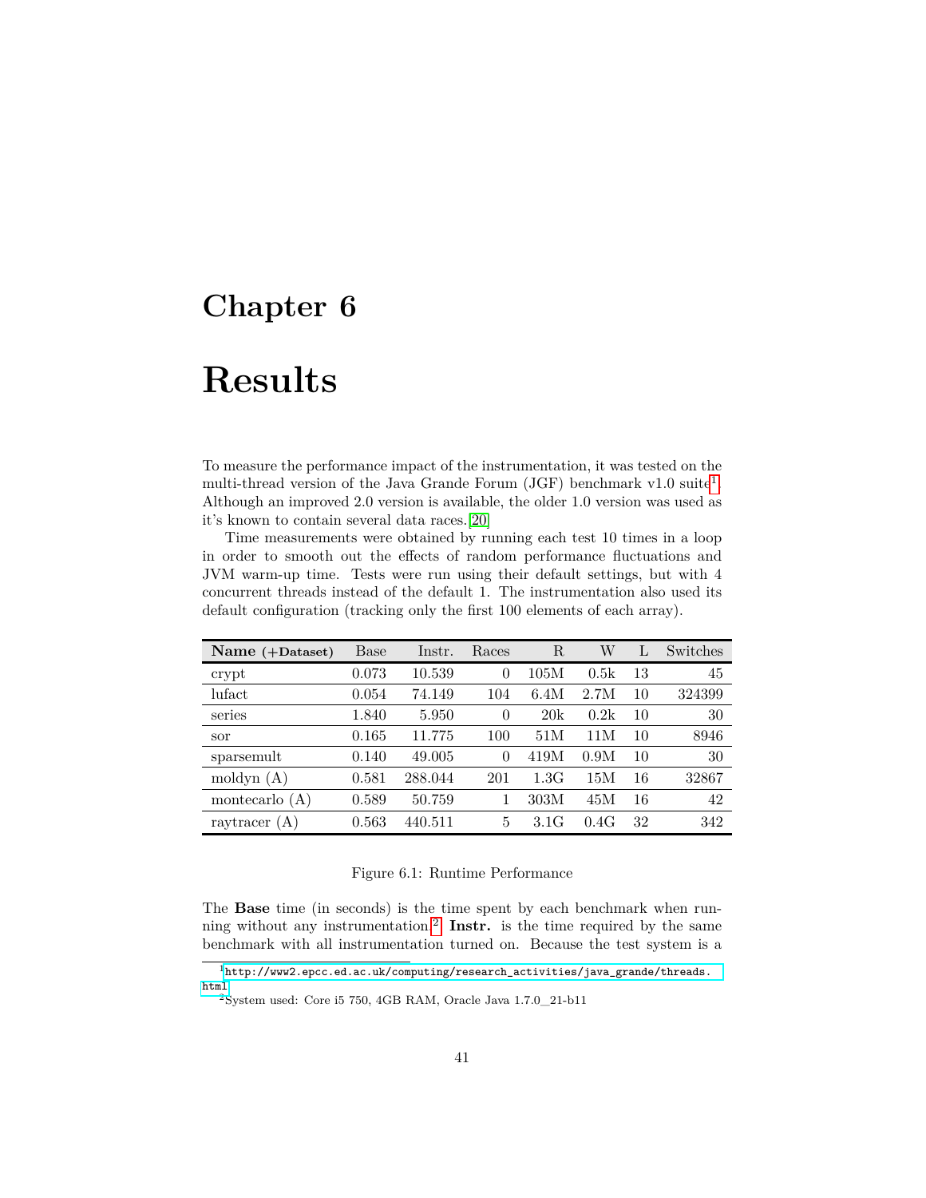# Chapter 6

# Results

To measure the performance impact of the instrumentation, it was tested on the multi-thread version of the Java Grande Forum (JGF) benchmark v1.0 suite[1]. Although an improved 2.0 version is available, the older 1.0 version was used as it's known to contain several data races.[20]

Time measurements were obtained by running each test 10 times in a loop in order to smooth out the effects of random performance fluctuations and JVM warm-up time. Tests were run using their default settings, but with 4 concurrent threads instead of the default 1. The instrumentation also used its default configuration (tracking only the first 100 elements of each array).

| **Name** (+**Dataset**) | Base | Instr. | Races | R | W | L | Switches |
|---|---|---|---|---|---|---|---|
| crypt | 0.073 | 10.539 | 0 | 105M | 0.5k | 13 | 45 |
| lufact | 0.054 | 74.149 | 104 | 6.4M | 2.7M | 10 | 324399 |
| series | 1.840 | 5.950 | 0 | 20k | 0.2k | 10 | 30 |
| sor | 0.165 | 11.775 | 100 | 51M | 11M | 10 | 8946 |
| sparsemult | 0.140 | 49.005 | 0 | 419M | 0.9M | 10 | 30 |
| moldyn (A) | 0.581 | 288.044 | 201 | 1.3G | 15M | 16 | 32867 |
| montecarlo (A) | 0.589 | 50.759 | 1 | 303M | 45M | 16 | 42 |
| raytracer (A) | 0.563 | 440.511 | 5 | 3.1G | 0.4G | 32 | 342 |

Figure 6.1: Runtime Performance

The **Base** time (in seconds) is the time spent by each benchmark when running without any instrumentation.[2] **Instr.** is the time required by the same benchmark with all instrumentation turned on. Because the test system is a

[1] http://www2.epcc.ed.ac.uk/computing/research_activities/java_grande/threads.html

[2] System used: Core i5 750, 4GB RAM, Oracle Java 1.7.0_21-b11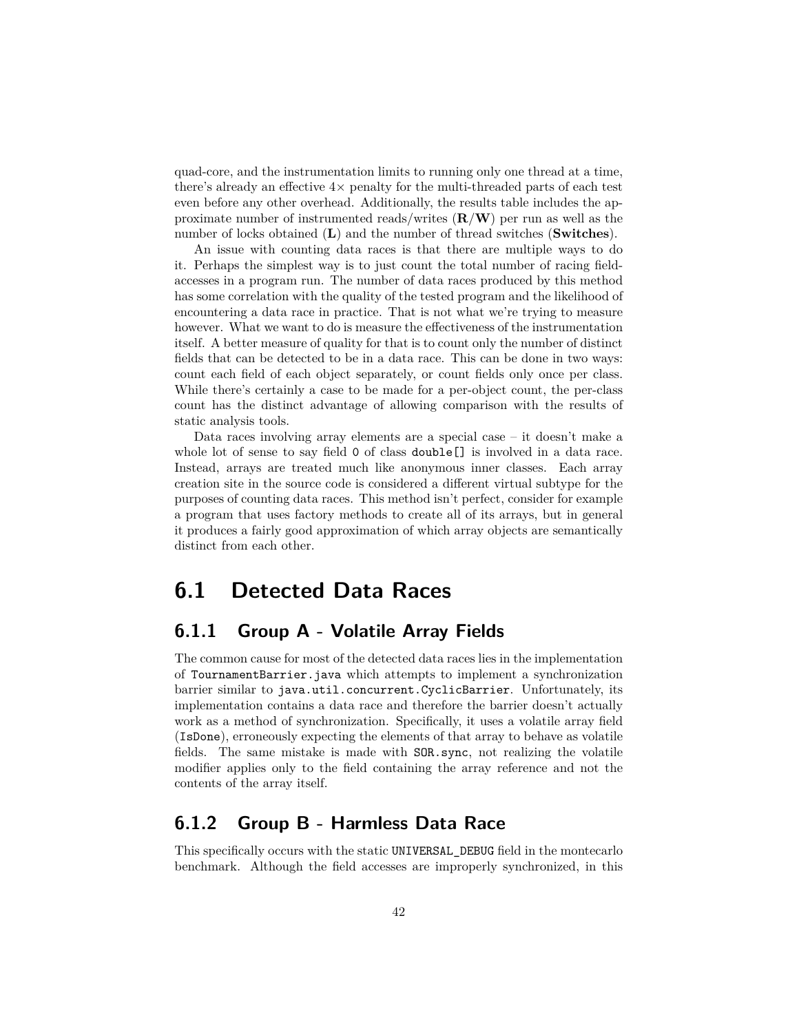quad-core, and the instrumentation limits to running only one thread at a time, there's already an effective 4× penalty for the multi-threaded parts of each test even before any other overhead. Additionally, the results table includes the approximate number of instrumented reads/writes (**R/W**) per run as well as the number of locks obtained (**L**) and the number of thread switches (**Switches**).

An issue with counting data races is that there are multiple ways to do it. Perhaps the simplest way is to just count the total number of racing field-accesses in a program run. The number of data races produced by this method has some correlation with the quality of the tested program and the likelihood of encountering a data race in practice. That is not what we're trying to measure however. What we want to do is measure the effectiveness of the instrumentation itself. A better measure of quality for that is to count only the number of distinct fields that can be detected to be in a data race. This can be done in two ways: count each field of each object separately, or count fields only once per class. While there's certainly a case to be made for a per-object count, the per-class count has the distinct advantage of allowing comparison with the results of static analysis tools.

Data races involving array elements are a special case – it doesn't make a whole lot of sense to say field `0` of class `double[]` is involved in a data race. Instead, arrays are treated much like anonymous inner classes. Each array creation site in the source code is considered a different virtual subtype for the purposes of counting data races. This method isn't perfect, consider for example a program that uses factory methods to create all of its arrays, but in general it produces a fairly good approximation of which array objects are semantically distinct from each other.

## 6.1 Detected Data Races

### 6.1.1 Group A - Volatile Array Fields

The common cause for most of the detected data races lies in the implementation of `TournamentBarrier.java` which attempts to implement a synchronization barrier similar to `java.util.concurrent.CyclicBarrier`. Unfortunately, its implementation contains a data race and therefore the barrier doesn't actually work as a method of synchronization. Specifically, it uses a volatile array field (`IsDone`), erroneously expecting the elements of that array to behave as volatile fields. The same mistake is made with `SOR.sync`, not realizing the volatile modifier applies only to the field containing the array reference and not the contents of the array itself.

### 6.1.2 Group B - Harmless Data Race

This specifically occurs with the static `UNIVERSAL_DEBUG` field in the montecarlo benchmark. Although the field accesses are improperly synchronized, in this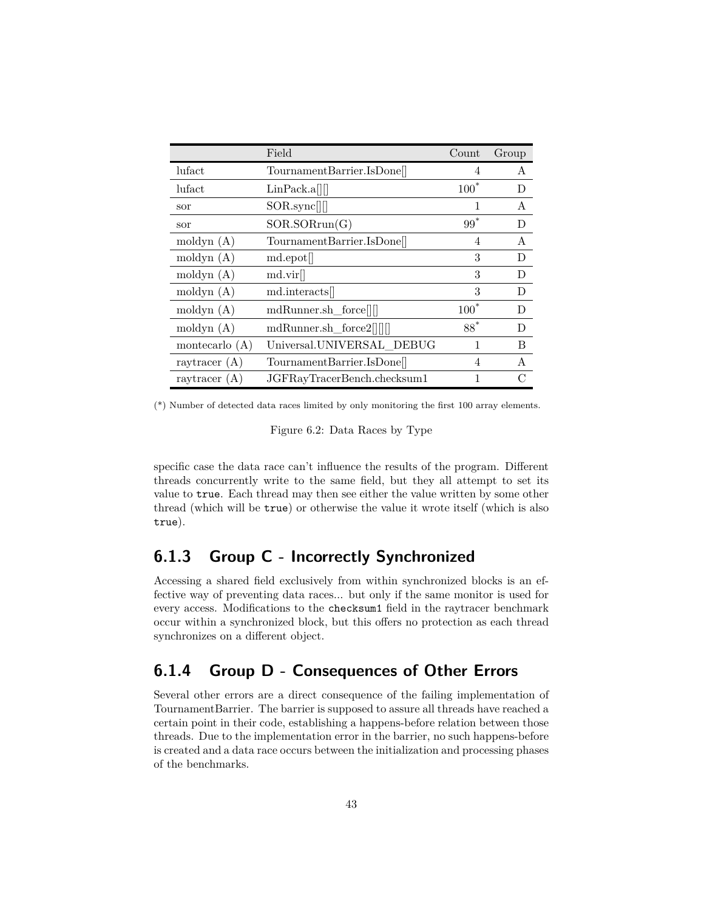| | Field | Count | Group |
|---|---|---|---|
| lufact | TournamentBarrier.IsDone[] | 4 | A |
| lufact | LinPack.a[][] | 100* | D |
| sor | SOR.sync[][] | 1 | A |
| sor | SOR.SORrun(G) | 99* | D |
| moldyn (A) | TournamentBarrier.IsDone[] | 4 | A |
| moldyn (A) | md.epot[] | 3 | D |
| moldyn (A) | md.vir[] | 3 | D |
| moldyn (A) | md.interacts[] | 3 | D |
| moldyn (A) | mdRunner.sh_force[][] | 100* | D |
| moldyn (A) | mdRunner.sh_force2[][][] | 88* | D |
| montecarlo (A) | Universal.UNIVERSAL_DEBUG | 1 | B |
| raytracer (A) | TournamentBarrier.IsDone[] | 4 | A |
| raytracer (A) | JGFRayTracerBench.checksum1 | 1 | C |

(*) Number of detected data races limited by only monitoring the first 100 array elements.

Figure 6.2: Data Races by Type

specific case the data race can't influence the results of the program. Different threads concurrently write to the same field, but they all attempt to set its value to `true`. Each thread may then see either the value written by some other thread (which will be `true`) or otherwise the value it wrote itself (which is also `true`).

### 6.1.3 Group C - Incorrectly Synchronized

Accessing a shared field exclusively from within synchronized blocks is an effective way of preventing data races... but only if the same monitor is used for every access. Modifications to the `checksum1` field in the raytracer benchmark occur within a synchronized block, but this offers no protection as each thread synchronizes on a different object.

### 6.1.4 Group D - Consequences of Other Errors

Several other errors are a direct consequence of the failing implementation of TournamentBarrier. The barrier is supposed to assure all threads have reached a certain point in their code, establishing a happens-before relation between those threads. Due to the implementation error in the barrier, no such happens-before is created and a data race occurs between the initialization and processing phases of the benchmarks.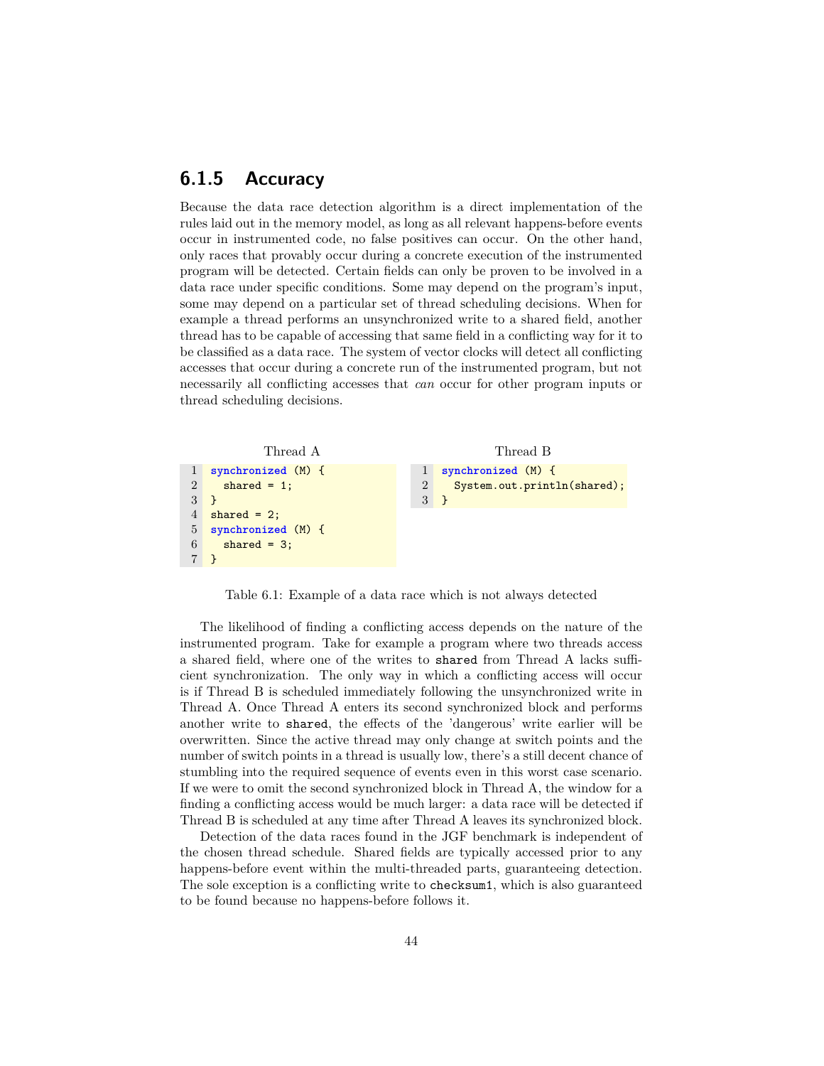### 6.1.5 Accuracy

Because the data race detection algorithm is a direct implementation of the rules laid out in the memory model, as long as all relevant happens-before events occur in instrumented code, no false positives can occur. On the other hand, only races that provably occur during a concrete execution of the instrumented program will be detected. Certain fields can only be proven to be involved in a data race under specific conditions. Some may depend on the program's input, some may depend on a particular set of thread scheduling decisions. When for example a thread performs an unsynchronized write to a shared field, another thread has to be capable of accessing that same field in a conflicting way for it to be classified as a data race. The system of vector clocks will detect all conflicting accesses that occur during a concrete run of the instrumented program, but not necessarily all conflicting accesses that *can* occur for other program inputs or thread scheduling decisions.

Thread A

```java
synchronized (M) {
  shared = 1;
}
shared = 2;
synchronized (M) {
  shared = 3;
}
```

Thread B

```java
synchronized (M) {
  System.out.println(shared);
}
```

Table 6.1: Example of a data race which is not always detected

The likelihood of finding a conflicting access depends on the nature of the instrumented program. Take for example a program where two threads access a shared field, where one of the writes to `shared` from Thread A lacks sufficient synchronization. The only way in which a conflicting access will occur is if Thread B is scheduled immediately following the unsynchronized write in Thread A. Once Thread A enters its second synchronized block and performs another write to `shared`, the effects of the 'dangerous' write earlier will be overwritten. Since the active thread may only change at switch points and the number of switch points in a thread is usually low, there's a still decent chance of stumbling into the required sequence of events even in this worst case scenario. If we were to omit the second synchronized block in Thread A, the window for a finding a conflicting access would be much larger: a data race will be detected if Thread B is scheduled at any time after Thread A leaves its synchronized block.

Detection of the data races found in the JGF benchmark is independent of the chosen thread schedule. Shared fields are typically accessed prior to any happens-before event within the multi-threaded parts, guaranteeing detection. The sole exception is a conflicting write to `checksum1`, which is also guaranteed to be found because no happens-before follows it.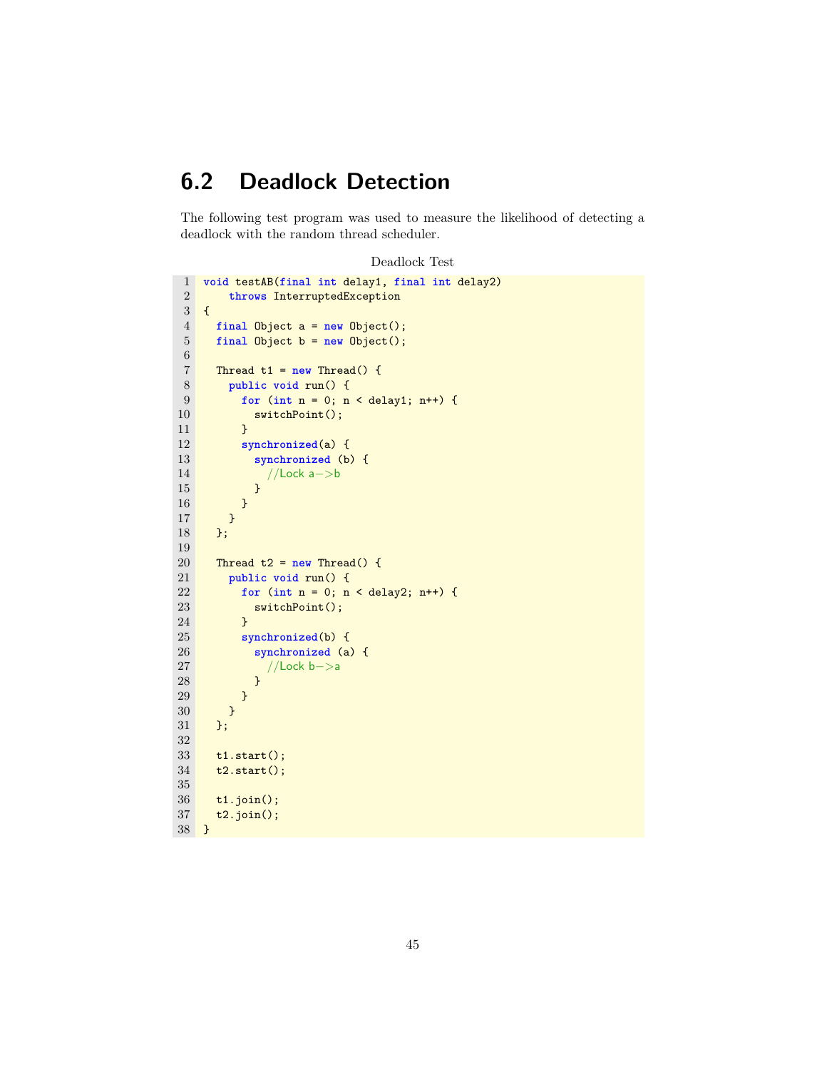## 6.2 Deadlock Detection

The following test program was used to measure the likelihood of detecting a deadlock with the random thread scheduler.

Deadlock Test

```java
void testAB(final int delay1, final int delay2)
    throws InterruptedException
{
  final Object a = new Object();
  final Object b = new Object();

  Thread t1 = new Thread() {
    public void run() {
      for (int n = 0; n < delay1; n++) {
        switchPoint();
      }
      synchronized(a) {
        synchronized (b) {
          //Lock a->b
        }
      }
    }
  };

  Thread t2 = new Thread() {
    public void run() {
      for (int n = 0; n < delay2; n++) {
        switchPoint();
      }
      synchronized(b) {
        synchronized (a) {
          //Lock b->a
        }
      }
    }
  };

  t1.start();
  t2.start();

  t1.join();
  t2.join();
}
```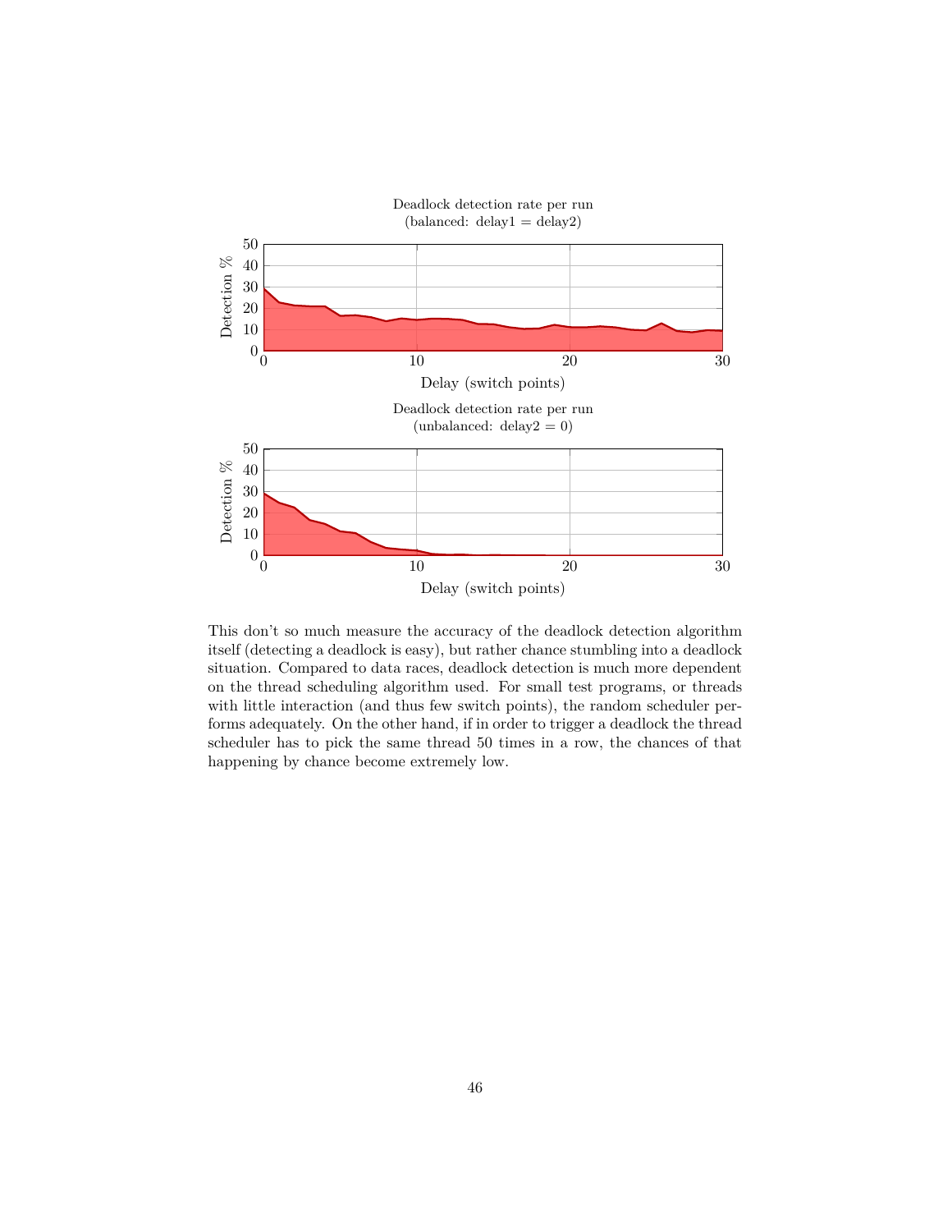Deadlock detection rate per run
(balanced: delay1 = delay2)

Deadlock detection rate per run
(unbalanced: delay2 = 0)

This don't so much measure the accuracy of the deadlock detection algorithm itself (detecting a deadlock is easy), but rather chance stumbling into a deadlock situation. Compared to data races, deadlock detection is much more dependent on the thread scheduling algorithm used. For small test programs, or threads with little interaction (and thus few switch points), the random scheduler performs adequately. On the other hand, if in order to trigger a deadlock the thread scheduler has to pick the same thread 50 times in a row, the chances of that happening by chance become extremely low.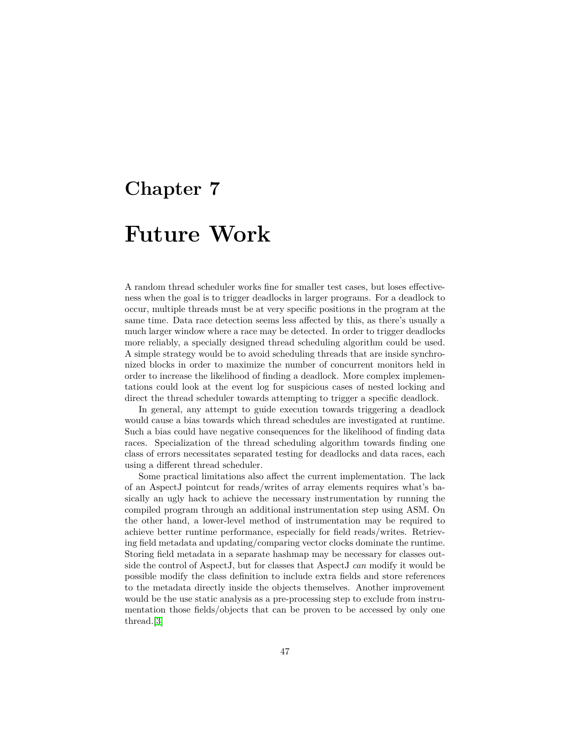# Chapter 7

# Future Work

A random thread scheduler works fine for smaller test cases, but loses effectiveness when the goal is to trigger deadlocks in larger programs. For a deadlock to occur, multiple threads must be at very specific positions in the program at the same time. Data race detection seems less affected by this, as there's usually a much larger window where a race may be detected. In order to trigger deadlocks more reliably, a specially designed thread scheduling algorithm could be used. A simple strategy would be to avoid scheduling threads that are inside synchronized blocks in order to maximize the number of concurrent monitors held in order to increase the likelihood of finding a deadlock. More complex implementations could look at the event log for suspicious cases of nested locking and direct the thread scheduler towards attempting to trigger a specific deadlock.

In general, any attempt to guide execution towards triggering a deadlock would cause a bias towards which thread schedules are investigated at runtime. Such a bias could have negative consequences for the likelihood of finding data races. Specialization of the thread scheduling algorithm towards finding one class of errors necessitates separated testing for deadlocks and data races, each using a different thread scheduler.

Some practical limitations also affect the current implementation. The lack of an AspectJ pointcut for reads/writes of array elements requires what's basically an ugly hack to achieve the necessary instrumentation by running the compiled program through an additional instrumentation step using ASM. On the other hand, a lower-level method of instrumentation may be required to achieve better runtime performance, especially for field reads/writes. Retrieving field metadata and updating/comparing vector clocks dominate the runtime. Storing field metadata in a separate hashmap may be necessary for classes outside the control of AspectJ, but for classes that AspectJ *can* modify it would be possible modify the class definition to include extra fields and store references to the metadata directly inside the objects themselves. Another improvement would be the use static analysis as a pre-processing step to exclude from instrumentation those fields/objects that can be proven to be accessed by only one thread.[3]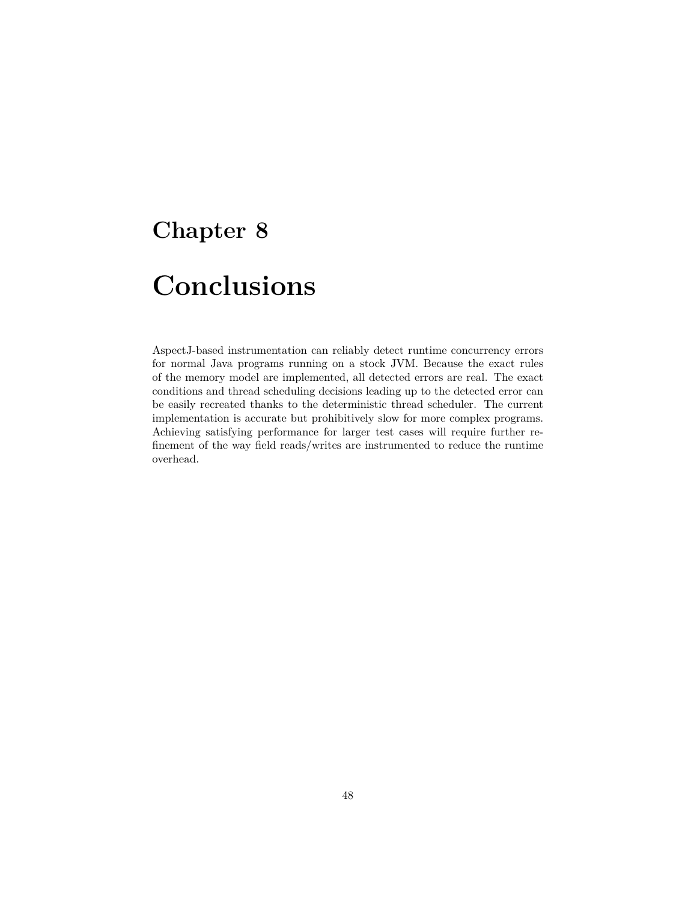# Chapter 8

# Conclusions

AspectJ-based instrumentation can reliably detect runtime concurrency errors for normal Java programs running on a stock JVM. Because the exact rules of the memory model are implemented, all detected errors are real. The exact conditions and thread scheduling decisions leading up to the detected error can be easily recreated thanks to the deterministic thread scheduler. The current implementation is accurate but prohibitively slow for more complex programs. Achieving satisfying performance for larger test cases will require further refinement of the way field reads/writes are instrumented to reduce the runtime overhead.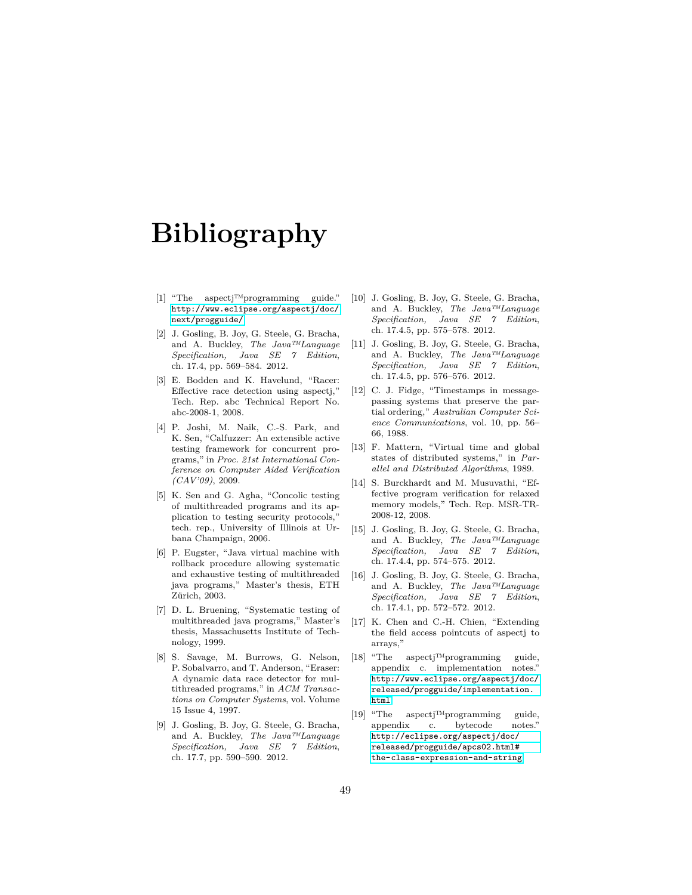# Bibliography

[1] "The aspectj™programming guide." http://www.eclipse.org/aspectj/doc/next/progguide/

[2] J. Gosling, B. Joy, G. Steele, G. Bracha, and A. Buckley, *The Java™Language Specification, Java SE 7 Edition*, ch. 17.4, pp. 569–584. 2012.

[3] E. Bodden and K. Havelund, "Racer: Effective race detection using aspectj," Tech. Rep. abc Technical Report No. abc-2008-1, 2008.

[4] P. Joshi, M. Naik, C.-S. Park, and K. Sen, "Calfuzzer: An extensible active testing framework for concurrent programs," in *Proc. 21st International Conference on Computer Aided Verification (CAV'09)*, 2009.

[5] K. Sen and G. Agha, "Concolic testing of multithreaded programs and its application to testing security protocols," tech. rep., University of Illinois at Urbana Champaign, 2006.

[6] P. Eugster, "Java virtual machine with rollback procedure allowing systematic and exhaustive testing of multithreaded java programs," Master's thesis, ETH Zürich, 2003.

[7] D. L. Bruening, "Systematic testing of multithreaded java programs," Master's thesis, Massachusetts Institute of Technology, 1999.

[8] S. Savage, M. Burrows, G. Nelson, P. Sobalvarro, and T. Anderson, "Eraser: A dynamic data race detector for multithreaded programs," in *ACM Transactions on Computer Systems*, vol. Volume 15 Issue 4, 1997.

[9] J. Gosling, B. Joy, G. Steele, G. Bracha, and A. Buckley, *The Java™Language Specification, Java SE 7 Edition*, ch. 17.7, pp. 590–590. 2012.

[10] J. Gosling, B. Joy, G. Steele, G. Bracha, and A. Buckley, *The Java™Language Specification, Java SE 7 Edition*, ch. 17.4.5, pp. 575–578. 2012.

[11] J. Gosling, B. Joy, G. Steele, G. Bracha, and A. Buckley, *The Java™Language Specification, Java SE 7 Edition*, ch. 17.4.5, pp. 576–576. 2012.

[12] C. J. Fidge, "Timestamps in message-passing systems that preserve the partial ordering," *Australian Computer Science Communications*, vol. 10, pp. 56–66, 1988.

[13] F. Mattern, "Virtual time and global states of distributed systems," in *Parallel and Distributed Algorithms*, 1989.

[14] S. Burckhardt and M. Musuvathi, "Effective program verification for relaxed memory models," Tech. Rep. MSR-TR-2008-12, 2008.

[15] J. Gosling, B. Joy, G. Steele, G. Bracha, and A. Buckley, *The Java™Language Specification, Java SE 7 Edition*, ch. 17.4.4, pp. 574–575. 2012.

[16] J. Gosling, B. Joy, G. Steele, G. Bracha, and A. Buckley, *The Java™Language Specification, Java SE 7 Edition*, ch. 17.4.1, pp. 572–572. 2012.

[17] K. Chen and C.-H. Chien, "Extending the field access pointcuts of aspectj to arrays,"

[18] "The aspectj™programming guide, appendix c. implementation notes." http://www.eclipse.org/aspectj/doc/released/progguide/implementation.html

[19] "The aspectj™programming guide, appendix c. bytecode notes." http://eclipse.org/aspectj/doc/released/progguide/apcs02.html#the-class-expression-and-string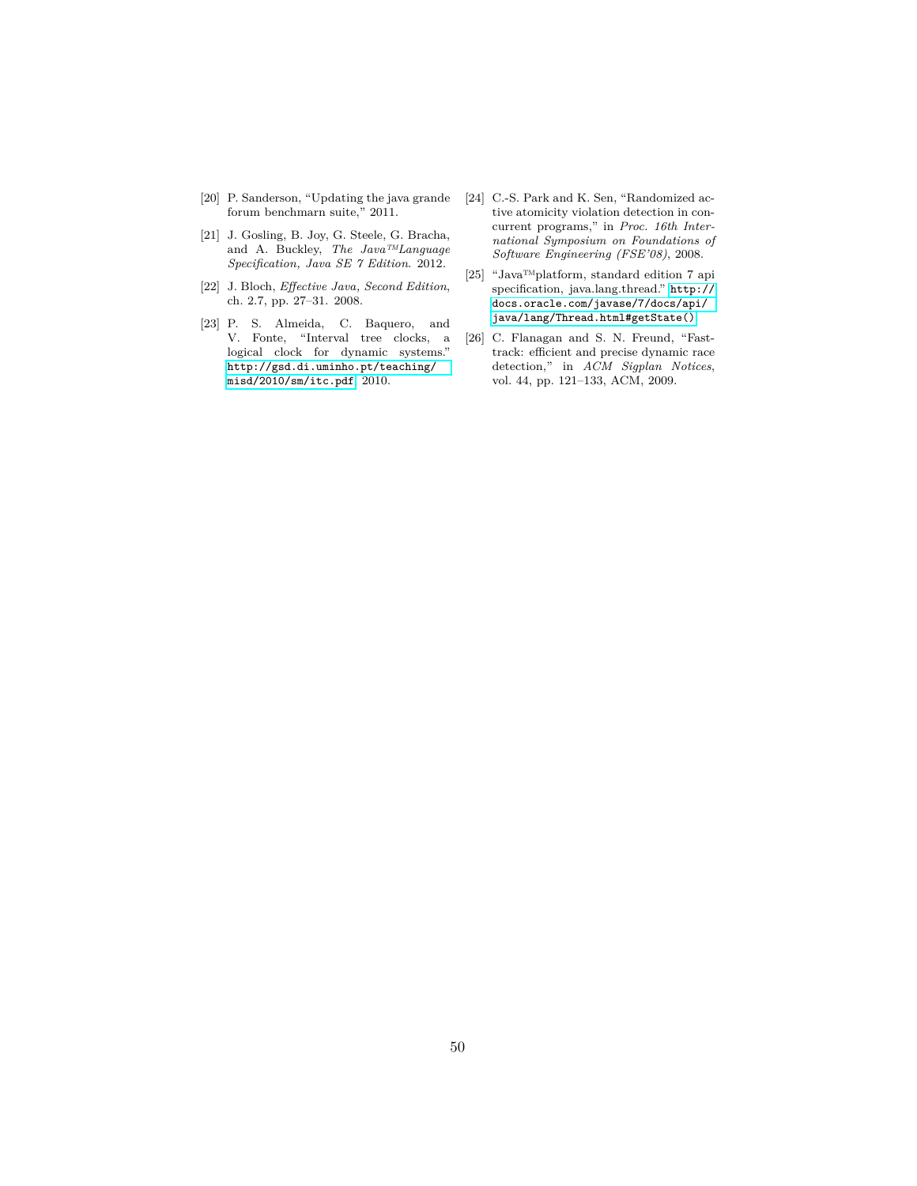[20] P. Sanderson, "Updating the java grande forum benchmarn suite," 2011.

[21] J. Gosling, B. Joy, G. Steele, G. Bracha, and A. Buckley, *The Java™Language Specification, Java SE 7 Edition*. 2012.

[22] J. Bloch, *Effective Java, Second Edition*, ch. 2.7, pp. 27–31. 2008.

[23] P. S. Almeida, C. Baquero, and V. Fonte, "Interval tree clocks, a logical clock for dynamic systems." http://gsd.di.uminho.pt/teaching/misd/2010/sm/itc.pdf, 2010.

[24] C.-S. Park and K. Sen, "Randomized active atomicity violation detection in concurrent programs," in *Proc. 16th International Symposium on Foundations of Software Engineering (FSE'08)*, 2008.

[25] "Java™platform, standard edition 7 api specification, java.lang.thread." http://docs.oracle.com/javase/7/docs/api/java/lang/Thread.html#getState()

[26] C. Flanagan and S. N. Freund, "Fasttrack: efficient and precise dynamic race detection," in *ACM Sigplan Notices*, vol. 44, pp. 121–133, ACM, 2009.